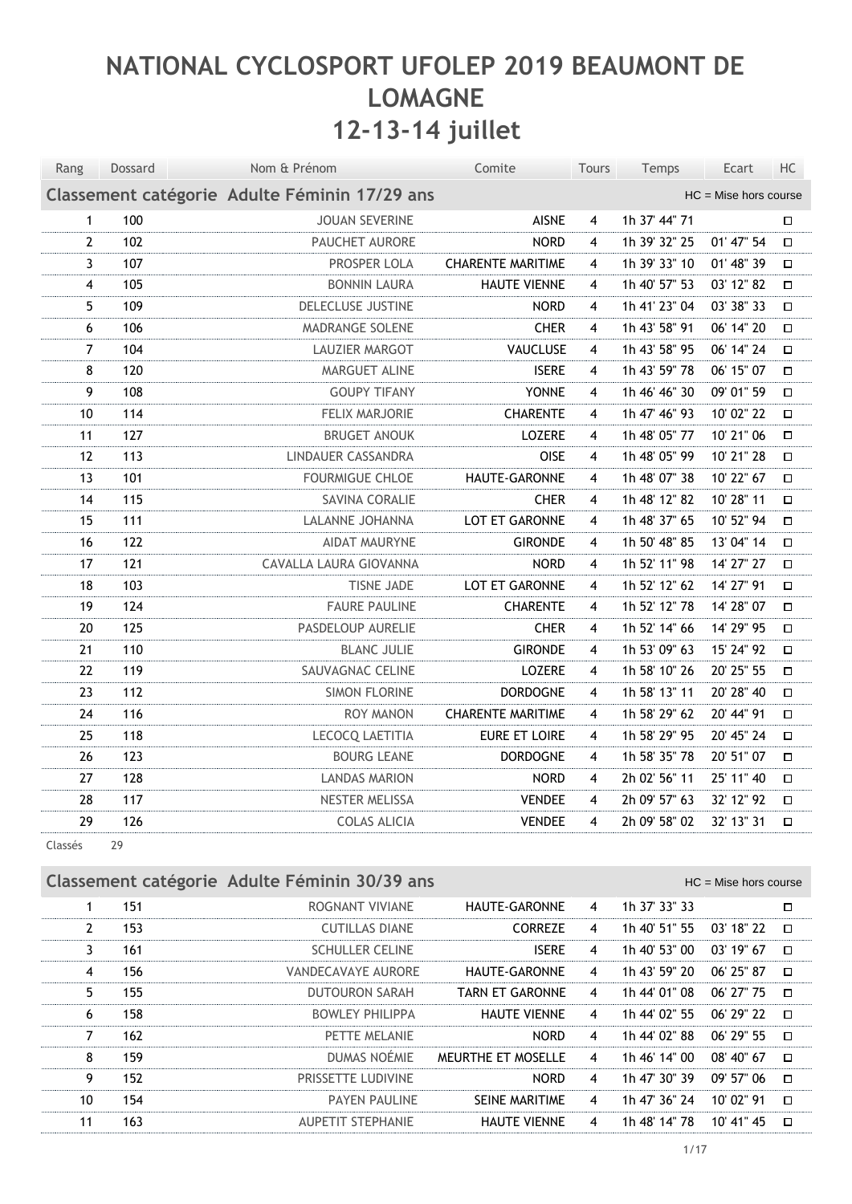# NATIONAL CYCLOSPORT UFOLEP 2019 BEAUMONT DE LOMAGNE

## 12-13-14 juillet

| Rang | Dossard | Nom & Prénom | Comite | Tours | Temps | Ecart | HC |
|---|---|---|---|---|---|---|---|
| **Classement catégorie Adulte Féminin 17/29 ans** | | | | | | HC = Mise hors course | |
| 1 | 100 | JOUAN SEVERINE | AISNE | 4 | 1h 37' 44" 71 | | ☐ |
| 2 | 102 | PAUCHET AURORE | NORD | 4 | 1h 39' 32" 25 | 01' 47" 54 | ☐ |
| 3 | 107 | PROSPER LOLA | CHARENTE MARITIME | 4 | 1h 39' 33" 10 | 01' 48" 39 | ☐ |
| 4 | 105 | BONNIN LAURA | HAUTE VIENNE | 4 | 1h 40' 57" 53 | 03' 12" 82 | ☐ |
| 5 | 109 | DELECLUSE JUSTINE | NORD | 4 | 1h 41' 23" 04 | 03' 38" 33 | ☐ |
| 6 | 106 | MADRANGE SOLENE | CHER | 4 | 1h 43' 58" 91 | 06' 14" 20 | ☐ |
| 7 | 104 | LAUZIER MARGOT | VAUCLUSE | 4 | 1h 43' 58" 95 | 06' 14" 24 | ☐ |
| 8 | 120 | MARGUET ALINE | ISERE | 4 | 1h 43' 59" 78 | 06' 15" 07 | ☐ |
| 9 | 108 | GOUPY TIFANY | YONNE | 4 | 1h 46' 46" 30 | 09' 01" 59 | ☐ |
| 10 | 114 | FELIX MARJORIE | CHARENTE | 4 | 1h 47' 46" 93 | 10' 02" 22 | ☐ |
| 11 | 127 | BRUGET ANOUK | LOZERE | 4 | 1h 48' 05" 77 | 10' 21" 06 | ☐ |
| 12 | 113 | LINDAUER CASSANDRA | OISE | 4 | 1h 48' 05" 99 | 10' 21" 28 | ☐ |
| 13 | 101 | FOURMIGUE CHLOE | HAUTE-GARONNE | 4 | 1h 48' 07" 38 | 10' 22" 67 | ☐ |
| 14 | 115 | SAVINA CORALIE | CHER | 4 | 1h 48' 12" 82 | 10' 28" 11 | ☐ |
| 15 | 111 | LALANNE JOHANNA | LOT ET GARONNE | 4 | 1h 48' 37" 65 | 10' 52" 94 | ☐ |
| 16 | 122 | AIDAT MAURYNE | GIRONDE | 4 | 1h 50' 48" 85 | 13' 04" 14 | ☐ |
| 17 | 121 | CAVALLA LAURA GIOVANNA | NORD | 4 | 1h 52' 11" 98 | 14' 27" 27 | ☐ |
| 18 | 103 | TISNE JADE | LOT ET GARONNE | 4 | 1h 52' 12" 62 | 14' 27" 91 | ☐ |
| 19 | 124 | FAURE PAULINE | CHARENTE | 4 | 1h 52' 12" 78 | 14' 28" 07 | ☐ |
| 20 | 125 | PASDELOUP AURELIE | CHER | 4 | 1h 52' 14" 66 | 14' 29" 95 | ☐ |
| 21 | 110 | BLANC JULIE | GIRONDE | 4 | 1h 53' 09" 63 | 15' 24" 92 | ☐ |
| 22 | 119 | SAUVAGNAC CELINE | LOZERE | 4 | 1h 58' 10" 26 | 20' 25" 55 | ☐ |
| 23 | 112 | SIMON FLORINE | DORDOGNE | 4 | 1h 58' 13" 11 | 20' 28" 40 | ☐ |
| 24 | 116 | ROY MANON | CHARENTE MARITIME | 4 | 1h 58' 29" 62 | 20' 44" 91 | ☐ |
| 25 | 118 | LECOCQ LAETITIA | EURE ET LOIRE | 4 | 1h 58' 29" 95 | 20' 45" 24 | ☐ |
| 26 | 123 | BOURG LEANE | DORDOGNE | 4 | 1h 58' 35" 78 | 20' 51" 07 | ☐ |
| 27 | 128 | LANDAS MARION | NORD | 4 | 2h 02' 56" 11 | 25' 11" 40 | ☐ |
| 28 | 117 | NESTER MELISSA | VENDEE | 4 | 2h 09' 57" 63 | 32' 12" 92 | ☐ |
| 29 | 126 | COLAS ALICIA | VENDEE | 4 | 2h 09' 58" 02 | 32' 13" 31 | ☐ |

Classés 29

| Rang | Dossard | Nom & Prénom | Comite | Tours | Temps | Ecart | HC |
|---|---|---|---|---|---|---|---|
| **Classement catégorie Adulte Féminin 30/39 ans** | | | | | | HC = Mise hors course | |
| 1 | 151 | ROGNANT VIVIANE | HAUTE-GARONNE | 4 | 1h 37' 33" 33 | | ☐ |
| 2 | 153 | CUTILLAS DIANE | CORREZE | 4 | 1h 40' 51" 55 | 03' 18" 22 | ☐ |
| 3 | 161 | SCHULLER CELINE | ISERE | 4 | 1h 40' 53" 00 | 03' 19" 67 | ☐ |
| 4 | 156 | VANDECAVAYE AURORE | HAUTE-GARONNE | 4 | 1h 43' 59" 20 | 06' 25" 87 | ☐ |
| 5 | 155 | DUTOURON SARAH | TARN ET GARONNE | 4 | 1h 44' 01" 08 | 06' 27" 75 | ☐ |
| 6 | 158 | BOWLEY PHILIPPA | HAUTE VIENNE | 4 | 1h 44' 02" 55 | 06' 29" 22 | ☐ |
| 7 | 162 | PETTE MELANIE | NORD | 4 | 1h 44' 02" 88 | 06' 29" 55 | ☐ |
| 8 | 159 | DUMAS NOÉMIE | MEURTHE ET MOSELLE | 4 | 1h 46' 14" 00 | 08' 40" 67 | ☐ |
| 9 | 152 | PRISSETTE LUDIVINE | NORD | 4 | 1h 47' 30" 39 | 09' 57" 06 | ☐ |
| 10 | 154 | PAYEN PAULINE | SEINE MARITIME | 4 | 1h 47' 36" 24 | 10' 02" 91 | ☐ |
| 11 | 163 | AUPETIT STEPHANIE | HAUTE VIENNE | 4 | 1h 48' 14" 78 | 10' 41" 45 | ☐ |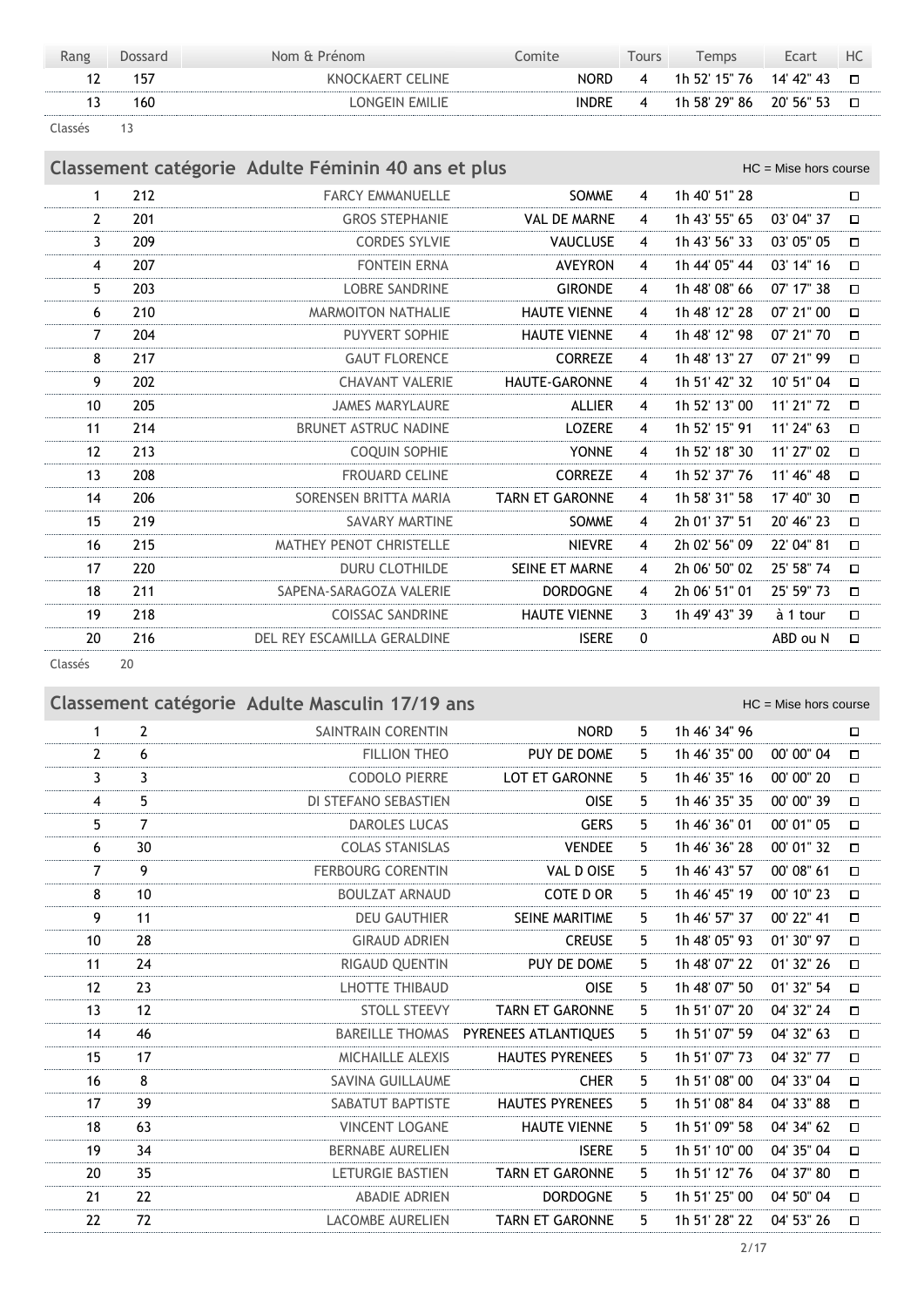| Rang | Dossard | Nom & Prénom | Comite | Tours | Temps | Ecart | HC |
|---|---|---|---|---|---|---|---|
| 12 | 157 | KNOCKAERT CELINE | NORD | 4 | 1h 52' 15" 76 | 14' 42" 43 | □ |
| 13 | 160 | LONGEIN EMILIE | INDRE | 4 | 1h 58' 29" 86 | 20' 56" 53 | □ |

Classés 13

## Classement catégorie Adulte Féminin 40 ans et plus

HC = Mise hors course

| Rang | Dossard | Nom & Prénom | Comite | Tours | Temps | Ecart | HC |
|---|---|---|---|---|---|---|---|
| 1 | 212 | FARCY EMMANUELLE | SOMME | 4 | 1h 40' 51" 28 | | □ |
| 2 | 201 | GROS STEPHANIE | VAL DE MARNE | 4 | 1h 43' 55" 65 | 03' 04" 37 | □ |
| 3 | 209 | CORDES SYLVIE | VAUCLUSE | 4 | 1h 43' 56" 33 | 03' 05" 05 | □ |
| 4 | 207 | FONTEIN ERNA | AVEYRON | 4 | 1h 44' 05" 44 | 03' 14" 16 | □ |
| 5 | 203 | LOBRE SANDRINE | GIRONDE | 4 | 1h 48' 08" 66 | 07' 17" 38 | □ |
| 6 | 210 | MARMOITON NATHALIE | HAUTE VIENNE | 4 | 1h 48' 12" 28 | 07' 21" 00 | □ |
| 7 | 204 | PUYVERT SOPHIE | HAUTE VIENNE | 4 | 1h 48' 12" 98 | 07' 21" 70 | □ |
| 8 | 217 | GAUT FLORENCE | CORREZE | 4 | 1h 48' 13" 27 | 07' 21" 99 | □ |
| 9 | 202 | CHAVANT VALERIE | HAUTE-GARONNE | 4 | 1h 51' 42" 32 | 10' 51" 04 | □ |
| 10 | 205 | JAMES MARYLAURE | ALLIER | 4 | 1h 52' 13" 00 | 11' 21" 72 | □ |
| 11 | 214 | BRUNET ASTRUC NADINE | LOZERE | 4 | 1h 52' 15" 91 | 11' 24" 63 | □ |
| 12 | 213 | COQUIN SOPHIE | YONNE | 4 | 1h 52' 18" 30 | 11' 27" 02 | □ |
| 13 | 208 | FROUARD CELINE | CORREZE | 4 | 1h 52' 37" 76 | 11' 46" 48 | □ |
| 14 | 206 | SORENSEN BRITTA MARIA | TARN ET GARONNE | 4 | 1h 58' 31" 58 | 17' 40" 30 | □ |
| 15 | 219 | SAVARY MARTINE | SOMME | 4 | 2h 01' 37" 51 | 20' 46" 23 | □ |
| 16 | 215 | MATHEY PENOT CHRISTELLE | NIEVRE | 4 | 2h 02' 56" 09 | 22' 04" 81 | □ |
| 17 | 220 | DURU CLOTHILDE | SEINE ET MARNE | 4 | 2h 06' 50" 02 | 25' 58" 74 | □ |
| 18 | 211 | SAPENA-SARAGOZA VALERIE | DORDOGNE | 4 | 2h 06' 51" 01 | 25' 59" 73 | □ |
| 19 | 218 | COISSAC SANDRINE | HAUTE VIENNE | 3 | 1h 49' 43" 39 | à 1 tour | □ |
| 20 | 216 | DEL REY ESCAMILLA GERALDINE | ISERE | 0 | | ABD ou N | □ |

Classés 20

## Classement catégorie Adulte Masculin 17/19 ans

HC = Mise hors course

| Rang | Dossard | Nom & Prénom | Comite | Tours | Temps | Ecart | HC |
|---|---|---|---|---|---|---|---|
| 1 | 2 | SAINTRAIN CORENTIN | NORD | 5 | 1h 46' 34" 96 | | □ |
| 2 | 6 | FILLION THEO | PUY DE DOME | 5 | 1h 46' 35" 00 | 00' 00" 04 | □ |
| 3 | 3 | CODOLO PIERRE | LOT ET GARONNE | 5 | 1h 46' 35" 16 | 00' 00" 20 | □ |
| 4 | 5 | DI STEFANO SEBASTIEN | OISE | 5 | 1h 46' 35" 35 | 00' 00" 39 | □ |
| 5 | 7 | DAROLES LUCAS | GERS | 5 | 1h 46' 36" 01 | 00' 01" 05 | □ |
| 6 | 30 | COLAS STANISLAS | VENDEE | 5 | 1h 46' 36" 28 | 00' 01" 32 | □ |
| 7 | 9 | FERBOURG CORENTIN | VAL D OISE | 5 | 1h 46' 43" 57 | 00' 08" 61 | □ |
| 8 | 10 | BOULZAT ARNAUD | COTE D OR | 5 | 1h 46' 45" 19 | 00' 10" 23 | □ |
| 9 | 11 | DEU GAUTHIER | SEINE MARITIME | 5 | 1h 46' 57" 37 | 00' 22" 41 | □ |
| 10 | 28 | GIRAUD ADRIEN | CREUSE | 5 | 1h 48' 05" 93 | 01' 30" 97 | □ |
| 11 | 24 | RIGAUD QUENTIN | PUY DE DOME | 5 | 1h 48' 07" 22 | 01' 32" 26 | □ |
| 12 | 23 | LHOTTE THIBAUD | OISE | 5 | 1h 48' 07" 50 | 01' 32" 54 | □ |
| 13 | 12 | STOLL STEEVY | TARN ET GARONNE | 5 | 1h 51' 07" 20 | 04' 32" 24 | □ |
| 14 | 46 | BAREILLE THOMAS | PYRENEES ATLANTIQUES | 5 | 1h 51' 07" 59 | 04' 32" 63 | □ |
| 15 | 17 | MICHAILLE ALEXIS | HAUTES PYRENEES | 5 | 1h 51' 07" 73 | 04' 32" 77 | □ |
| 16 | 8 | SAVINA GUILLAUME | CHER | 5 | 1h 51' 08" 00 | 04' 33" 04 | □ |
| 17 | 39 | SABATUT BAPTISTE | HAUTES PYRENEES | 5 | 1h 51' 08" 84 | 04' 33" 88 | □ |
| 18 | 63 | VINCENT LOGANE | HAUTE VIENNE | 5 | 1h 51' 09" 58 | 04' 34" 62 | □ |
| 19 | 34 | BERNABE AURELIEN | ISERE | 5 | 1h 51' 10" 00 | 04' 35" 04 | □ |
| 20 | 35 | LETURGIE BASTIEN | TARN ET GARONNE | 5 | 1h 51' 12" 76 | 04' 37" 80 | □ |
| 21 | 22 | ABADIE ADRIEN | DORDOGNE | 5 | 1h 51' 25" 00 | 04' 50" 04 | □ |
| 22 | 72 | LACOMBE AURELIEN | TARN ET GARONNE | 5 | 1h 51' 28" 22 | 04' 53" 26 | □ |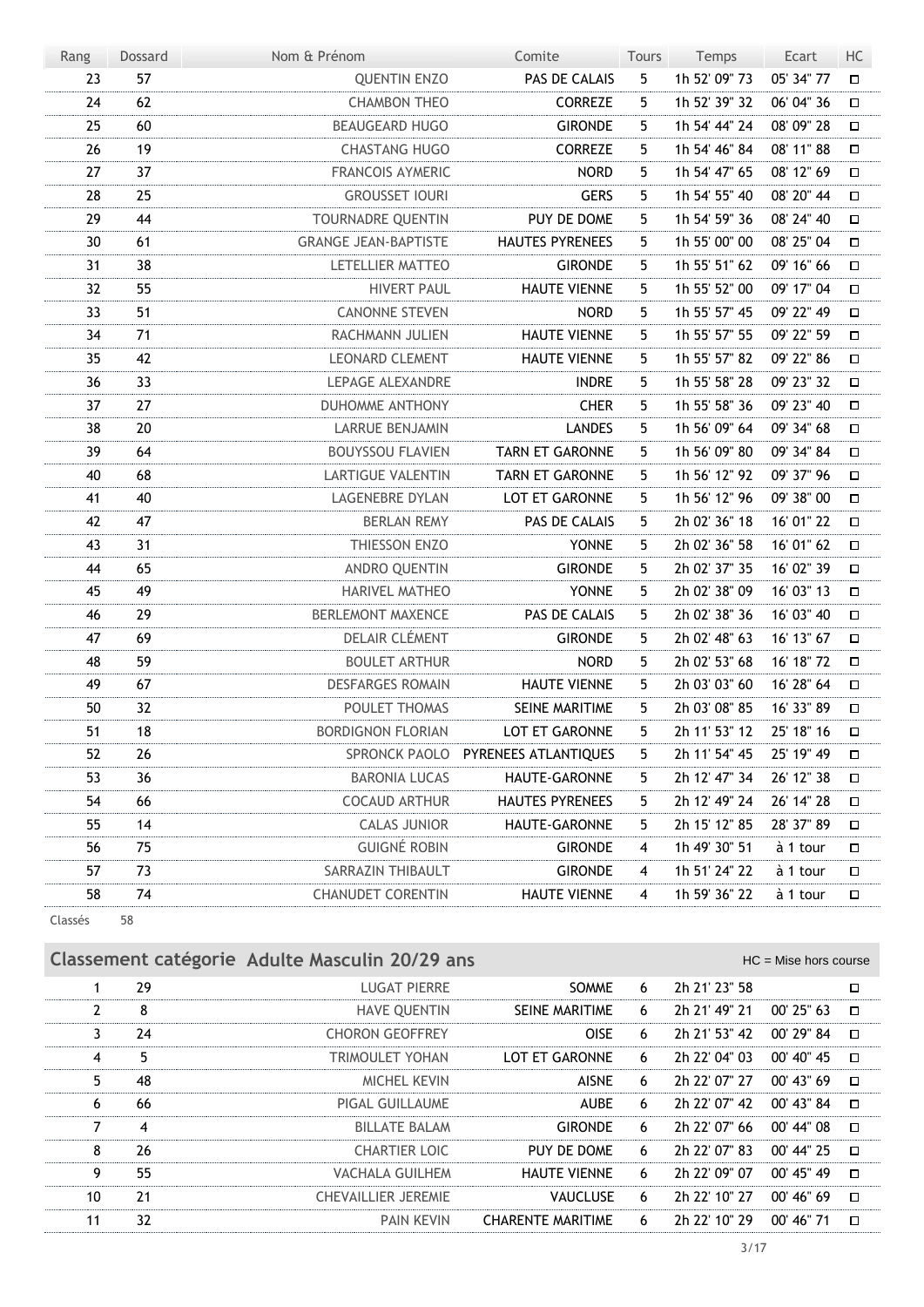| Rang | Dossard | Nom & Prénom | Comite | Tours | Temps | Ecart | HC |
|---|---|---|---|---|---|---|---|
| 23 | 57 | QUENTIN ENZO | PAS DE CALAIS | 5 | 1h 52' 09" 73 | 05' 34" 77 | ☐ |
| 24 | 62 | CHAMBON THEO | CORREZE | 5 | 1h 52' 39" 32 | 06' 04" 36 | ☐ |
| 25 | 60 | BEAUGEARD HUGO | GIRONDE | 5 | 1h 54' 44" 24 | 08' 09" 28 | ☐ |
| 26 | 19 | CHASTANG HUGO | CORREZE | 5 | 1h 54' 46" 84 | 08' 11" 88 | ☐ |
| 27 | 37 | FRANCOIS AYMERIC | NORD | 5 | 1h 54' 47" 65 | 08' 12" 69 | ☐ |
| 28 | 25 | GROUSSET IOURI | GERS | 5 | 1h 54' 55" 40 | 08' 20" 44 | ☐ |
| 29 | 44 | TOURNADRE QUENTIN | PUY DE DOME | 5 | 1h 54' 59" 36 | 08' 24" 40 | ☐ |
| 30 | 61 | GRANGE JEAN-BAPTISTE | HAUTES PYRENEES | 5 | 1h 55' 00" 00 | 08' 25" 04 | ☐ |
| 31 | 38 | LETELLIER MATTEO | GIRONDE | 5 | 1h 55' 51" 62 | 09' 16" 66 | ☐ |
| 32 | 55 | HIVERT PAUL | HAUTE VIENNE | 5 | 1h 55' 52" 00 | 09' 17" 04 | ☐ |
| 33 | 51 | CANONNE STEVEN | NORD | 5 | 1h 55' 57" 45 | 09' 22" 49 | ☐ |
| 34 | 71 | RACHMANN JULIEN | HAUTE VIENNE | 5 | 1h 55' 57" 55 | 09' 22" 59 | ☐ |
| 35 | 42 | LEONARD CLEMENT | HAUTE VIENNE | 5 | 1h 55' 57" 82 | 09' 22" 86 | ☐ |
| 36 | 33 | LEPAGE ALEXANDRE | INDRE | 5 | 1h 55' 58" 28 | 09' 23" 32 | ☐ |
| 37 | 27 | DUHOMME ANTHONY | CHER | 5 | 1h 55' 58" 36 | 09' 23" 40 | ☐ |
| 38 | 20 | LARRUE BENJAMIN | LANDES | 5 | 1h 56' 09" 64 | 09' 34" 68 | ☐ |
| 39 | 64 | BOUYSSOU FLAVIEN | TARN ET GARONNE | 5 | 1h 56' 09" 80 | 09' 34" 84 | ☐ |
| 40 | 68 | LARTIGUE VALENTIN | TARN ET GARONNE | 5 | 1h 56' 12" 92 | 09' 37" 96 | ☐ |
| 41 | 40 | LAGENEBRE DYLAN | LOT ET GARONNE | 5 | 1h 56' 12" 96 | 09' 38" 00 | ☐ |
| 42 | 47 | BERLAN REMY | PAS DE CALAIS | 5 | 2h 02' 36" 18 | 16' 01" 22 | ☐ |
| 43 | 31 | THIESSON ENZO | YONNE | 5 | 2h 02' 36" 58 | 16' 01" 62 | ☐ |
| 44 | 65 | ANDRO QUENTIN | GIRONDE | 5 | 2h 02' 37" 35 | 16' 02" 39 | ☐ |
| 45 | 49 | HARIVEL MATHEO | YONNE | 5 | 2h 02' 38" 09 | 16' 03" 13 | ☐ |
| 46 | 29 | BERLEMONT MAXENCE | PAS DE CALAIS | 5 | 2h 02' 38" 36 | 16' 03" 40 | ☐ |
| 47 | 69 | DELAIR CLÉMENT | GIRONDE | 5 | 2h 02' 48" 63 | 16' 13" 67 | ☐ |
| 48 | 59 | BOULET ARTHUR | NORD | 5 | 2h 02' 53" 68 | 16' 18" 72 | ☐ |
| 49 | 67 | DESFARGES ROMAIN | HAUTE VIENNE | 5 | 2h 03' 03" 60 | 16' 28" 64 | ☐ |
| 50 | 32 | POULET THOMAS | SEINE MARITIME | 5 | 2h 03' 08" 85 | 16' 33" 89 | ☐ |
| 51 | 18 | BORDIGNON FLORIAN | LOT ET GARONNE | 5 | 2h 11' 53" 12 | 25' 18" 16 | ☐ |
| 52 | 26 | SPRONCK PAOLO | PYRENEES ATLANTIQUES | 5 | 2h 11' 54" 45 | 25' 19" 49 | ☐ |
| 53 | 36 | BARONIA LUCAS | HAUTE-GARONNE | 5 | 2h 12' 47" 34 | 26' 12" 38 | ☐ |
| 54 | 66 | COCAUD ARTHUR | HAUTES PYRENEES | 5 | 2h 12' 49" 24 | 26' 14" 28 | ☐ |
| 55 | 14 | CALAS JUNIOR | HAUTE-GARONNE | 5 | 2h 15' 12" 85 | 28' 37" 89 | ☐ |
| 56 | 75 | GUIGNÉ ROBIN | GIRONDE | 4 | 1h 49' 30" 51 | à 1 tour | ☐ |
| 57 | 73 | SARRAZIN THIBAULT | GIRONDE | 4 | 1h 51' 24" 22 | à 1 tour | ☐ |
| 58 | 74 | CHANUDET CORENTIN | HAUTE VIENNE | 4 | 1h 59' 36" 22 | à 1 tour | ☐ |

Classés 58

## Classement catégorie Adulte Masculin 20/29 ans

HC = Mise hors course

| Rang | Dossard | Nom & Prénom | Comite | Tours | Temps | Ecart | HC |
|---|---|---|---|---|---|---|---|
| 1 | 29 | LUGAT PIERRE | SOMME | 6 | 2h 21' 23" 58 | | ☐ |
| 2 | 8 | HAVE QUENTIN | SEINE MARITIME | 6 | 2h 21' 49" 21 | 00' 25" 63 | ☐ |
| 3 | 24 | CHORON GEOFFREY | OISE | 6 | 2h 21' 53" 42 | 00' 29" 84 | ☐ |
| 4 | 5 | TRIMOULET YOHAN | LOT ET GARONNE | 6 | 2h 22' 04" 03 | 00' 40" 45 | ☐ |
| 5 | 48 | MICHEL KEVIN | AISNE | 6 | 2h 22' 07" 27 | 00' 43" 69 | ☐ |
| 6 | 66 | PIGAL GUILLAUME | AUBE | 6 | 2h 22' 07" 42 | 00' 43" 84 | ☐ |
| 7 | 4 | BILLATE BALAM | GIRONDE | 6 | 2h 22' 07" 66 | 00' 44" 08 | ☐ |
| 8 | 26 | CHARTIER LOIC | PUY DE DOME | 6 | 2h 22' 07" 83 | 00' 44" 25 | ☐ |
| 9 | 55 | VACHALA GUILHEM | HAUTE VIENNE | 6 | 2h 22' 09" 07 | 00' 45" 49 | ☐ |
| 10 | 21 | CHEVAILLIER JEREMIE | VAUCLUSE | 6 | 2h 22' 10" 27 | 00' 46" 69 | ☐ |
| 11 | 32 | PAIN KEVIN | CHARENTE MARITIME | 6 | 2h 22' 10" 29 | 00' 46" 71 | ☐ |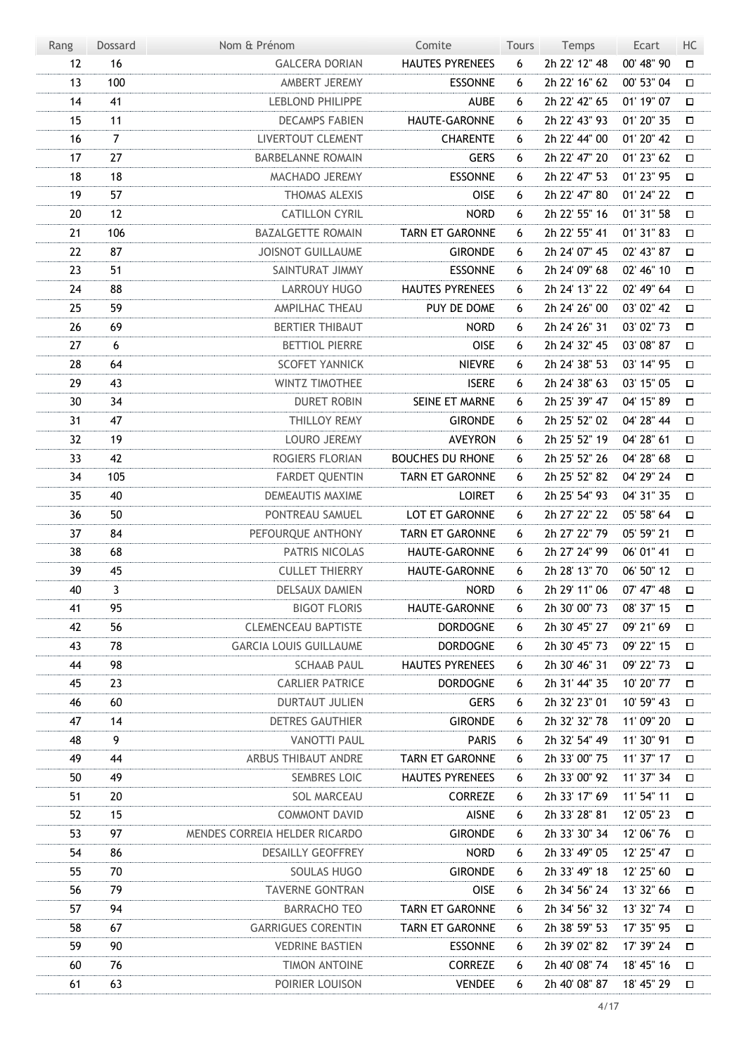| Rang | Dossard | Nom & Prénom | Comite | Tours | Temps | Ecart | HC |
|---|---|---|---|---|---|---|---|
| 12 | 16 | GALCERA DORIAN | HAUTES PYRENEES | 6 | 2h 22' 12" 48 | 00' 48" 90 | ☐ |
| 13 | 100 | AMBERT JEREMY | ESSONNE | 6 | 2h 22' 16" 62 | 00' 53" 04 | ☐ |
| 14 | 41 | LEBLOND PHILIPPE | AUBE | 6 | 2h 22' 42" 65 | 01' 19" 07 | ☐ |
| 15 | 11 | DECAMPS FABIEN | HAUTE-GARONNE | 6 | 2h 22' 43" 93 | 01' 20" 35 | ☐ |
| 16 | 7 | LIVERTOUT CLEMENT | CHARENTE | 6 | 2h 22' 44" 00 | 01' 20" 42 | ☐ |
| 17 | 27 | BARBELANNE ROMAIN | GERS | 6 | 2h 22' 47" 20 | 01' 23" 62 | ☐ |
| 18 | 18 | MACHADO JEREMY | ESSONNE | 6 | 2h 22' 47" 53 | 01' 23" 95 | ☐ |
| 19 | 57 | THOMAS ALEXIS | OISE | 6 | 2h 22' 47" 80 | 01' 24" 22 | ☐ |
| 20 | 12 | CATILLON CYRIL | NORD | 6 | 2h 22' 55" 16 | 01' 31" 58 | ☐ |
| 21 | 106 | BAZALGETTE ROMAIN | TARN ET GARONNE | 6 | 2h 22' 55" 41 | 01' 31" 83 | ☐ |
| 22 | 87 | JOISNOT GUILLAUME | GIRONDE | 6 | 2h 24' 07" 45 | 02' 43" 87 | ☐ |
| 23 | 51 | SAINTURAT JIMMY | ESSONNE | 6 | 2h 24' 09" 68 | 02' 46" 10 | ☐ |
| 24 | 88 | LARROUY HUGO | HAUTES PYRENEES | 6 | 2h 24' 13" 22 | 02' 49" 64 | ☐ |
| 25 | 59 | AMPILHAC THEAU | PUY DE DOME | 6 | 2h 24' 26" 00 | 03' 02" 42 | ☐ |
| 26 | 69 | BERTIER THIBAUT | NORD | 6 | 2h 24' 26" 31 | 03' 02" 73 | ☐ |
| 27 | 6 | BETTIOL PIERRE | OISE | 6 | 2h 24' 32" 45 | 03' 08" 87 | ☐ |
| 28 | 64 | SCOFET YANNICK | NIEVRE | 6 | 2h 24' 38" 53 | 03' 14" 95 | ☐ |
| 29 | 43 | WINTZ TIMOTHEE | ISERE | 6 | 2h 24' 38" 63 | 03' 15" 05 | ☐ |
| 30 | 34 | DURET ROBIN | SEINE ET MARNE | 6 | 2h 25' 39" 47 | 04' 15" 89 | ☐ |
| 31 | 47 | THILLOY REMY | GIRONDE | 6 | 2h 25' 52" 02 | 04' 28" 44 | ☐ |
| 32 | 19 | LOURO JEREMY | AVEYRON | 6 | 2h 25' 52" 19 | 04' 28" 61 | ☐ |
| 33 | 42 | ROGIERS FLORIAN | BOUCHES DU RHONE | 6 | 2h 25' 52" 26 | 04' 28" 68 | ☐ |
| 34 | 105 | FARDET QUENTIN | TARN ET GARONNE | 6 | 2h 25' 52" 82 | 04' 29" 24 | ☐ |
| 35 | 40 | DEMEAUTIS MAXIME | LOIRET | 6 | 2h 25' 54" 93 | 04' 31" 35 | ☐ |
| 36 | 50 | PONTREAU SAMUEL | LOT ET GARONNE | 6 | 2h 27' 22" 22 | 05' 58" 64 | ☐ |
| 37 | 84 | PEFOURQUE ANTHONY | TARN ET GARONNE | 6 | 2h 27' 22" 79 | 05' 59" 21 | ☐ |
| 38 | 68 | PATRIS NICOLAS | HAUTE-GARONNE | 6 | 2h 27' 24" 99 | 06' 01" 41 | ☐ |
| 39 | 45 | CULLET THIERRY | HAUTE-GARONNE | 6 | 2h 28' 13" 70 | 06' 50" 12 | ☐ |
| 40 | 3 | DELSAUX DAMIEN | NORD | 6 | 2h 29' 11" 06 | 07' 47" 48 | ☐ |
| 41 | 95 | BIGOT FLORIS | HAUTE-GARONNE | 6 | 2h 30' 00" 73 | 08' 37" 15 | ☐ |
| 42 | 56 | CLEMENCEAU BAPTISTE | DORDOGNE | 6 | 2h 30' 45" 27 | 09' 21" 69 | ☐ |
| 43 | 78 | GARCIA LOUIS GUILLAUME | DORDOGNE | 6 | 2h 30' 45" 73 | 09' 22" 15 | ☐ |
| 44 | 98 | SCHAAB PAUL | HAUTES PYRENEES | 6 | 2h 30' 46" 31 | 09' 22" 73 | ☐ |
| 45 | 23 | CARLIER PATRICE | DORDOGNE | 6 | 2h 31' 44" 35 | 10' 20" 77 | ☐ |
| 46 | 60 | DURTAUT JULIEN | GERS | 6 | 2h 32' 23" 01 | 10' 59" 43 | ☐ |
| 47 | 14 | DETRES GAUTHIER | GIRONDE | 6 | 2h 32' 32" 78 | 11' 09" 20 | ☐ |
| 48 | 9 | VANOTTI PAUL | PARIS | 6 | 2h 32' 54" 49 | 11' 30" 91 | ☐ |
| 49 | 44 | ARBUS THIBAUT ANDRE | TARN ET GARONNE | 6 | 2h 33' 00" 75 | 11' 37" 17 | ☐ |
| 50 | 49 | SEMBRES LOIC | HAUTES PYRENEES | 6 | 2h 33' 00" 92 | 11' 37" 34 | ☐ |
| 51 | 20 | SOL MARCEAU | CORREZE | 6 | 2h 33' 17" 69 | 11' 54" 11 | ☐ |
| 52 | 15 | COMMONT DAVID | AISNE | 6 | 2h 33' 28" 81 | 12' 05" 23 | ☐ |
| 53 | 97 | MENDES CORREIA HELDER RICARDO | GIRONDE | 6 | 2h 33' 30" 34 | 12' 06" 76 | ☐ |
| 54 | 86 | DESAILLY GEOFFREY | NORD | 6 | 2h 33' 49" 05 | 12' 25" 47 | ☐ |
| 55 | 70 | SOULAS HUGO | GIRONDE | 6 | 2h 33' 49" 18 | 12' 25" 60 | ☐ |
| 56 | 79 | TAVERNE GONTRAN | OISE | 6 | 2h 34' 56" 24 | 13' 32" 66 | ☐ |
| 57 | 94 | BARRACHO TEO | TARN ET GARONNE | 6 | 2h 34' 56" 32 | 13' 32" 74 | ☐ |
| 58 | 67 | GARRIGUES CORENTIN | TARN ET GARONNE | 6 | 2h 38' 59" 53 | 17' 35" 95 | ☐ |
| 59 | 90 | VEDRINE BASTIEN | ESSONNE | 6 | 2h 39' 02" 82 | 17' 39" 24 | ☐ |
| 60 | 76 | TIMON ANTOINE | CORREZE | 6 | 2h 40' 08" 74 | 18' 45" 16 | ☐ |
| 61 | 63 | POIRIER LOUISON | VENDEE | 6 | 2h 40' 08" 87 | 18' 45" 29 | ☐ |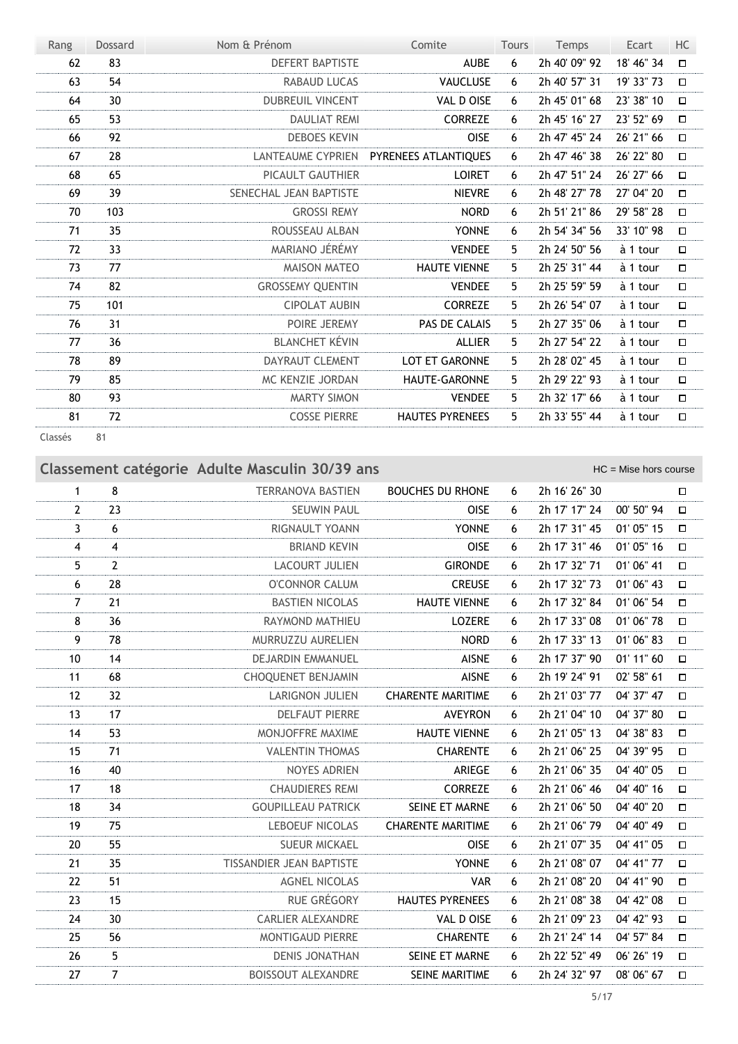| Rang | Dossard | Nom & Prénom | Comite | Tours | Temps | Ecart | HC |
|---|---|---|---|---|---|---|---|
| 62 | 83 | DEFERT BAPTISTE | AUBE | 6 | 2h 40' 09" 92 | 18' 46" 34 | ☐ |
| 63 | 54 | RABAUD LUCAS | VAUCLUSE | 6 | 2h 40' 57" 31 | 19' 33" 73 | ☐ |
| 64 | 30 | DUBREUIL VINCENT | VAL D OISE | 6 | 2h 45' 01" 68 | 23' 38" 10 | ☐ |
| 65 | 53 | DAULIAT REMI | CORREZE | 6 | 2h 45' 16" 27 | 23' 52" 69 | ☐ |
| 66 | 92 | DEBOES KEVIN | OISE | 6 | 2h 47' 45" 24 | 26' 21" 66 | ☐ |
| 67 | 28 | LANTEAUME CYPRIEN | PYRENEES ATLANTIQUES | 6 | 2h 47' 46" 38 | 26' 22" 80 | ☐ |
| 68 | 65 | PICAULT GAUTHIER | LOIRET | 6 | 2h 47' 51" 24 | 26' 27" 66 | ☐ |
| 69 | 39 | SENECHAL JEAN BAPTISTE | NIEVRE | 6 | 2h 48' 27" 78 | 27' 04" 20 | ☐ |
| 70 | 103 | GROSSI REMY | NORD | 6 | 2h 51' 21" 86 | 29' 58" 28 | ☐ |
| 71 | 35 | ROUSSEAU ALBAN | YONNE | 6 | 2h 54' 34" 56 | 33' 10" 98 | ☐ |
| 72 | 33 | MARIANO JÉRÉMY | VENDEE | 5 | 2h 24' 50" 56 | à 1 tour | ☐ |
| 73 | 77 | MAISON MATEO | HAUTE VIENNE | 5 | 2h 25' 31" 44 | à 1 tour | ☐ |
| 74 | 82 | GROSSEMY QUENTIN | VENDEE | 5 | 2h 25' 59" 59 | à 1 tour | ☐ |
| 75 | 101 | CIPOLAT AUBIN | CORREZE | 5 | 2h 26' 54" 07 | à 1 tour | ☐ |
| 76 | 31 | POIRE JEREMY | PAS DE CALAIS | 5 | 2h 27' 35" 06 | à 1 tour | ☐ |
| 77 | 36 | BLANCHET KÉVIN | ALLIER | 5 | 2h 27' 54" 22 | à 1 tour | ☐ |
| 78 | 89 | DAYRAUT CLEMENT | LOT ET GARONNE | 5 | 2h 28' 02" 45 | à 1 tour | ☐ |
| 79 | 85 | MC KENZIE JORDAN | HAUTE-GARONNE | 5 | 2h 29' 22" 93 | à 1 tour | ☐ |
| 80 | 93 | MARTY SIMON | VENDEE | 5 | 2h 32' 17" 66 | à 1 tour | ☐ |
| 81 | 72 | COSSE PIERRE | HAUTES PYRENEES | 5 | 2h 33' 55" 44 | à 1 tour | ☐ |

Classés 81

## Classement catégorie Adulte Masculin 30/39 ans

HC = Mise hors course

| Rang | Dossard | Nom & Prénom | Comite | Tours | Temps | Ecart | HC |
|---|---|---|---|---|---|---|---|
| 1 | 8 | TERRANOVA BASTIEN | BOUCHES DU RHONE | 6 | 2h 16' 26" 30 | | ☐ |
| 2 | 23 | SEUWIN PAUL | OISE | 6 | 2h 17' 17" 24 | 00' 50" 94 | ☐ |
| 3 | 6 | RIGNAULT YOANN | YONNE | 6 | 2h 17' 31" 45 | 01' 05" 15 | ☐ |
| 4 | 4 | BRIAND KEVIN | OISE | 6 | 2h 17' 31" 46 | 01' 05" 16 | ☐ |
| 5 | 2 | LACOURT JULIEN | GIRONDE | 6 | 2h 17' 32" 71 | 01' 06" 41 | ☐ |
| 6 | 28 | O'CONNOR CALUM | CREUSE | 6 | 2h 17' 32" 73 | 01' 06" 43 | ☐ |
| 7 | 21 | BASTIEN NICOLAS | HAUTE VIENNE | 6 | 2h 17' 32" 84 | 01' 06" 54 | ☐ |
| 8 | 36 | RAYMOND MATHIEU | LOZERE | 6 | 2h 17' 33" 08 | 01' 06" 78 | ☐ |
| 9 | 78 | MURRUZZU AURELIEN | NORD | 6 | 2h 17' 33" 13 | 01' 06" 83 | ☐ |
| 10 | 14 | DEJARDIN EMMANUEL | AISNE | 6 | 2h 17' 37" 90 | 01' 11" 60 | ☐ |
| 11 | 68 | CHOQUENET BENJAMIN | AISNE | 6 | 2h 19' 24" 91 | 02' 58" 61 | ☐ |
| 12 | 32 | LARIGNON JULIEN | CHARENTE MARITIME | 6 | 2h 21' 03" 77 | 04' 37" 47 | ☐ |
| 13 | 17 | DELFAUT PIERRE | AVEYRON | 6 | 2h 21' 04" 10 | 04' 37" 80 | ☐ |
| 14 | 53 | MONJOFFRE MAXIME | HAUTE VIENNE | 6 | 2h 21' 05" 13 | 04' 38" 83 | ☐ |
| 15 | 71 | VALENTIN THOMAS | CHARENTE | 6 | 2h 21' 06" 25 | 04' 39" 95 | ☐ |
| 16 | 40 | NOYES ADRIEN | ARIEGE | 6 | 2h 21' 06" 35 | 04' 40" 05 | ☐ |
| 17 | 18 | CHAUDIERES REMI | CORREZE | 6 | 2h 21' 06" 46 | 04' 40" 16 | ☐ |
| 18 | 34 | GOUPILLEAU PATRICK | SEINE ET MARNE | 6 | 2h 21' 06" 50 | 04' 40" 20 | ☐ |
| 19 | 75 | LEBOEUF NICOLAS | CHARENTE MARITIME | 6 | 2h 21' 06" 79 | 04' 40" 49 | ☐ |
| 20 | 55 | SUEUR MICKAEL | OISE | 6 | 2h 21' 07" 35 | 04' 41" 05 | ☐ |
| 21 | 35 | TISSANDIER JEAN BAPTISTE | YONNE | 6 | 2h 21' 08" 07 | 04' 41" 77 | ☐ |
| 22 | 51 | AGNEL NICOLAS | VAR | 6 | 2h 21' 08" 20 | 04' 41" 90 | ☐ |
| 23 | 15 | RUE GRÉGORY | HAUTES PYRENEES | 6 | 2h 21' 08" 38 | 04' 42" 08 | ☐ |
| 24 | 30 | CARLIER ALEXANDRE | VAL D OISE | 6 | 2h 21' 09" 23 | 04' 42" 93 | ☐ |
| 25 | 56 | MONTIGAUD PIERRE | CHARENTE | 6 | 2h 21' 24" 14 | 04' 57" 84 | ☐ |
| 26 | 5 | DENIS JONATHAN | SEINE ET MARNE | 6 | 2h 22' 52" 49 | 06' 26" 19 | ☐ |
| 27 | 7 | BOISSOUT ALEXANDRE | SEINE MARITIME | 6 | 2h 24' 32" 97 | 08' 06" 67 | ☐ |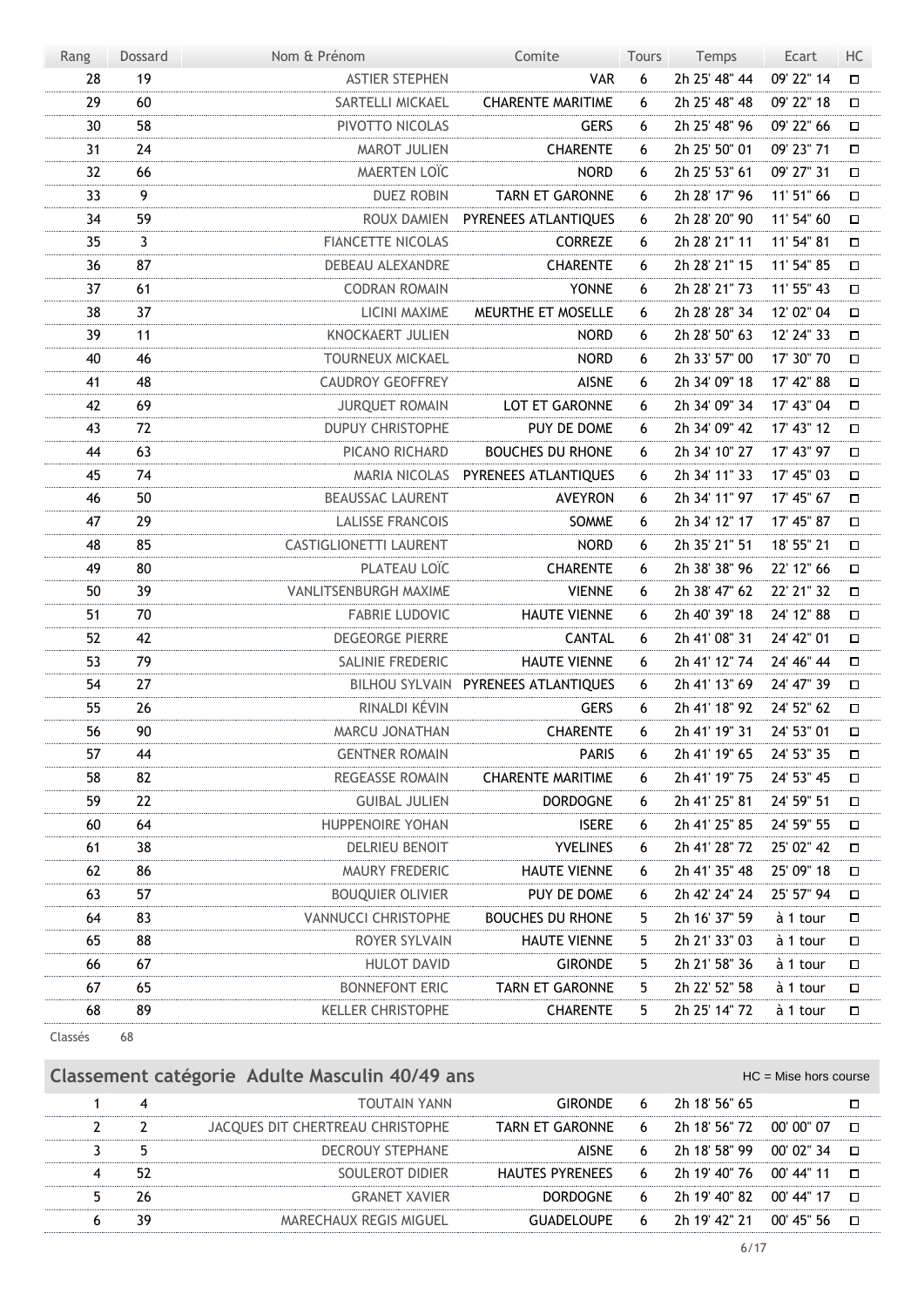| Rang | Dossard | Nom & Prénom | Comite | Tours | Temps | Ecart | HC |
|---|---|---|---|---|---|---|---|
| 28 | 19 | ASTIER STEPHEN | VAR | 6 | 2h 25' 48" 44 | 09' 22" 14 | ☐ |
| 29 | 60 | SARTELLI MICKAEL | CHARENTE MARITIME | 6 | 2h 25' 48" 48 | 09' 22" 18 | ☐ |
| 30 | 58 | PIVOTTO NICOLAS | GERS | 6 | 2h 25' 48" 96 | 09' 22" 66 | ☐ |
| 31 | 24 | MAROT JULIEN | CHARENTE | 6 | 2h 25' 50" 01 | 09' 23" 71 | ☐ |
| 32 | 66 | MAERTEN LOÏC | NORD | 6 | 2h 25' 53" 61 | 09' 27" 31 | ☐ |
| 33 | 9 | DUEZ ROBIN | TARN ET GARONNE | 6 | 2h 28' 17" 96 | 11' 51" 66 | ☐ |
| 34 | 59 | ROUX DAMIEN | PYRENEES ATLANTIQUES | 6 | 2h 28' 20" 90 | 11' 54" 60 | ☐ |
| 35 | 3 | FIANCETTE NICOLAS | CORREZE | 6 | 2h 28' 21" 11 | 11' 54" 81 | ☐ |
| 36 | 87 | DEBEAU ALEXANDRE | CHARENTE | 6 | 2h 28' 21" 15 | 11' 54" 85 | ☐ |
| 37 | 61 | CODRAN ROMAIN | YONNE | 6 | 2h 28' 21" 73 | 11' 55" 43 | ☐ |
| 38 | 37 | LICINI MAXIME | MEURTHE ET MOSELLE | 6 | 2h 28' 28" 34 | 12' 02" 04 | ☐ |
| 39 | 11 | KNOCKAERT JULIEN | NORD | 6 | 2h 28' 50" 63 | 12' 24" 33 | ☐ |
| 40 | 46 | TOURNEUX MICKAEL | NORD | 6 | 2h 33' 57" 00 | 17' 30" 70 | ☐ |
| 41 | 48 | CAUDROY GEOFFREY | AISNE | 6 | 2h 34' 09" 18 | 17' 42" 88 | ☐ |
| 42 | 69 | JURQUET ROMAIN | LOT ET GARONNE | 6 | 2h 34' 09" 34 | 17' 43" 04 | ☐ |
| 43 | 72 | DUPUY CHRISTOPHE | PUY DE DOME | 6 | 2h 34' 09" 42 | 17' 43" 12 | ☐ |
| 44 | 63 | PICANO RICHARD | BOUCHES DU RHONE | 6 | 2h 34' 10" 27 | 17' 43" 97 | ☐ |
| 45 | 74 | MARIA NICOLAS | PYRENEES ATLANTIQUES | 6 | 2h 34' 11" 33 | 17' 45" 03 | ☐ |
| 46 | 50 | BEAUSSAC LAURENT | AVEYRON | 6 | 2h 34' 11" 97 | 17' 45" 67 | ☐ |
| 47 | 29 | LALISSE FRANCOIS | SOMME | 6 | 2h 34' 12" 17 | 17' 45" 87 | ☐ |
| 48 | 85 | CASTIGLIONETTI LAURENT | NORD | 6 | 2h 35' 21" 51 | 18' 55" 21 | ☐ |
| 49 | 80 | PLATEAU LOÏC | CHARENTE | 6 | 2h 38' 38" 96 | 22' 12" 66 | ☐ |
| 50 | 39 | VANLITSENBURGH MAXIME | VIENNE | 6 | 2h 38' 47" 62 | 22' 21" 32 | ☐ |
| 51 | 70 | FABRIE LUDOVIC | HAUTE VIENNE | 6 | 2h 40' 39" 18 | 24' 12" 88 | ☐ |
| 52 | 42 | DEGEORGE PIERRE | CANTAL | 6 | 2h 41' 08" 31 | 24' 42" 01 | ☐ |
| 53 | 79 | SALINIE FREDERIC | HAUTE VIENNE | 6 | 2h 41' 12" 74 | 24' 46" 44 | ☐ |
| 54 | 27 | BILHOU SYLVAIN | PYRENEES ATLANTIQUES | 6 | 2h 41' 13" 69 | 24' 47" 39 | ☐ |
| 55 | 26 | RINALDI KÉVIN | GERS | 6 | 2h 41' 18" 92 | 24' 52" 62 | ☐ |
| 56 | 90 | MARCU JONATHAN | CHARENTE | 6 | 2h 41' 19" 31 | 24' 53" 01 | ☐ |
| 57 | 44 | GENTNER ROMAIN | PARIS | 6 | 2h 41' 19" 65 | 24' 53" 35 | ☐ |
| 58 | 82 | REGEASSE ROMAIN | CHARENTE MARITIME | 6 | 2h 41' 19" 75 | 24' 53" 45 | ☐ |
| 59 | 22 | GUIBAL JULIEN | DORDOGNE | 6 | 2h 41' 25" 81 | 24' 59" 51 | ☐ |
| 60 | 64 | HUPPENOIRE YOHAN | ISERE | 6 | 2h 41' 25" 85 | 24' 59" 55 | ☐ |
| 61 | 38 | DELRIEU BENOIT | YVELINES | 6 | 2h 41' 28" 72 | 25' 02" 42 | ☐ |
| 62 | 86 | MAURY FREDERIC | HAUTE VIENNE | 6 | 2h 41' 35" 48 | 25' 09" 18 | ☐ |
| 63 | 57 | BOUQUIER OLIVIER | PUY DE DOME | 6 | 2h 42' 24" 24 | 25' 57" 94 | ☐ |
| 64 | 83 | VANNUCCI CHRISTOPHE | BOUCHES DU RHONE | 5 | 2h 16' 37" 59 | à 1 tour | ☐ |
| 65 | 88 | ROYER SYLVAIN | HAUTE VIENNE | 5 | 2h 21' 33" 03 | à 1 tour | ☐ |
| 66 | 67 | HULOT DAVID | GIRONDE | 5 | 2h 21' 58" 36 | à 1 tour | ☐ |
| 67 | 65 | BONNEFONT ERIC | TARN ET GARONNE | 5 | 2h 22' 52" 58 | à 1 tour | ☐ |
| 68 | 89 | KELLER CHRISTOPHE | CHARENTE | 5 | 2h 25' 14" 72 | à 1 tour | ☐ |

Classés 68

## Classement catégorie Adulte Masculin 40/49 ans

HC = Mise hors course

| Rang | Dossard | Nom & Prénom | Comite | Tours | Temps | Ecart | HC |
|---|---|---|---|---|---|---|---|
| 1 | 4 | TOUTAIN YANN | GIRONDE | 6 | 2h 18' 56" 65 | | ☐ |
| 2 | 2 | JACQUES DIT CHERTREAU CHRISTOPHE | TARN ET GARONNE | 6 | 2h 18' 56" 72 | 00' 00" 07 | ☐ |
| 3 | 5 | DECROUY STEPHANE | AISNE | 6 | 2h 18' 58" 99 | 00' 02" 34 | ☐ |
| 4 | 52 | SOULEROT DIDIER | HAUTES PYRENEES | 6 | 2h 19' 40" 76 | 00' 44" 11 | ☐ |
| 5 | 26 | GRANET XAVIER | DORDOGNE | 6 | 2h 19' 40" 82 | 00' 44" 17 | ☐ |
| 6 | 39 | MARECHAUX REGIS MIGUEL | GUADELOUPE | 6 | 2h 19' 42" 21 | 00' 45" 56 | ☐ |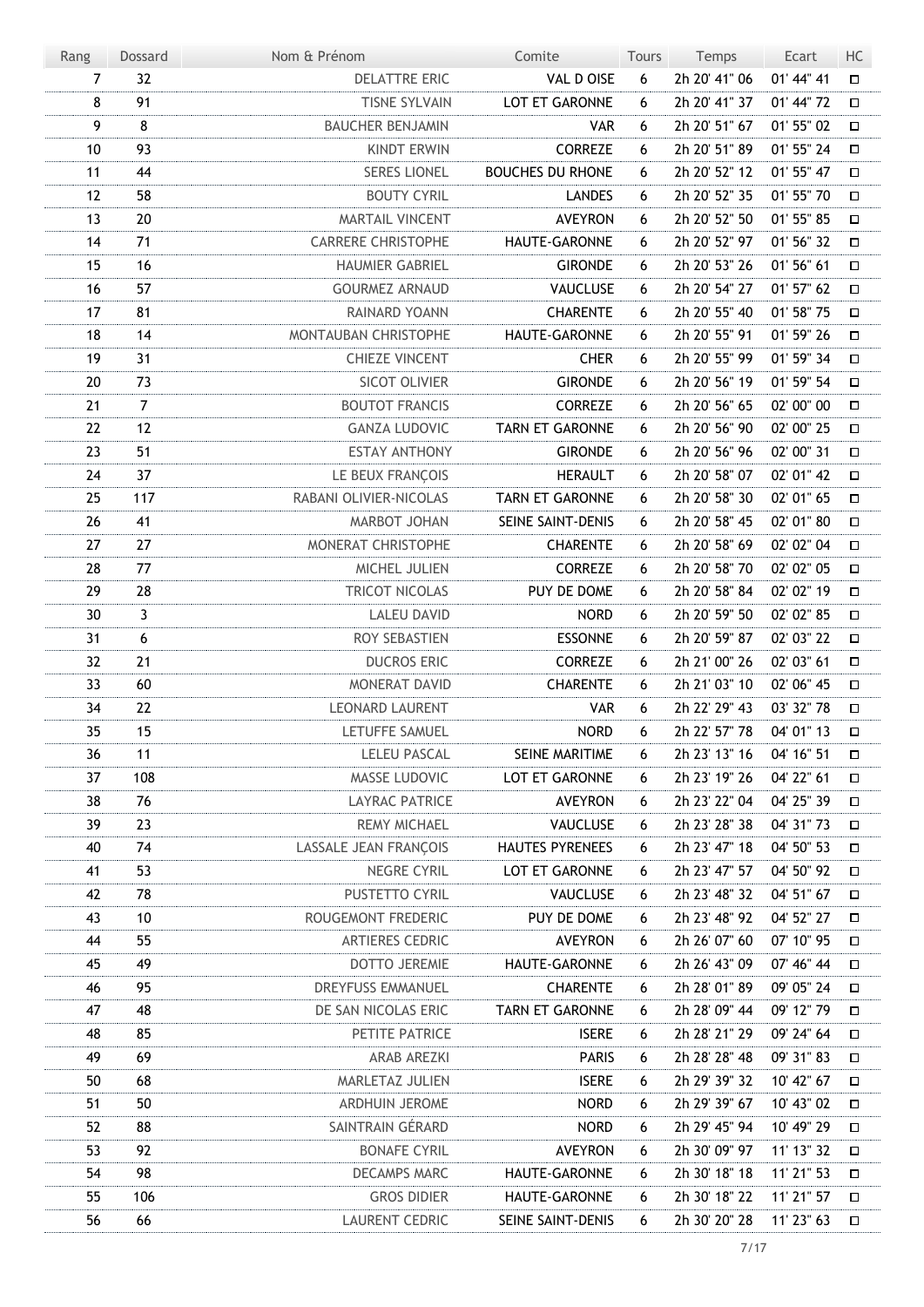| Rang | Dossard | Nom & Prénom | Comite | Tours | Temps | Ecart | HC |
|---|---|---|---|---|---|---|---|
| 7 | 32 | DELATTRE ERIC | VAL D OISE | 6 | 2h 20' 41" 06 | 01' 44" 41 | ☐ |
| 8 | 91 | TISNE SYLVAIN | LOT ET GARONNE | 6 | 2h 20' 41" 37 | 01' 44" 72 | ☐ |
| 9 | 8 | BAUCHER BENJAMIN | VAR | 6 | 2h 20' 51" 67 | 01' 55" 02 | ☐ |
| 10 | 93 | KINDT ERWIN | CORREZE | 6 | 2h 20' 51" 89 | 01' 55" 24 | ☐ |
| 11 | 44 | SERES LIONEL | BOUCHES DU RHONE | 6 | 2h 20' 52" 12 | 01' 55" 47 | ☐ |
| 12 | 58 | BOUTY CYRIL | LANDES | 6 | 2h 20' 52" 35 | 01' 55" 70 | ☐ |
| 13 | 20 | MARTAIL VINCENT | AVEYRON | 6 | 2h 20' 52" 50 | 01' 55" 85 | ☐ |
| 14 | 71 | CARRERE CHRISTOPHE | HAUTE-GARONNE | 6 | 2h 20' 52" 97 | 01' 56" 32 | ☐ |
| 15 | 16 | HAUMIER GABRIEL | GIRONDE | 6 | 2h 20' 53" 26 | 01' 56" 61 | ☐ |
| 16 | 57 | GOURMEZ ARNAUD | VAUCLUSE | 6 | 2h 20' 54" 27 | 01' 57" 62 | ☐ |
| 17 | 81 | RAINARD YOANN | CHARENTE | 6 | 2h 20' 55" 40 | 01' 58" 75 | ☐ |
| 18 | 14 | MONTAUBAN CHRISTOPHE | HAUTE-GARONNE | 6 | 2h 20' 55" 91 | 01' 59" 26 | ☐ |
| 19 | 31 | CHIEZE VINCENT | CHER | 6 | 2h 20' 55" 99 | 01' 59" 34 | ☐ |
| 20 | 73 | SICOT OLIVIER | GIRONDE | 6 | 2h 20' 56" 19 | 01' 59" 54 | ☐ |
| 21 | 7 | BOUTOT FRANCIS | CORREZE | 6 | 2h 20' 56" 65 | 02' 00" 00 | ☐ |
| 22 | 12 | GANZA LUDOVIC | TARN ET GARONNE | 6 | 2h 20' 56" 90 | 02' 00" 25 | ☐ |
| 23 | 51 | ESTAY ANTHONY | GIRONDE | 6 | 2h 20' 56" 96 | 02' 00" 31 | ☐ |
| 24 | 37 | LE BEUX FRANÇOIS | HERAULT | 6 | 2h 20' 58" 07 | 02' 01" 42 | ☐ |
| 25 | 117 | RABANI OLIVIER-NICOLAS | TARN ET GARONNE | 6 | 2h 20' 58" 30 | 02' 01" 65 | ☐ |
| 26 | 41 | MARBOT JOHAN | SEINE SAINT-DENIS | 6 | 2h 20' 58" 45 | 02' 01" 80 | ☐ |
| 27 | 27 | MONERAT CHRISTOPHE | CHARENTE | 6 | 2h 20' 58" 69 | 02' 02" 04 | ☐ |
| 28 | 77 | MICHEL JULIEN | CORREZE | 6 | 2h 20' 58" 70 | 02' 02" 05 | ☐ |
| 29 | 28 | TRICOT NICOLAS | PUY DE DOME | 6 | 2h 20' 58" 84 | 02' 02" 19 | ☐ |
| 30 | 3 | LALEU DAVID | NORD | 6 | 2h 20' 59" 50 | 02' 02" 85 | ☐ |
| 31 | 6 | ROY SEBASTIEN | ESSONNE | 6 | 2h 20' 59" 87 | 02' 03" 22 | ☐ |
| 32 | 21 | DUCROS ERIC | CORREZE | 6 | 2h 21' 00" 26 | 02' 03" 61 | ☐ |
| 33 | 60 | MONERAT DAVID | CHARENTE | 6 | 2h 21' 03" 10 | 02' 06" 45 | ☐ |
| 34 | 22 | LEONARD LAURENT | VAR | 6 | 2h 22' 29" 43 | 03' 32" 78 | ☐ |
| 35 | 15 | LETUFFE SAMUEL | NORD | 6 | 2h 22' 57" 78 | 04' 01" 13 | ☐ |
| 36 | 11 | LELEU PASCAL | SEINE MARITIME | 6 | 2h 23' 13" 16 | 04' 16" 51 | ☐ |
| 37 | 108 | MASSE LUDOVIC | LOT ET GARONNE | 6 | 2h 23' 19" 26 | 04' 22" 61 | ☐ |
| 38 | 76 | LAYRAC PATRICE | AVEYRON | 6 | 2h 23' 22" 04 | 04' 25" 39 | ☐ |
| 39 | 23 | REMY MICHAEL | VAUCLUSE | 6 | 2h 23' 28" 38 | 04' 31" 73 | ☐ |
| 40 | 74 | LASSALE JEAN FRANÇOIS | HAUTES PYRENEES | 6 | 2h 23' 47" 18 | 04' 50" 53 | ☐ |
| 41 | 53 | NEGRE CYRIL | LOT ET GARONNE | 6 | 2h 23' 47" 57 | 04' 50" 92 | ☐ |
| 42 | 78 | PUSTETTO CYRIL | VAUCLUSE | 6 | 2h 23' 48" 32 | 04' 51" 67 | ☐ |
| 43 | 10 | ROUGEMONT FREDERIC | PUY DE DOME | 6 | 2h 23' 48" 92 | 04' 52" 27 | ☐ |
| 44 | 55 | ARTIERES CEDRIC | AVEYRON | 6 | 2h 26' 07" 60 | 07' 10" 95 | ☐ |
| 45 | 49 | DOTTO JEREMIE | HAUTE-GARONNE | 6 | 2h 26' 43" 09 | 07' 46" 44 | ☐ |
| 46 | 95 | DREYFUSS EMMANUEL | CHARENTE | 6 | 2h 28' 01" 89 | 09' 05" 24 | ☐ |
| 47 | 48 | DE SAN NICOLAS ERIC | TARN ET GARONNE | 6 | 2h 28' 09" 44 | 09' 12" 79 | ☐ |
| 48 | 85 | PETITE PATRICE | ISERE | 6 | 2h 28' 21" 29 | 09' 24" 64 | ☐ |
| 49 | 69 | ARAB AREZKI | PARIS | 6 | 2h 28' 28" 48 | 09' 31" 83 | ☐ |
| 50 | 68 | MARLETAZ JULIEN | ISERE | 6 | 2h 29' 39" 32 | 10' 42" 67 | ☐ |
| 51 | 50 | ARDHUIN JEROME | NORD | 6 | 2h 29' 39" 67 | 10' 43" 02 | ☐ |
| 52 | 88 | SAINTRAIN GÉRARD | NORD | 6 | 2h 29' 45" 94 | 10' 49" 29 | ☐ |
| 53 | 92 | BONAFE CYRIL | AVEYRON | 6 | 2h 30' 09" 97 | 11' 13" 32 | ☐ |
| 54 | 98 | DECAMPS MARC | HAUTE-GARONNE | 6 | 2h 30' 18" 18 | 11' 21" 53 | ☐ |
| 55 | 106 | GROS DIDIER | HAUTE-GARONNE | 6 | 2h 30' 18" 22 | 11' 21" 57 | ☐ |
| 56 | 66 | LAURENT CEDRIC | SEINE SAINT-DENIS | 6 | 2h 30' 20" 28 | 11' 23" 63 | ☐ |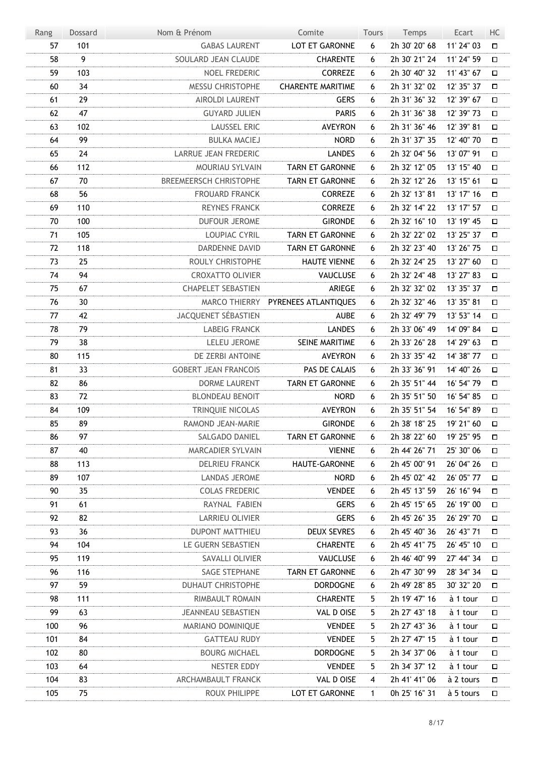| Rang | Dossard | Nom & Prénom | Comite | Tours | Temps | Ecart | HC |
|---|---|---|---|---|---|---|---|
| 57 | 101 | GABAS LAURENT | LOT ET GARONNE | 6 | 2h 30' 20" 68 | 11' 24" 03 | ☐ |
| 58 | 9 | SOULARD JEAN CLAUDE | CHARENTE | 6 | 2h 30' 21" 24 | 11' 24" 59 | ☐ |
| 59 | 103 | NOEL FREDERIC | CORREZE | 6 | 2h 30' 40" 32 | 11' 43" 67 | ☐ |
| 60 | 34 | MESSU CHRISTOPHE | CHARENTE MARITIME | 6 | 2h 31' 32" 02 | 12' 35" 37 | ☐ |
| 61 | 29 | AIROLDI LAURENT | GERS | 6 | 2h 31' 36" 32 | 12' 39" 67 | ☐ |
| 62 | 47 | GUYARD JULIEN | PARIS | 6 | 2h 31' 36" 38 | 12' 39" 73 | ☐ |
| 63 | 102 | LAUSSEL ERIC | AVEYRON | 6 | 2h 31' 36" 46 | 12' 39" 81 | ☐ |
| 64 | 99 | BULKA MACIEJ | NORD | 6 | 2h 31' 37" 35 | 12' 40" 70 | ☐ |
| 65 | 24 | LARRUE JEAN FREDERIC | LANDES | 6 | 2h 32' 04" 56 | 13' 07" 91 | ☐ |
| 66 | 112 | MOURIAU SYLVAIN | TARN ET GARONNE | 6 | 2h 32' 12" 05 | 13' 15" 40 | ☐ |
| 67 | 70 | BREEMEERSCH CHRISTOPHE | TARN ET GARONNE | 6 | 2h 32' 12" 26 | 13' 15" 61 | ☐ |
| 68 | 56 | FROUARD FRANCK | CORREZE | 6 | 2h 32' 13" 81 | 13' 17" 16 | ☐ |
| 69 | 110 | REYNES FRANCK | CORREZE | 6 | 2h 32' 14" 22 | 13' 17" 57 | ☐ |
| 70 | 100 | DUFOUR JEROME | GIRONDE | 6 | 2h 32' 16" 10 | 13' 19" 45 | ☐ |
| 71 | 105 | LOUPIAC CYRIL | TARN ET GARONNE | 6 | 2h 32' 22" 02 | 13' 25" 37 | ☐ |
| 72 | 118 | DARDENNE DAVID | TARN ET GARONNE | 6 | 2h 32' 23" 40 | 13' 26" 75 | ☐ |
| 73 | 25 | ROULY CHRISTOPHE | HAUTE VIENNE | 6 | 2h 32' 24" 25 | 13' 27" 60 | ☐ |
| 74 | 94 | CROXATTO OLIVIER | VAUCLUSE | 6 | 2h 32' 24" 48 | 13' 27" 83 | ☐ |
| 75 | 67 | CHAPELET SEBASTIEN | ARIEGE | 6 | 2h 32' 32" 02 | 13' 35" 37 | ☐ |
| 76 | 30 | MARCO THIERRY | PYRENEES ATLANTIQUES | 6 | 2h 32' 32" 46 | 13' 35" 81 | ☐ |
| 77 | 42 | JACQUENET SÉBASTIEN | AUBE | 6 | 2h 32' 49" 79 | 13' 53" 14 | ☐ |
| 78 | 79 | LABEIG FRANCK | LANDES | 6 | 2h 33' 06" 49 | 14' 09" 84 | ☐ |
| 79 | 38 | LELEU JEROME | SEINE MARITIME | 6 | 2h 33' 26" 28 | 14' 29" 63 | ☐ |
| 80 | 115 | DE ZERBI ANTOINE | AVEYRON | 6 | 2h 33' 35" 42 | 14' 38" 77 | ☐ |
| 81 | 33 | GOBERT JEAN FRANCOIS | PAS DE CALAIS | 6 | 2h 33' 36" 91 | 14' 40" 26 | ☐ |
| 82 | 86 | DORME LAURENT | TARN ET GARONNE | 6 | 2h 35' 51" 44 | 16' 54" 79 | ☐ |
| 83 | 72 | BLONDEAU BENOIT | NORD | 6 | 2h 35' 51" 50 | 16' 54" 85 | ☐ |
| 84 | 109 | TRINQUIE NICOLAS | AVEYRON | 6 | 2h 35' 51" 54 | 16' 54" 89 | ☐ |
| 85 | 89 | RAMOND JEAN-MARIE | GIRONDE | 6 | 2h 38' 18" 25 | 19' 21" 60 | ☐ |
| 86 | 97 | SALGADO DANIEL | TARN ET GARONNE | 6 | 2h 38' 22" 60 | 19' 25" 95 | ☐ |
| 87 | 40 | MARCADIER SYLVAIN | VIENNE | 6 | 2h 44' 26" 71 | 25' 30" 06 | ☐ |
| 88 | 113 | DELRIEU FRANCK | HAUTE-GARONNE | 6 | 2h 45' 00" 91 | 26' 04" 26 | ☐ |
| 89 | 107 | LANDAS JEROME | NORD | 6 | 2h 45' 02" 42 | 26' 05" 77 | ☐ |
| 90 | 35 | COLAS FREDERIC | VENDEE | 6 | 2h 45' 13" 59 | 26' 16" 94 | ☐ |
| 91 | 61 | RAYNAL FABIEN | GERS | 6 | 2h 45' 15" 65 | 26' 19" 00 | ☐ |
| 92 | 82 | LARRIEU OLIVIER | GERS | 6 | 2h 45' 26" 35 | 26' 29" 70 | ☐ |
| 93 | 36 | DUPONT MATTHIEU | DEUX SEVRES | 6 | 2h 45' 40" 36 | 26' 43" 71 | ☐ |
| 94 | 104 | LE GUERN SEBASTIEN | CHARENTE | 6 | 2h 45' 41" 75 | 26' 45" 10 | ☐ |
| 95 | 119 | SAVALLI OLIVIER | VAUCLUSE | 6 | 2h 46' 40" 99 | 27' 44" 34 | ☐ |
| 96 | 116 | SAGE STEPHANE | TARN ET GARONNE | 6 | 2h 47' 30" 99 | 28' 34" 34 | ☐ |
| 97 | 59 | DUHAUT CHRISTOPHE | DORDOGNE | 6 | 2h 49' 28" 85 | 30' 32" 20 | ☐ |
| 98 | 111 | RIMBAULT ROMAIN | CHARENTE | 5 | 2h 19' 47" 16 | à 1 tour | ☐ |
| 99 | 63 | JEANNEAU SEBASTIEN | VAL D OISE | 5 | 2h 27' 43" 18 | à 1 tour | ☐ |
| 100 | 96 | MARIANO DOMINIQUE | VENDEE | 5 | 2h 27' 43" 36 | à 1 tour | ☐ |
| 101 | 84 | GATTEAU RUDY | VENDEE | 5 | 2h 27' 47" 15 | à 1 tour | ☐ |
| 102 | 80 | BOURG MICHAEL | DORDOGNE | 5 | 2h 34' 37" 06 | à 1 tour | ☐ |
| 103 | 64 | NESTER EDDY | VENDEE | 5 | 2h 34' 37" 12 | à 1 tour | ☐ |
| 104 | 83 | ARCHAMBAULT FRANCK | VAL D OISE | 4 | 2h 41' 41" 06 | à 2 tours | ☐ |
| 105 | 75 | ROUX PHILIPPE | LOT ET GARONNE | 1 | 0h 25' 16" 31 | à 5 tours | ☐ |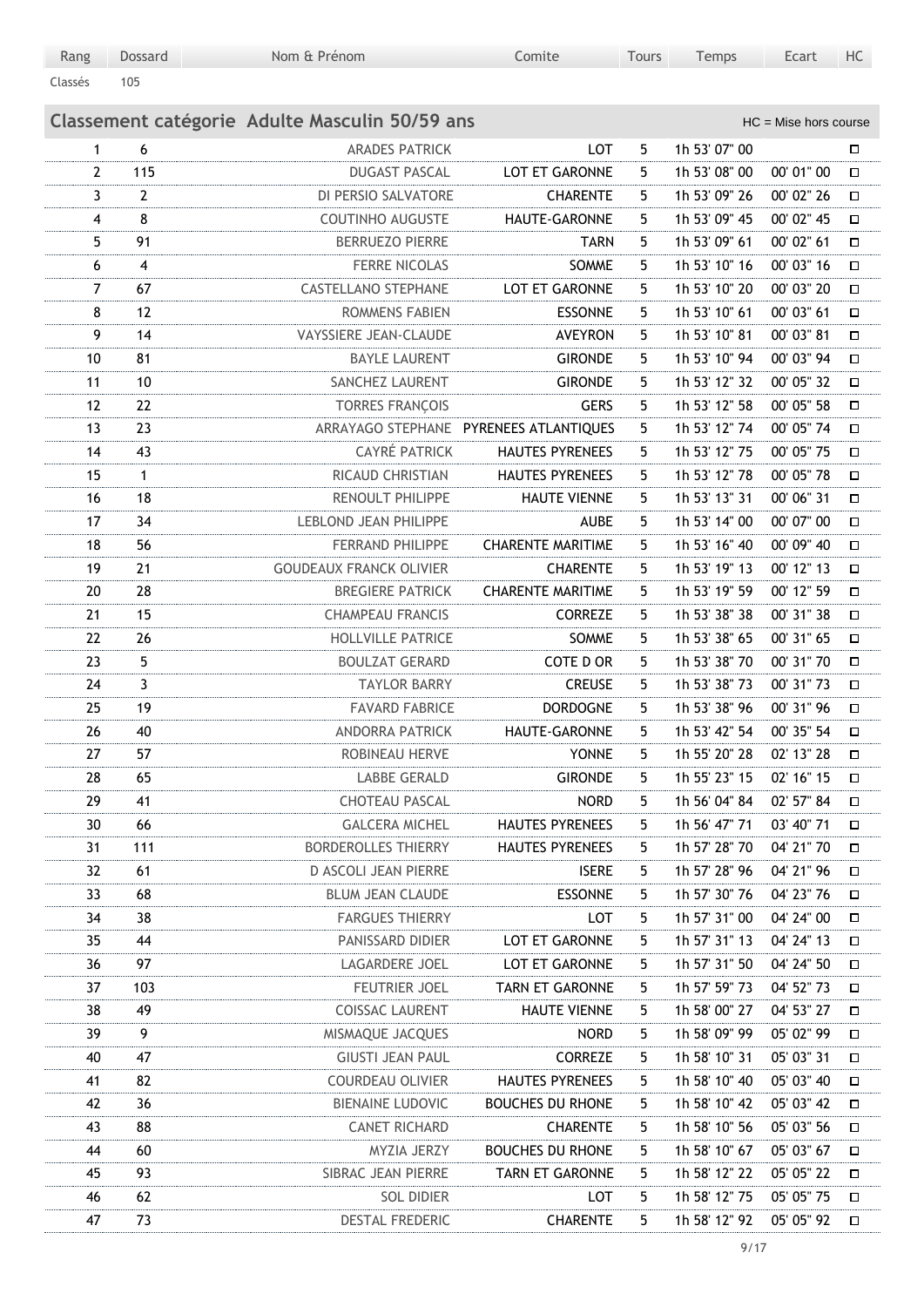| Rang | Dossard | Nom & Prénom | Comite | Tours | Temps | Ecart | HC |
|---|---|---|---|---|---|---|---|

Classés 105

## Classement catégorie Adulte Masculin 50/59 ans

HC = Mise hors course

| Rang | Dossard | Nom & Prénom | Comite | Tours | Temps | Ecart | HC |
|---|---|---|---|---|---|---|---|
| 1 | 6 | ARADES PATRICK | LOT | 5 | 1h 53' 07" 00 | | ☐ |
| 2 | 115 | DUGAST PASCAL | LOT ET GARONNE | 5 | 1h 53' 08" 00 | 00' 01" 00 | ☐ |
| 3 | 2 | DI PERSIO SALVATORE | CHARENTE | 5 | 1h 53' 09" 26 | 00' 02" 26 | ☐ |
| 4 | 8 | COUTINHO AUGUSTE | HAUTE-GARONNE | 5 | 1h 53' 09" 45 | 00' 02" 45 | ☐ |
| 5 | 91 | BERRUEZO PIERRE | TARN | 5 | 1h 53' 09" 61 | 00' 02" 61 | ☐ |
| 6 | 4 | FERRE NICOLAS | SOMME | 5 | 1h 53' 10" 16 | 00' 03" 16 | ☐ |
| 7 | 67 | CASTELLANO STEPHANE | LOT ET GARONNE | 5 | 1h 53' 10" 20 | 00' 03" 20 | ☐ |
| 8 | 12 | ROMMENS FABIEN | ESSONNE | 5 | 1h 53' 10" 61 | 00' 03" 61 | ☐ |
| 9 | 14 | VAYSSIERE JEAN-CLAUDE | AVEYRON | 5 | 1h 53' 10" 81 | 00' 03" 81 | ☐ |
| 10 | 81 | BAYLE LAURENT | GIRONDE | 5 | 1h 53' 10" 94 | 00' 03" 94 | ☐ |
| 11 | 10 | SANCHEZ LAURENT | GIRONDE | 5 | 1h 53' 12" 32 | 00' 05" 32 | ☐ |
| 12 | 22 | TORRES FRANÇOIS | GERS | 5 | 1h 53' 12" 58 | 00' 05" 58 | ☐ |
| 13 | 23 | ARRAYAGO STEPHANE | PYRENEES ATLANTIQUES | 5 | 1h 53' 12" 74 | 00' 05" 74 | ☐ |
| 14 | 43 | CAYRÉ PATRICK | HAUTES PYRENEES | 5 | 1h 53' 12" 75 | 00' 05" 75 | ☐ |
| 15 | 1 | RICAUD CHRISTIAN | HAUTES PYRENEES | 5 | 1h 53' 12" 78 | 00' 05" 78 | ☐ |
| 16 | 18 | RENOULT PHILIPPE | HAUTE VIENNE | 5 | 1h 53' 13" 31 | 00' 06" 31 | ☐ |
| 17 | 34 | LEBLOND JEAN PHILIPPE | AUBE | 5 | 1h 53' 14" 00 | 00' 07" 00 | ☐ |
| 18 | 56 | FERRAND PHILIPPE | CHARENTE MARITIME | 5 | 1h 53' 16" 40 | 00' 09" 40 | ☐ |
| 19 | 21 | GOUDEAUX FRANCK OLIVIER | CHARENTE | 5 | 1h 53' 19" 13 | 00' 12" 13 | ☐ |
| 20 | 28 | BREGIERE PATRICK | CHARENTE MARITIME | 5 | 1h 53' 19" 59 | 00' 12" 59 | ☐ |
| 21 | 15 | CHAMPEAU FRANCIS | CORREZE | 5 | 1h 53' 38" 38 | 00' 31" 38 | ☐ |
| 22 | 26 | HOLLVILLE PATRICE | SOMME | 5 | 1h 53' 38" 65 | 00' 31" 65 | ☐ |
| 23 | 5 | BOULZAT GERARD | COTE D OR | 5 | 1h 53' 38" 70 | 00' 31" 70 | ☐ |
| 24 | 3 | TAYLOR BARRY | CREUSE | 5 | 1h 53' 38" 73 | 00' 31" 73 | ☐ |
| 25 | 19 | FAVARD FABRICE | DORDOGNE | 5 | 1h 53' 38" 96 | 00' 31" 96 | ☐ |
| 26 | 40 | ANDORRA PATRICK | HAUTE-GARONNE | 5 | 1h 53' 42" 54 | 00' 35" 54 | ☐ |
| 27 | 57 | ROBINEAU HERVE | YONNE | 5 | 1h 55' 20" 28 | 02' 13" 28 | ☐ |
| 28 | 65 | LABBE GERALD | GIRONDE | 5 | 1h 55' 23" 15 | 02' 16" 15 | ☐ |
| 29 | 41 | CHOTEAU PASCAL | NORD | 5 | 1h 56' 04" 84 | 02' 57" 84 | ☐ |
| 30 | 66 | GALCERA MICHEL | HAUTES PYRENEES | 5 | 1h 56' 47" 71 | 03' 40" 71 | ☐ |
| 31 | 111 | BORDEROLLES THIERRY | HAUTES PYRENEES | 5 | 1h 57' 28" 70 | 04' 21" 70 | ☐ |
| 32 | 61 | D ASCOLI JEAN PIERRE | ISERE | 5 | 1h 57' 28" 96 | 04' 21" 96 | ☐ |
| 33 | 68 | BLUM JEAN CLAUDE | ESSONNE | 5 | 1h 57' 30" 76 | 04' 23" 76 | ☐ |
| 34 | 38 | FARGUES THIERRY | LOT | 5 | 1h 57' 31" 00 | 04' 24" 00 | ☐ |
| 35 | 44 | PANISSARD DIDIER | LOT ET GARONNE | 5 | 1h 57' 31" 13 | 04' 24" 13 | ☐ |
| 36 | 97 | LAGARDERE JOEL | LOT ET GARONNE | 5 | 1h 57' 31" 50 | 04' 24" 50 | ☐ |
| 37 | 103 | FEUTRIER JOEL | TARN ET GARONNE | 5 | 1h 57' 59" 73 | 04' 52" 73 | ☐ |
| 38 | 49 | COISSAC LAURENT | HAUTE VIENNE | 5 | 1h 58' 00" 27 | 04' 53" 27 | ☐ |
| 39 | 9 | MISMAQUE JACQUES | NORD | 5 | 1h 58' 09" 99 | 05' 02" 99 | ☐ |
| 40 | 47 | GIUSTI JEAN PAUL | CORREZE | 5 | 1h 58' 10" 31 | 05' 03" 31 | ☐ |
| 41 | 82 | COURDEAU OLIVIER | HAUTES PYRENEES | 5 | 1h 58' 10" 40 | 05' 03" 40 | ☐ |
| 42 | 36 | BIENAINE LUDOVIC | BOUCHES DU RHONE | 5 | 1h 58' 10" 42 | 05' 03" 42 | ☐ |
| 43 | 88 | CANET RICHARD | CHARENTE | 5 | 1h 58' 10" 56 | 05' 03" 56 | ☐ |
| 44 | 60 | MYZIA JERZY | BOUCHES DU RHONE | 5 | 1h 58' 10" 67 | 05' 03" 67 | ☐ |
| 45 | 93 | SIBRAC JEAN PIERRE | TARN ET GARONNE | 5 | 1h 58' 12" 22 | 05' 05" 22 | ☐ |
| 46 | 62 | SOL DIDIER | LOT | 5 | 1h 58' 12" 75 | 05' 05" 75 | ☐ |
| 47 | 73 | DESTAL FREDERIC | CHARENTE | 5 | 1h 58' 12" 92 | 05' 05" 92 | ☐ |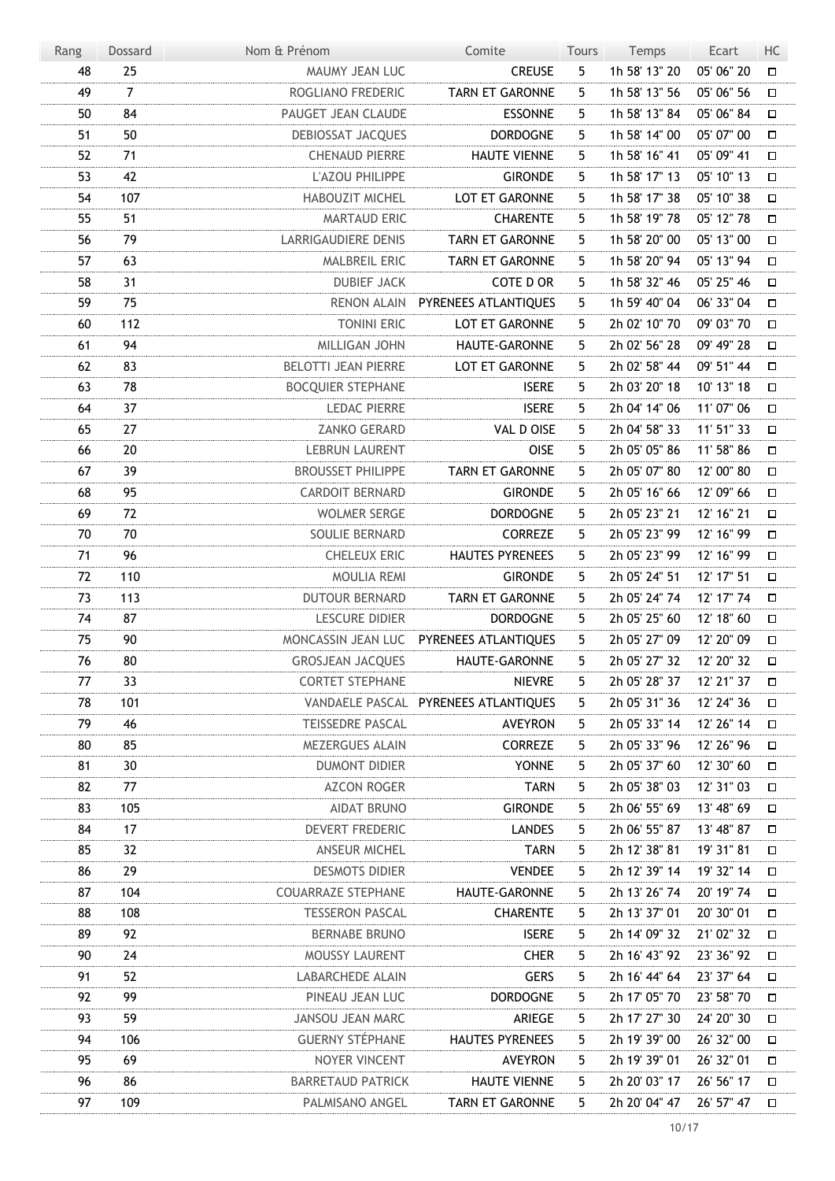| Rang | Dossard | Nom & Prénom | Comite | Tours | Temps | Ecart | HC |
|---|---|---|---|---|---|---|---|
| 48 | 25 | MAUMY JEAN LUC | CREUSE | 5 | 1h 58' 13" 20 | 05' 06" 20 | ☐ |
| 49 | 7 | ROGLIANO FREDERIC | TARN ET GARONNE | 5 | 1h 58' 13" 56 | 05' 06" 56 | ☐ |
| 50 | 84 | PAUGET JEAN CLAUDE | ESSONNE | 5 | 1h 58' 13" 84 | 05' 06" 84 | ☐ |
| 51 | 50 | DEBIOSSAT JACQUES | DORDOGNE | 5 | 1h 58' 14" 00 | 05' 07" 00 | ☐ |
| 52 | 71 | CHENAUD PIERRE | HAUTE VIENNE | 5 | 1h 58' 16" 41 | 05' 09" 41 | ☐ |
| 53 | 42 | L'AZOU PHILIPPE | GIRONDE | 5 | 1h 58' 17" 13 | 05' 10" 13 | ☐ |
| 54 | 107 | HABOUZIT MICHEL | LOT ET GARONNE | 5 | 1h 58' 17" 38 | 05' 10" 38 | ☐ |
| 55 | 51 | MARTAUD ERIC | CHARENTE | 5 | 1h 58' 19" 78 | 05' 12" 78 | ☐ |
| 56 | 79 | LARRIGAUDIERE DENIS | TARN ET GARONNE | 5 | 1h 58' 20" 00 | 05' 13" 00 | ☐ |
| 57 | 63 | MALBREIL ERIC | TARN ET GARONNE | 5 | 1h 58' 20" 94 | 05' 13" 94 | ☐ |
| 58 | 31 | DUBIEF JACK | COTE D OR | 5 | 1h 58' 32" 46 | 05' 25" 46 | ☐ |
| 59 | 75 | RENON ALAIN | PYRENEES ATLANTIQUES | 5 | 1h 59' 40" 04 | 06' 33" 04 | ☐ |
| 60 | 112 | TONINI ERIC | LOT ET GARONNE | 5 | 2h 02' 10" 70 | 09' 03" 70 | ☐ |
| 61 | 94 | MILLIGAN JOHN | HAUTE-GARONNE | 5 | 2h 02' 56" 28 | 09' 49" 28 | ☐ |
| 62 | 83 | BELOTTI JEAN PIERRE | LOT ET GARONNE | 5 | 2h 02' 58" 44 | 09' 51" 44 | ☐ |
| 63 | 78 | BOCQUIER STEPHANE | ISERE | 5 | 2h 03' 20" 18 | 10' 13" 18 | ☐ |
| 64 | 37 | LEDAC PIERRE | ISERE | 5 | 2h 04' 14" 06 | 11' 07" 06 | ☐ |
| 65 | 27 | ZANKO GERARD | VAL D OISE | 5 | 2h 04' 58" 33 | 11' 51" 33 | ☐ |
| 66 | 20 | LEBRUN LAURENT | OISE | 5 | 2h 05' 05" 86 | 11' 58" 86 | ☐ |
| 67 | 39 | BROUSSET PHILIPPE | TARN ET GARONNE | 5 | 2h 05' 07" 80 | 12' 00" 80 | ☐ |
| 68 | 95 | CARDOIT BERNARD | GIRONDE | 5 | 2h 05' 16" 66 | 12' 09" 66 | ☐ |
| 69 | 72 | WOLMER SERGE | DORDOGNE | 5 | 2h 05' 23" 21 | 12' 16" 21 | ☐ |
| 70 | 70 | SOULIE BERNARD | CORREZE | 5 | 2h 05' 23" 99 | 12' 16" 99 | ☐ |
| 71 | 96 | CHELEUX ERIC | HAUTES PYRENEES | 5 | 2h 05' 23" 99 | 12' 16" 99 | ☐ |
| 72 | 110 | MOULIA REMI | GIRONDE | 5 | 2h 05' 24" 51 | 12' 17" 51 | ☐ |
| 73 | 113 | DUTOUR BERNARD | TARN ET GARONNE | 5 | 2h 05' 24" 74 | 12' 17" 74 | ☐ |
| 74 | 87 | LESCURE DIDIER | DORDOGNE | 5 | 2h 05' 25" 60 | 12' 18" 60 | ☐ |
| 75 | 90 | MONCASSIN JEAN LUC | PYRENEES ATLANTIQUES | 5 | 2h 05' 27" 09 | 12' 20" 09 | ☐ |
| 76 | 80 | GROSJEAN JACQUES | HAUTE-GARONNE | 5 | 2h 05' 27" 32 | 12' 20" 32 | ☐ |
| 77 | 33 | CORTET STEPHANE | NIEVRE | 5 | 2h 05' 28" 37 | 12' 21" 37 | ☐ |
| 78 | 101 | VANDAELE PASCAL | PYRENEES ATLANTIQUES | 5 | 2h 05' 31" 36 | 12' 24" 36 | ☐ |
| 79 | 46 | TEISSEDRE PASCAL | AVEYRON | 5 | 2h 05' 33" 14 | 12' 26" 14 | ☐ |
| 80 | 85 | MEZERGUES ALAIN | CORREZE | 5 | 2h 05' 33" 96 | 12' 26" 96 | ☐ |
| 81 | 30 | DUMONT DIDIER | YONNE | 5 | 2h 05' 37" 60 | 12' 30" 60 | ☐ |
| 82 | 77 | AZCON ROGER | TARN | 5 | 2h 05' 38" 03 | 12' 31" 03 | ☐ |
| 83 | 105 | AIDAT BRUNO | GIRONDE | 5 | 2h 06' 55" 69 | 13' 48" 69 | ☐ |
| 84 | 17 | DEVERT FREDERIC | LANDES | 5 | 2h 06' 55" 87 | 13' 48" 87 | ☐ |
| 85 | 32 | ANSEUR MICHEL | TARN | 5 | 2h 12' 38" 81 | 19' 31" 81 | ☐ |
| 86 | 29 | DESMOTS DIDIER | VENDEE | 5 | 2h 12' 39" 14 | 19' 32" 14 | ☐ |
| 87 | 104 | COUARRAZE STEPHANE | HAUTE-GARONNE | 5 | 2h 13' 26" 74 | 20' 19" 74 | ☐ |
| 88 | 108 | TESSERON PASCAL | CHARENTE | 5 | 2h 13' 37" 01 | 20' 30" 01 | ☐ |
| 89 | 92 | BERNABE BRUNO | ISERE | 5 | 2h 14' 09" 32 | 21' 02" 32 | ☐ |
| 90 | 24 | MOUSSY LAURENT | CHER | 5 | 2h 16' 43" 92 | 23' 36" 92 | ☐ |
| 91 | 52 | LABARCHEDE ALAIN | GERS | 5 | 2h 16' 44" 64 | 23' 37" 64 | ☐ |
| 92 | 99 | PINEAU JEAN LUC | DORDOGNE | 5 | 2h 17' 05" 70 | 23' 58" 70 | ☐ |
| 93 | 59 | JANSOU JEAN MARC | ARIEGE | 5 | 2h 17' 27" 30 | 24' 20" 30 | ☐ |
| 94 | 106 | GUERNY STÉPHANE | HAUTES PYRENEES | 5 | 2h 19' 39" 00 | 26' 32" 00 | ☐ |
| 95 | 69 | NOYER VINCENT | AVEYRON | 5 | 2h 19' 39" 01 | 26' 32" 01 | ☐ |
| 96 | 86 | BARRETAUD PATRICK | HAUTE VIENNE | 5 | 2h 20' 03" 17 | 26' 56" 17 | ☐ |
| 97 | 109 | PALMISANO ANGEL | TARN ET GARONNE | 5 | 2h 20' 04" 47 | 26' 57" 47 | ☐ |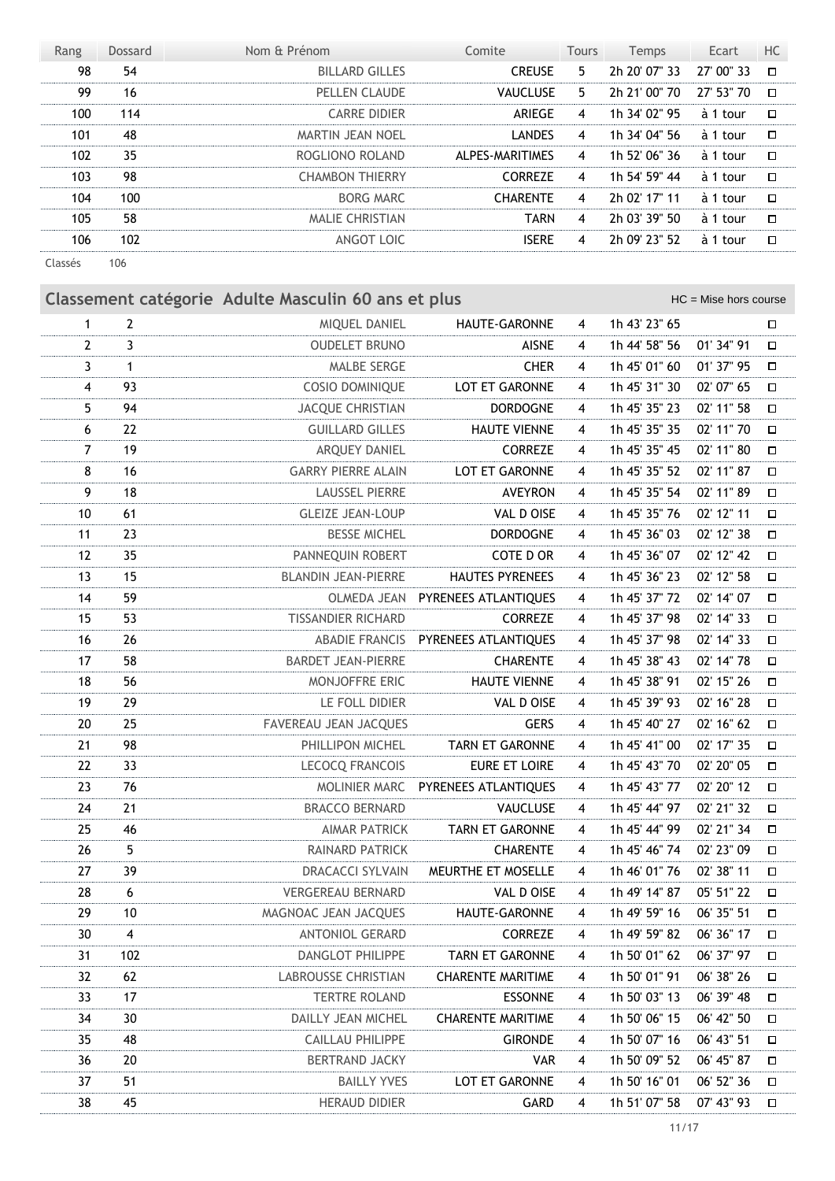| Rang | Dossard | Nom & Prénom | Comite | Tours | Temps | Ecart | HC |
|---|---|---|---|---|---|---|---|
| 98 | 54 | BILLARD GILLES | CREUSE | 5 | 2h 20' 07" 33 | 27' 00" 33 | □ |
| 99 | 16 | PELLEN CLAUDE | VAUCLUSE | 5 | 2h 21' 00" 70 | 27' 53" 70 | □ |
| 100 | 114 | CARRE DIDIER | ARIEGE | 4 | 1h 34' 02" 95 | à 1 tour | □ |
| 101 | 48 | MARTIN JEAN NOEL | LANDES | 4 | 1h 34' 04" 56 | à 1 tour | □ |
| 102 | 35 | ROGLIONO ROLAND | ALPES-MARITIMES | 4 | 1h 52' 06" 36 | à 1 tour | □ |
| 103 | 98 | CHAMBON THIERRY | CORREZE | 4 | 1h 54' 59" 44 | à 1 tour | □ |
| 104 | 100 | BORG MARC | CHARENTE | 4 | 2h 02' 17" 11 | à 1 tour | □ |
| 105 | 58 | MALIE CHRISTIAN | TARN | 4 | 2h 03' 39" 50 | à 1 tour | □ |
| 106 | 102 | ANGOT LOIC | ISERE | 4 | 2h 09' 23" 52 | à 1 tour | □ |

Classés 106

## Classement catégorie Adulte Masculin 60 ans et plus

HC = Mise hors course

| Rang | Dossard | Nom & Prénom | Comite | Tours | Temps | Ecart | HC |
|---|---|---|---|---|---|---|---|
| 1 | 2 | MIQUEL DANIEL | HAUTE-GARONNE | 4 | 1h 43' 23" 65 | | □ |
| 2 | 3 | OUDELET BRUNO | AISNE | 4 | 1h 44' 58" 56 | 01' 34" 91 | □ |
| 3 | 1 | MALBE SERGE | CHER | 4 | 1h 45' 01" 60 | 01' 37" 95 | □ |
| 4 | 93 | COSIO DOMINIQUE | LOT ET GARONNE | 4 | 1h 45' 31" 30 | 02' 07" 65 | □ |
| 5 | 94 | JACQUE CHRISTIAN | DORDOGNE | 4 | 1h 45' 35" 23 | 02' 11" 58 | □ |
| 6 | 22 | GUILLARD GILLES | HAUTE VIENNE | 4 | 1h 45' 35" 35 | 02' 11" 70 | □ |
| 7 | 19 | ARQUEY DANIEL | CORREZE | 4 | 1h 45' 35" 45 | 02' 11" 80 | □ |
| 8 | 16 | GARRY PIERRE ALAIN | LOT ET GARONNE | 4 | 1h 45' 35" 52 | 02' 11" 87 | □ |
| 9 | 18 | LAUSSEL PIERRE | AVEYRON | 4 | 1h 45' 35" 54 | 02' 11" 89 | □ |
| 10 | 61 | GLEIZE JEAN-LOUP | VAL D OISE | 4 | 1h 45' 35" 76 | 02' 12" 11 | □ |
| 11 | 23 | BESSE MICHEL | DORDOGNE | 4 | 1h 45' 36" 03 | 02' 12" 38 | □ |
| 12 | 35 | PANNEQUIN ROBERT | COTE D OR | 4 | 1h 45' 36" 07 | 02' 12" 42 | □ |
| 13 | 15 | BLANDIN JEAN-PIERRE | HAUTES PYRENEES | 4 | 1h 45' 36" 23 | 02' 12" 58 | □ |
| 14 | 59 | OLMEDA JEAN | PYRENEES ATLANTIQUES | 4 | 1h 45' 37" 72 | 02' 14" 07 | □ |
| 15 | 53 | TISSANDIER RICHARD | CORREZE | 4 | 1h 45' 37" 98 | 02' 14" 33 | □ |
| 16 | 26 | ABADIE FRANCIS | PYRENEES ATLANTIQUES | 4 | 1h 45' 37" 98 | 02' 14" 33 | □ |
| 17 | 58 | BARDET JEAN-PIERRE | CHARENTE | 4 | 1h 45' 38" 43 | 02' 14" 78 | □ |
| 18 | 56 | MONJOFFRE ERIC | HAUTE VIENNE | 4 | 1h 45' 38" 91 | 02' 15" 26 | □ |
| 19 | 29 | LE FOLL DIDIER | VAL D OISE | 4 | 1h 45' 39" 93 | 02' 16" 28 | □ |
| 20 | 25 | FAVEREAU JEAN JACQUES | GERS | 4 | 1h 45' 40" 27 | 02' 16" 62 | □ |
| 21 | 98 | PHILLIPON MICHEL | TARN ET GARONNE | 4 | 1h 45' 41" 00 | 02' 17" 35 | □ |
| 22 | 33 | LECOCQ FRANCOIS | EURE ET LOIRE | 4 | 1h 45' 43" 70 | 02' 20" 05 | □ |
| 23 | 76 | MOLINIER MARC | PYRENEES ATLANTIQUES | 4 | 1h 45' 43" 77 | 02' 20" 12 | □ |
| 24 | 21 | BRACCO BERNARD | VAUCLUSE | 4 | 1h 45' 44" 97 | 02' 21" 32 | □ |
| 25 | 46 | AIMAR PATRICK | TARN ET GARONNE | 4 | 1h 45' 44" 99 | 02' 21" 34 | □ |
| 26 | 5 | RAINARD PATRICK | CHARENTE | 4 | 1h 45' 46" 74 | 02' 23" 09 | □ |
| 27 | 39 | DRACACCI SYLVAIN | MEURTHE ET MOSELLE | 4 | 1h 46' 01" 76 | 02' 38" 11 | □ |
| 28 | 6 | VERGEREAU BERNARD | VAL D OISE | 4 | 1h 49' 14" 87 | 05' 51" 22 | □ |
| 29 | 10 | MAGNOAC JEAN JACQUES | HAUTE-GARONNE | 4 | 1h 49' 59" 16 | 06' 35" 51 | □ |
| 30 | 4 | ANTONIOL GERARD | CORREZE | 4 | 1h 49' 59" 82 | 06' 36" 17 | □ |
| 31 | 102 | DANGLOT PHILIPPE | TARN ET GARONNE | 4 | 1h 50' 01" 62 | 06' 37" 97 | □ |
| 32 | 62 | LABROUSSE CHRISTIAN | CHARENTE MARITIME | 4 | 1h 50' 01" 91 | 06' 38" 26 | □ |
| 33 | 17 | TERTRE ROLAND | ESSONNE | 4 | 1h 50' 03" 13 | 06' 39" 48 | □ |
| 34 | 30 | DAILLY JEAN MICHEL | CHARENTE MARITIME | 4 | 1h 50' 06" 15 | 06' 42" 50 | □ |
| 35 | 48 | CAILLAU PHILIPPE | GIRONDE | 4 | 1h 50' 07" 16 | 06' 43" 51 | □ |
| 36 | 20 | BERTRAND JACKY | VAR | 4 | 1h 50' 09" 52 | 06' 45" 87 | □ |
| 37 | 51 | BAILLY YVES | LOT ET GARONNE | 4 | 1h 50' 16" 01 | 06' 52" 36 | □ |
| 38 | 45 | HERAUD DIDIER | GARD | 4 | 1h 51' 07" 58 | 07' 43" 93 | □ |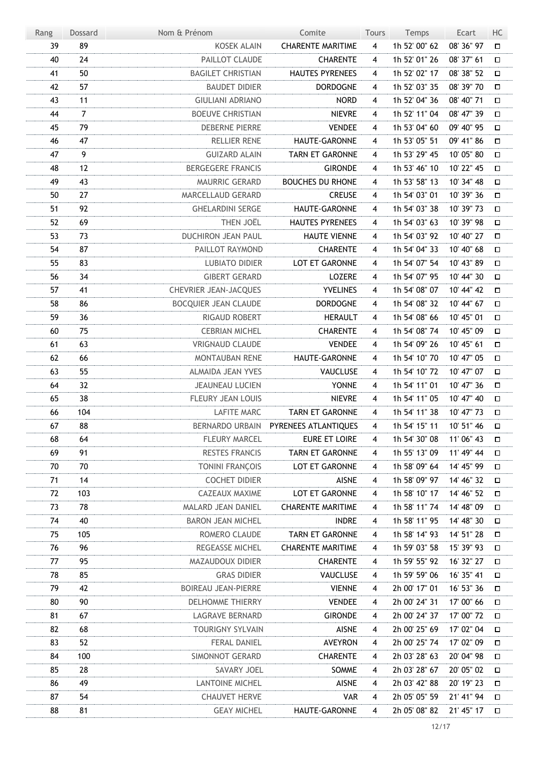| Rang | Dossard | Nom & Prénom | Comite | Tours | Temps | Ecart | HC |
|---|---|---|---|---|---|---|---|
| 39 | 89 | KOSEK ALAIN | CHARENTE MARITIME | 4 | 1h 52' 00" 62 | 08' 36" 97 | ☐ |
| 40 | 24 | PAILLOT CLAUDE | CHARENTE | 4 | 1h 52' 01" 26 | 08' 37" 61 | ☐ |
| 41 | 50 | BAGILET CHRISTIAN | HAUTES PYRENEES | 4 | 1h 52' 02" 17 | 08' 38" 52 | ☐ |
| 42 | 57 | BAUDET DIDIER | DORDOGNE | 4 | 1h 52' 03" 35 | 08' 39" 70 | ☐ |
| 43 | 11 | GIULIANI ADRIANO | NORD | 4 | 1h 52' 04" 36 | 08' 40" 71 | ☐ |
| 44 | 7 | BOEUVE CHRISTIAN | NIEVRE | 4 | 1h 52' 11" 04 | 08' 47" 39 | ☐ |
| 45 | 79 | DEBERNE PIERRE | VENDEE | 4 | 1h 53' 04" 60 | 09' 40" 95 | ☐ |
| 46 | 47 | RELLIER RENE | HAUTE-GARONNE | 4 | 1h 53' 05" 51 | 09' 41" 86 | ☐ |
| 47 | 9 | GUIZARD ALAIN | TARN ET GARONNE | 4 | 1h 53' 29" 45 | 10' 05" 80 | ☐ |
| 48 | 12 | BERGEGERE FRANCIS | GIRONDE | 4 | 1h 53' 46" 10 | 10' 22" 45 | ☐ |
| 49 | 43 | MAURRIC GERARD | BOUCHES DU RHONE | 4 | 1h 53' 58" 13 | 10' 34" 48 | ☐ |
| 50 | 27 | MARCELLAUD GERARD | CREUSE | 4 | 1h 54' 03" 01 | 10' 39" 36 | ☐ |
| 51 | 92 | GHELARDINI SERGE | HAUTE-GARONNE | 4 | 1h 54' 03" 38 | 10' 39" 73 | ☐ |
| 52 | 69 | THEN JOËL | HAUTES PYRENEES | 4 | 1h 54' 03" 63 | 10' 39" 98 | ☐ |
| 53 | 73 | DUCHIRON JEAN PAUL | HAUTE VIENNE | 4 | 1h 54' 03" 92 | 10' 40" 27 | ☐ |
| 54 | 87 | PAILLOT RAYMOND | CHARENTE | 4 | 1h 54' 04" 33 | 10' 40" 68 | ☐ |
| 55 | 83 | LUBIATO DIDIER | LOT ET GARONNE | 4 | 1h 54' 07" 54 | 10' 43" 89 | ☐ |
| 56 | 34 | GIBERT GERARD | LOZERE | 4 | 1h 54' 07" 95 | 10' 44" 30 | ☐ |
| 57 | 41 | CHEVRIER JEAN-JACQUES | YVELINES | 4 | 1h 54' 08" 07 | 10' 44" 42 | ☐ |
| 58 | 86 | BOCQUIER JEAN CLAUDE | DORDOGNE | 4 | 1h 54' 08" 32 | 10' 44" 67 | ☐ |
| 59 | 36 | RIGAUD ROBERT | HERAULT | 4 | 1h 54' 08" 66 | 10' 45" 01 | ☐ |
| 60 | 75 | CEBRIAN MICHEL | CHARENTE | 4 | 1h 54' 08" 74 | 10' 45" 09 | ☐ |
| 61 | 63 | VRIGNAUD CLAUDE | VENDEE | 4 | 1h 54' 09" 26 | 10' 45" 61 | ☐ |
| 62 | 66 | MONTAUBAN RENE | HAUTE-GARONNE | 4 | 1h 54' 10" 70 | 10' 47" 05 | ☐ |
| 63 | 55 | ALMAIDA JEAN YVES | VAUCLUSE | 4 | 1h 54' 10" 72 | 10' 47" 07 | ☐ |
| 64 | 32 | JEAUNEAU LUCIEN | YONNE | 4 | 1h 54' 11" 01 | 10' 47" 36 | ☐ |
| 65 | 38 | FLEURY JEAN LOUIS | NIEVRE | 4 | 1h 54' 11" 05 | 10' 47" 40 | ☐ |
| 66 | 104 | LAFITE MARC | TARN ET GARONNE | 4 | 1h 54' 11" 38 | 10' 47" 73 | ☐ |
| 67 | 88 | BERNARDO URBAIN | PYRENEES ATLANTIQUES | 4 | 1h 54' 15" 11 | 10' 51" 46 | ☐ |
| 68 | 64 | FLEURY MARCEL | EURE ET LOIRE | 4 | 1h 54' 30" 08 | 11' 06" 43 | ☐ |
| 69 | 91 | RESTES FRANCIS | TARN ET GARONNE | 4 | 1h 55' 13" 09 | 11' 49" 44 | ☐ |
| 70 | 70 | TONINI FRANÇOIS | LOT ET GARONNE | 4 | 1h 58' 09" 64 | 14' 45" 99 | ☐ |
| 71 | 14 | COCHET DIDIER | AISNE | 4 | 1h 58' 09" 97 | 14' 46" 32 | ☐ |
| 72 | 103 | CAZEAUX MAXIME | LOT ET GARONNE | 4 | 1h 58' 10" 17 | 14' 46" 52 | ☐ |
| 73 | 78 | MALARD JEAN DANIEL | CHARENTE MARITIME | 4 | 1h 58' 11" 74 | 14' 48" 09 | ☐ |
| 74 | 40 | BARON JEAN MICHEL | INDRE | 4 | 1h 58' 11" 95 | 14' 48" 30 | ☐ |
| 75 | 105 | ROMERO CLAUDE | TARN ET GARONNE | 4 | 1h 58' 14" 93 | 14' 51" 28 | ☐ |
| 76 | 96 | REGEASSE MICHEL | CHARENTE MARITIME | 4 | 1h 59' 03" 58 | 15' 39" 93 | ☐ |
| 77 | 95 | MAZAUDOUX DIDIER | CHARENTE | 4 | 1h 59' 55" 92 | 16' 32" 27 | ☐ |
| 78 | 85 | GRAS DIDIER | VAUCLUSE | 4 | 1h 59' 59" 06 | 16' 35" 41 | ☐ |
| 79 | 42 | BOIREAU JEAN-PIERRE | VIENNE | 4 | 2h 00' 17" 01 | 16' 53" 36 | ☐ |
| 80 | 90 | DELHOMME THIERRY | VENDEE | 4 | 2h 00' 24" 31 | 17' 00" 66 | ☐ |
| 81 | 67 | LAGRAVE BERNARD | GIRONDE | 4 | 2h 00' 24" 37 | 17' 00" 72 | ☐ |
| 82 | 68 | TOURIGNY SYLVAIN | AISNE | 4 | 2h 00' 25" 69 | 17' 02" 04 | ☐ |
| 83 | 52 | FERAL DANIEL | AVEYRON | 4 | 2h 00' 25" 74 | 17' 02" 09 | ☐ |
| 84 | 100 | SIMONNOT GERARD | CHARENTE | 4 | 2h 03' 28" 63 | 20' 04" 98 | ☐ |
| 85 | 28 | SAVARY JOEL | SOMME | 4 | 2h 03' 28" 67 | 20' 05" 02 | ☐ |
| 86 | 49 | LANTOINE MICHEL | AISNE | 4 | 2h 03' 42" 88 | 20' 19" 23 | ☐ |
| 87 | 54 | CHAUVET HERVE | VAR | 4 | 2h 05' 05" 59 | 21' 41" 94 | ☐ |
| 88 | 81 | GEAY MICHEL | HAUTE-GARONNE | 4 | 2h 05' 08" 82 | 21' 45" 17 | ☐ |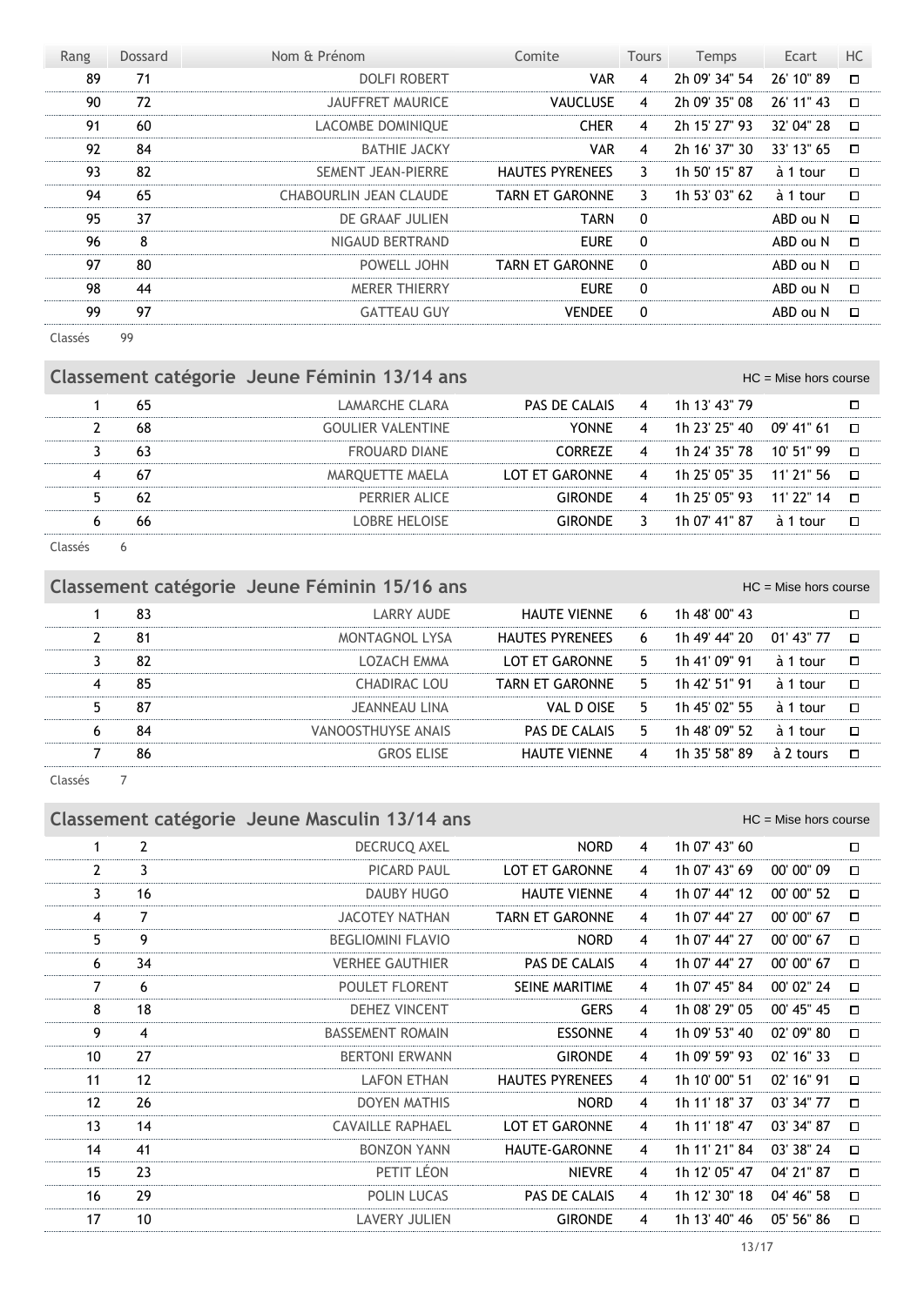| Rang | Dossard | Nom & Prénom | Comite | Tours | Temps | Ecart | HC |
|---|---|---|---|---|---|---|---|
| 89 | 71 | DOLFI ROBERT | VAR | 4 | 2h 09' 34" 54 | 26' 10" 89 | ☐ |
| 90 | 72 | JAUFFRET MAURICE | VAUCLUSE | 4 | 2h 09' 35" 08 | 26' 11" 43 | ☐ |
| 91 | 60 | LACOMBE DOMINIQUE | CHER | 4 | 2h 15' 27" 93 | 32' 04" 28 | ☐ |
| 92 | 84 | BATHIE JACKY | VAR | 4 | 2h 16' 37" 30 | 33' 13" 65 | ☐ |
| 93 | 82 | SEMENT JEAN-PIERRE | HAUTES PYRENEES | 3 | 1h 50' 15" 87 | à 1 tour | ☐ |
| 94 | 65 | CHABOURLIN JEAN CLAUDE | TARN ET GARONNE | 3 | 1h 53' 03" 62 | à 1 tour | ☐ |
| 95 | 37 | DE GRAAF JULIEN | TARN | 0 | | ABD ou N | ☐ |
| 96 | 8 | NIGAUD BERTRAND | EURE | 0 | | ABD ou N | ☐ |
| 97 | 80 | POWELL JOHN | TARN ET GARONNE | 0 | | ABD ou N | ☐ |
| 98 | 44 | MERER THIERRY | EURE | 0 | | ABD ou N | ☐ |
| 99 | 97 | GATTEAU GUY | VENDEE | 0 | | ABD ou N | ☐ |

Classés 99

## Classement catégorie Jeune Féminin 13/14 ans

HC = Mise hors course

| Rang | Dossard | Nom & Prénom | Comite | Tours | Temps | Ecart | HC |
|---|---|---|---|---|---|---|---|
| 1 | 65 | LAMARCHE CLARA | PAS DE CALAIS | 4 | 1h 13' 43" 79 | | ☐ |
| 2 | 68 | GOULIER VALENTINE | YONNE | 4 | 1h 23' 25" 40 | 09' 41" 61 | ☐ |
| 3 | 63 | FROUARD DIANE | CORREZE | 4 | 1h 24' 35" 78 | 10' 51" 99 | ☐ |
| 4 | 67 | MARQUETTE MAELA | LOT ET GARONNE | 4 | 1h 25' 05" 35 | 11' 21" 56 | ☐ |
| 5 | 62 | PERRIER ALICE | GIRONDE | 4 | 1h 25' 05" 93 | 11' 22" 14 | ☐ |
| 6 | 66 | LOBRE HELOISE | GIRONDE | 3 | 1h 07' 41" 87 | à 1 tour | ☐ |

Classés 6

## Classement catégorie Jeune Féminin 15/16 ans

HC = Mise hors course

| Rang | Dossard | Nom & Prénom | Comite | Tours | Temps | Ecart | HC |
|---|---|---|---|---|---|---|---|
| 1 | 83 | LARRY AUDE | HAUTE VIENNE | 6 | 1h 48' 00" 43 | | ☐ |
| 2 | 81 | MONTAGNOL LYSA | HAUTES PYRENEES | 6 | 1h 49' 44" 20 | 01' 43" 77 | ☐ |
| 3 | 82 | LOZACH EMMA | LOT ET GARONNE | 5 | 1h 41' 09" 91 | à 1 tour | ☐ |
| 4 | 85 | CHADIRAC LOU | TARN ET GARONNE | 5 | 1h 42' 51" 91 | à 1 tour | ☐ |
| 5 | 87 | JEANNEAU LINA | VAL D OISE | 5 | 1h 45' 02" 55 | à 1 tour | ☐ |
| 6 | 84 | VANOOSTHUYSE ANAIS | PAS DE CALAIS | 5 | 1h 48' 09" 52 | à 1 tour | ☐ |
| 7 | 86 | GROS ELISE | HAUTE VIENNE | 4 | 1h 35' 58" 89 | à 2 tours | ☐ |

Classés 7

## Classement catégorie Jeune Masculin 13/14 ans

HC = Mise hors course

| Rang | Dossard | Nom & Prénom | Comite | Tours | Temps | Ecart | HC |
|---|---|---|---|---|---|---|---|
| 1 | 2 | DECRUCQ AXEL | NORD | 4 | 1h 07' 43" 60 | | ☐ |
| 2 | 3 | PICARD PAUL | LOT ET GARONNE | 4 | 1h 07' 43" 69 | 00' 00" 09 | ☐ |
| 3 | 16 | DAUBY HUGO | HAUTE VIENNE | 4 | 1h 07' 44" 12 | 00' 00" 52 | ☐ |
| 4 | 7 | JACOTEY NATHAN | TARN ET GARONNE | 4 | 1h 07' 44" 27 | 00' 00" 67 | ☐ |
| 5 | 9 | BEGLIOMINI FLAVIO | NORD | 4 | 1h 07' 44" 27 | 00' 00" 67 | ☐ |
| 6 | 34 | VERHEE GAUTHIER | PAS DE CALAIS | 4 | 1h 07' 44" 27 | 00' 00" 67 | ☐ |
| 7 | 6 | POULET FLORENT | SEINE MARITIME | 4 | 1h 07' 45" 84 | 00' 02" 24 | ☐ |
| 8 | 18 | DEHEZ VINCENT | GERS | 4 | 1h 08' 29" 05 | 00' 45" 45 | ☐ |
| 9 | 4 | BASSEMENT ROMAIN | ESSONNE | 4 | 1h 09' 53" 40 | 02' 09" 80 | ☐ |
| 10 | 27 | BERTONI ERWANN | GIRONDE | 4 | 1h 09' 59" 93 | 02' 16" 33 | ☐ |
| 11 | 12 | LAFON ETHAN | HAUTES PYRENEES | 4 | 1h 10' 00" 51 | 02' 16" 91 | ☐ |
| 12 | 26 | DOYEN MATHIS | NORD | 4 | 1h 11' 18" 37 | 03' 34" 77 | ☐ |
| 13 | 14 | CAVAILLE RAPHAEL | LOT ET GARONNE | 4 | 1h 11' 18" 47 | 03' 34" 87 | ☐ |
| 14 | 41 | BONZON YANN | HAUTE-GARONNE | 4 | 1h 11' 21" 84 | 03' 38" 24 | ☐ |
| 15 | 23 | PETIT LÉON | NIEVRE | 4 | 1h 12' 05" 47 | 04' 21" 87 | ☐ |
| 16 | 29 | POLIN LUCAS | PAS DE CALAIS | 4 | 1h 12' 30" 18 | 04' 46" 58 | ☐ |
| 17 | 10 | LAVERY JULIEN | GIRONDE | 4 | 1h 13' 40" 46 | 05' 56" 86 | ☐ |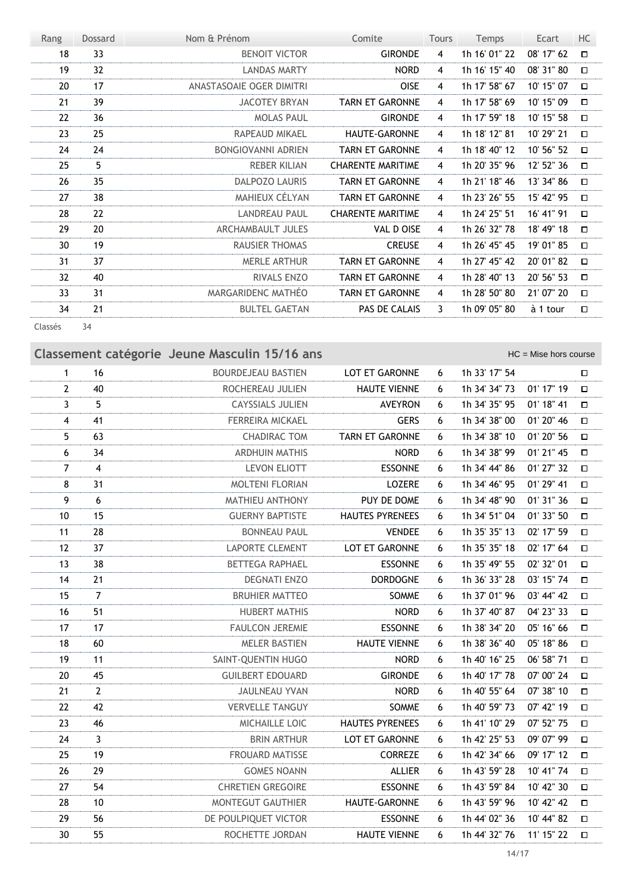| Rang | Dossard | Nom & Prénom | Comite | Tours | Temps | Ecart | HC |
|---|---|---|---|---|---|---|---|
| 18 | 33 | BENOIT VICTOR | GIRONDE | 4 | 1h 16' 01" 22 | 08' 17" 62 | ☐ |
| 19 | 32 | LANDAS MARTY | NORD | 4 | 1h 16' 15" 40 | 08' 31" 80 | ☐ |
| 20 | 17 | ANASTASOAIE OGER DIMITRI | OISE | 4 | 1h 17' 58" 67 | 10' 15" 07 | ☐ |
| 21 | 39 | JACOTEY BRYAN | TARN ET GARONNE | 4 | 1h 17' 58" 69 | 10' 15" 09 | ☐ |
| 22 | 36 | MOLAS PAUL | GIRONDE | 4 | 1h 17' 59" 18 | 10' 15" 58 | ☐ |
| 23 | 25 | RAPEAUD MIKAEL | HAUTE-GARONNE | 4 | 1h 18' 12" 81 | 10' 29" 21 | ☐ |
| 24 | 24 | BONGIOVANNI ADRIEN | TARN ET GARONNE | 4 | 1h 18' 40" 12 | 10' 56" 52 | ☐ |
| 25 | 5 | REBER KILIAN | CHARENTE MARITIME | 4 | 1h 20' 35" 96 | 12' 52" 36 | ☐ |
| 26 | 35 | DALPOZO LAURIS | TARN ET GARONNE | 4 | 1h 21' 18" 46 | 13' 34" 86 | ☐ |
| 27 | 38 | MAHIEUX CÉLYAN | TARN ET GARONNE | 4 | 1h 23' 26" 55 | 15' 42" 95 | ☐ |
| 28 | 22 | LANDREAU PAUL | CHARENTE MARITIME | 4 | 1h 24' 25" 51 | 16' 41" 91 | ☐ |
| 29 | 20 | ARCHAMBAULT JULES | VAL D OISE | 4 | 1h 26' 32" 78 | 18' 49" 18 | ☐ |
| 30 | 19 | RAUSIER THOMAS | CREUSE | 4 | 1h 26' 45" 45 | 19' 01" 85 | ☐ |
| 31 | 37 | MERLE ARTHUR | TARN ET GARONNE | 4 | 1h 27' 45" 42 | 20' 01" 82 | ☐ |
| 32 | 40 | RIVALS ENZO | TARN ET GARONNE | 4 | 1h 28' 40" 13 | 20' 56" 53 | ☐ |
| 33 | 31 | MARGARIDENC MATHÉO | TARN ET GARONNE | 4 | 1h 28' 50" 80 | 21' 07" 20 | ☐ |
| 34 | 21 | BULTEL GAETAN | PAS DE CALAIS | 3 | 1h 09' 05" 80 | à 1 tour | ☐ |

Classés 34

## Classement catégorie Jeune Masculin 15/16 ans

HC = Mise hors course

| Rang | Dossard | Nom & Prénom | Comite | Tours | Temps | Ecart | HC |
|---|---|---|---|---|---|---|---|
| 1 | 16 | BOURDEJEAU BASTIEN | LOT ET GARONNE | 6 | 1h 33' 17" 54 | | ☐ |
| 2 | 40 | ROCHEREAU JULIEN | HAUTE VIENNE | 6 | 1h 34' 34" 73 | 01' 17" 19 | ☐ |
| 3 | 5 | CAYSSIALS JULIEN | AVEYRON | 6 | 1h 34' 35" 95 | 01' 18" 41 | ☐ |
| 4 | 41 | FERREIRA MICKAEL | GERS | 6 | 1h 34' 38" 00 | 01' 20" 46 | ☐ |
| 5 | 63 | CHADIRAC TOM | TARN ET GARONNE | 6 | 1h 34' 38" 10 | 01' 20" 56 | ☐ |
| 6 | 34 | ARDHUIN MATHIS | NORD | 6 | 1h 34' 38" 99 | 01' 21" 45 | ☐ |
| 7 | 4 | LEVON ELIOTT | ESSONNE | 6 | 1h 34' 44" 86 | 01' 27" 32 | ☐ |
| 8 | 31 | MOLTENI FLORIAN | LOZERE | 6 | 1h 34' 46" 95 | 01' 29" 41 | ☐ |
| 9 | 6 | MATHIEU ANTHONY | PUY DE DOME | 6 | 1h 34' 48" 90 | 01' 31" 36 | ☐ |
| 10 | 15 | GUERNY BAPTISTE | HAUTES PYRENEES | 6 | 1h 34' 51" 04 | 01' 33" 50 | ☐ |
| 11 | 28 | BONNEAU PAUL | VENDEE | 6 | 1h 35' 35" 13 | 02' 17" 59 | ☐ |
| 12 | 37 | LAPORTE CLEMENT | LOT ET GARONNE | 6 | 1h 35' 35" 18 | 02' 17" 64 | ☐ |
| 13 | 38 | BETTEGA RAPHAEL | ESSONNE | 6 | 1h 35' 49" 55 | 02' 32" 01 | ☐ |
| 14 | 21 | DEGNATI ENZO | DORDOGNE | 6 | 1h 36' 33" 28 | 03' 15" 74 | ☐ |
| 15 | 7 | BRUHIER MATTEO | SOMME | 6 | 1h 37' 01" 96 | 03' 44" 42 | ☐ |
| 16 | 51 | HUBERT MATHIS | NORD | 6 | 1h 37' 40" 87 | 04' 23" 33 | ☐ |
| 17 | 17 | FAULCON JEREMIE | ESSONNE | 6 | 1h 38' 34" 20 | 05' 16" 66 | ☐ |
| 18 | 60 | MELER BASTIEN | HAUTE VIENNE | 6 | 1h 38' 36" 40 | 05' 18" 86 | ☐ |
| 19 | 11 | SAINT-QUENTIN HUGO | NORD | 6 | 1h 40' 16" 25 | 06' 58" 71 | ☐ |
| 20 | 45 | GUILBERT EDOUARD | GIRONDE | 6 | 1h 40' 17" 78 | 07' 00" 24 | ☐ |
| 21 | 2 | JAULNEAU YVAN | NORD | 6 | 1h 40' 55" 64 | 07' 38" 10 | ☐ |
| 22 | 42 | VERVELLE TANGUY | SOMME | 6 | 1h 40' 59" 73 | 07' 42" 19 | ☐ |
| 23 | 46 | MICHAILLE LOIC | HAUTES PYRENEES | 6 | 1h 41' 10" 29 | 07' 52" 75 | ☐ |
| 24 | 3 | BRIN ARTHUR | LOT ET GARONNE | 6 | 1h 42' 25" 53 | 09' 07" 99 | ☐ |
| 25 | 19 | FROUARD MATISSE | CORREZE | 6 | 1h 42' 34" 66 | 09' 17" 12 | ☐ |
| 26 | 29 | GOMES NOANN | ALLIER | 6 | 1h 43' 59" 28 | 10' 41" 74 | ☐ |
| 27 | 54 | CHRETIEN GREGOIRE | ESSONNE | 6 | 1h 43' 59" 84 | 10' 42" 30 | ☐ |
| 28 | 10 | MONTEGUT GAUTHIER | HAUTE-GARONNE | 6 | 1h 43' 59" 96 | 10' 42" 42 | ☐ |
| 29 | 56 | DE POULPIQUET VICTOR | ESSONNE | 6 | 1h 44' 02" 36 | 10' 44" 82 | ☐ |
| 30 | 55 | ROCHETTE JORDAN | HAUTE VIENNE | 6 | 1h 44' 32" 76 | 11' 15" 22 | ☐ |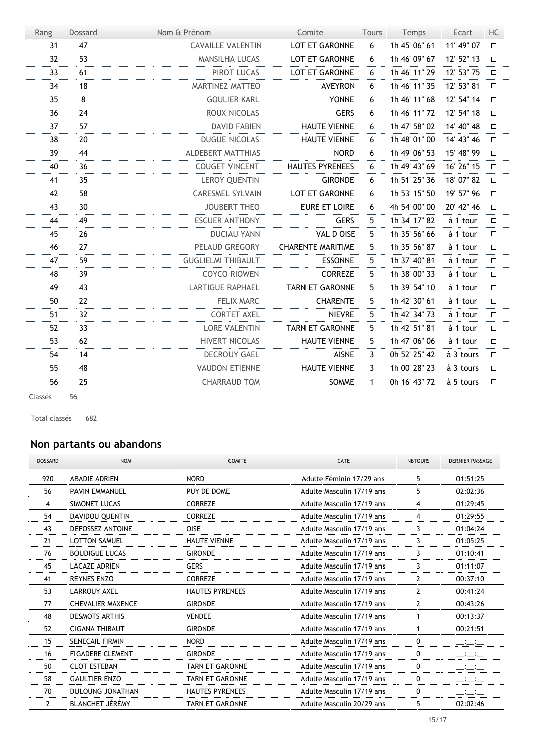| Rang | Dossard | Nom & Prénom | Comite | Tours | Temps | Ecart | HC |
|---|---|---|---|---|---|---|---|
| 31 | 47 | CAVAILLE VALENTIN | LOT ET GARONNE | 6 | 1h 45' 06" 61 | 11' 49" 07 | ☐ |
| 32 | 53 | MANSILHA LUCAS | LOT ET GARONNE | 6 | 1h 46' 09" 67 | 12' 52" 13 | ☐ |
| 33 | 61 | PIROT LUCAS | LOT ET GARONNE | 6 | 1h 46' 11" 29 | 12' 53" 75 | ☐ |
| 34 | 18 | MARTINEZ MATTEO | AVEYRON | 6 | 1h 46' 11" 35 | 12' 53" 81 | ☐ |
| 35 | 8 | GOULIER KARL | YONNE | 6 | 1h 46' 11" 68 | 12' 54" 14 | ☐ |
| 36 | 24 | ROUX NICOLAS | GERS | 6 | 1h 46' 11" 72 | 12' 54" 18 | ☐ |
| 37 | 57 | DAVID FABIEN | HAUTE VIENNE | 6 | 1h 47' 58" 02 | 14' 40" 48 | ☐ |
| 38 | 20 | DUGUE NICOLAS | HAUTE VIENNE | 6 | 1h 48' 01" 00 | 14' 43" 46 | ☐ |
| 39 | 44 | ALDEBERT MATTHIAS | NORD | 6 | 1h 49' 06" 53 | 15' 48" 99 | ☐ |
| 40 | 36 | COUGET VINCENT | HAUTES PYRENEES | 6 | 1h 49' 43" 69 | 16' 26" 15 | ☐ |
| 41 | 35 | LEROY QUENTIN | GIRONDE | 6 | 1h 51' 25" 36 | 18' 07" 82 | ☐ |
| 42 | 58 | CARESMEL SYLVAIN | LOT ET GARONNE | 6 | 1h 53' 15" 50 | 19' 57" 96 | ☐ |
| 43 | 30 | JOUBERT THEO | EURE ET LOIRE | 6 | 4h 54' 00" 00 | 20' 42" 46 | ☐ |
| 44 | 49 | ESCUER ANTHONY | GERS | 5 | 1h 34' 17" 82 | à 1 tour | ☐ |
| 45 | 26 | DUCIAU YANN | VAL D OISE | 5 | 1h 35' 56" 66 | à 1 tour | ☐ |
| 46 | 27 | PELAUD GREGORY | CHARENTE MARITIME | 5 | 1h 35' 56" 87 | à 1 tour | ☐ |
| 47 | 59 | GUGLIELMI THIBAULT | ESSONNE | 5 | 1h 37' 40" 81 | à 1 tour | ☐ |
| 48 | 39 | COYCO RIOWEN | CORREZE | 5 | 1h 38' 00" 33 | à 1 tour | ☐ |
| 49 | 43 | LARTIGUE RAPHAEL | TARN ET GARONNE | 5 | 1h 39' 54" 10 | à 1 tour | ☐ |
| 50 | 22 | FELIX MARC | CHARENTE | 5 | 1h 42' 30" 61 | à 1 tour | ☐ |
| 51 | 32 | CORTET AXEL | NIEVRE | 5 | 1h 42' 34" 73 | à 1 tour | ☐ |
| 52 | 33 | LORE VALENTIN | TARN ET GARONNE | 5 | 1h 42' 51" 81 | à 1 tour | ☐ |
| 53 | 62 | HIVERT NICOLAS | HAUTE VIENNE | 5 | 1h 47' 06" 06 | à 1 tour | ☐ |
| 54 | 14 | DECROUY GAEL | AISNE | 3 | 0h 52' 25" 42 | à 3 tours | ☐ |
| 55 | 48 | VAUDON ETIENNE | HAUTE VIENNE | 3 | 1h 00' 28" 23 | à 3 tours | ☐ |
| 56 | 25 | CHARRAUD TOM | SOMME | 1 | 0h 16' 43" 72 | à 5 tours | ☐ |

Classés 56

Total classés 682

## Non partants ou abandons

| DOSSARD | NOM | COMITE | CATE | NBTOURS | DERNIER PASSAGE |
|---|---|---|---|---|---|
| 920 | ABADIE ADRIEN | NORD | Adulte Féminin 17/29 ans | 5 | 01:51:25 |
| 56 | PAVIN EMMANUEL | PUY DE DOME | Adulte Masculin 17/19 ans | 5 | 02:02:36 |
| 4 | SIMONET LUCAS | CORREZE | Adulte Masculin 17/19 ans | 4 | 01:29:45 |
| 54 | DAVIDOU QUENTIN | CORREZE | Adulte Masculin 17/19 ans | 4 | 01:29:55 |
| 43 | DEFOSSEZ ANTOINE | OISE | Adulte Masculin 17/19 ans | 3 | 01:04:24 |
| 21 | LOTTON SAMUEL | HAUTE VIENNE | Adulte Masculin 17/19 ans | 3 | 01:05:25 |
| 76 | BOUDIGUE LUCAS | GIRONDE | Adulte Masculin 17/19 ans | 3 | 01:10:41 |
| 45 | LACAZE ADRIEN | GERS | Adulte Masculin 17/19 ans | 3 | 01:11:07 |
| 41 | REYNES ENZO | CORREZE | Adulte Masculin 17/19 ans | 2 | 00:37:10 |
| 53 | LARROUY AXEL | HAUTES PYRENEES | Adulte Masculin 17/19 ans | 2 | 00:41:24 |
| 77 | CHEVALIER MAXENCE | GIRONDE | Adulte Masculin 17/19 ans | 2 | 00:43:26 |
| 48 | DESMOTS ARTHIS | VENDEE | Adulte Masculin 17/19 ans | 1 | 00:13:37 |
| 52 | CIGANA THIBAUT | GIRONDE | Adulte Masculin 17/19 ans | 1 | 00:21:51 |
| 15 | SENECAIL FIRMIN | NORD | Adulte Masculin 17/19 ans | 0 | __:__:__ |
| 16 | FIGADERE CLEMENT | GIRONDE | Adulte Masculin 17/19 ans | 0 | __:__:__ |
| 50 | CLOT ESTEBAN | TARN ET GARONNE | Adulte Masculin 17/19 ans | 0 | __:__:__ |
| 58 | GAULTIER ENZO | TARN ET GARONNE | Adulte Masculin 17/19 ans | 0 | __:__:__ |
| 70 | DULOUNG JONATHAN | HAUTES PYRENEES | Adulte Masculin 17/19 ans | 0 | __:__:__ |
| 2 | BLANCHET JÉRÉMY | TARN ET GARONNE | Adulte Masculin 20/29 ans | 5 | 02:02:46 |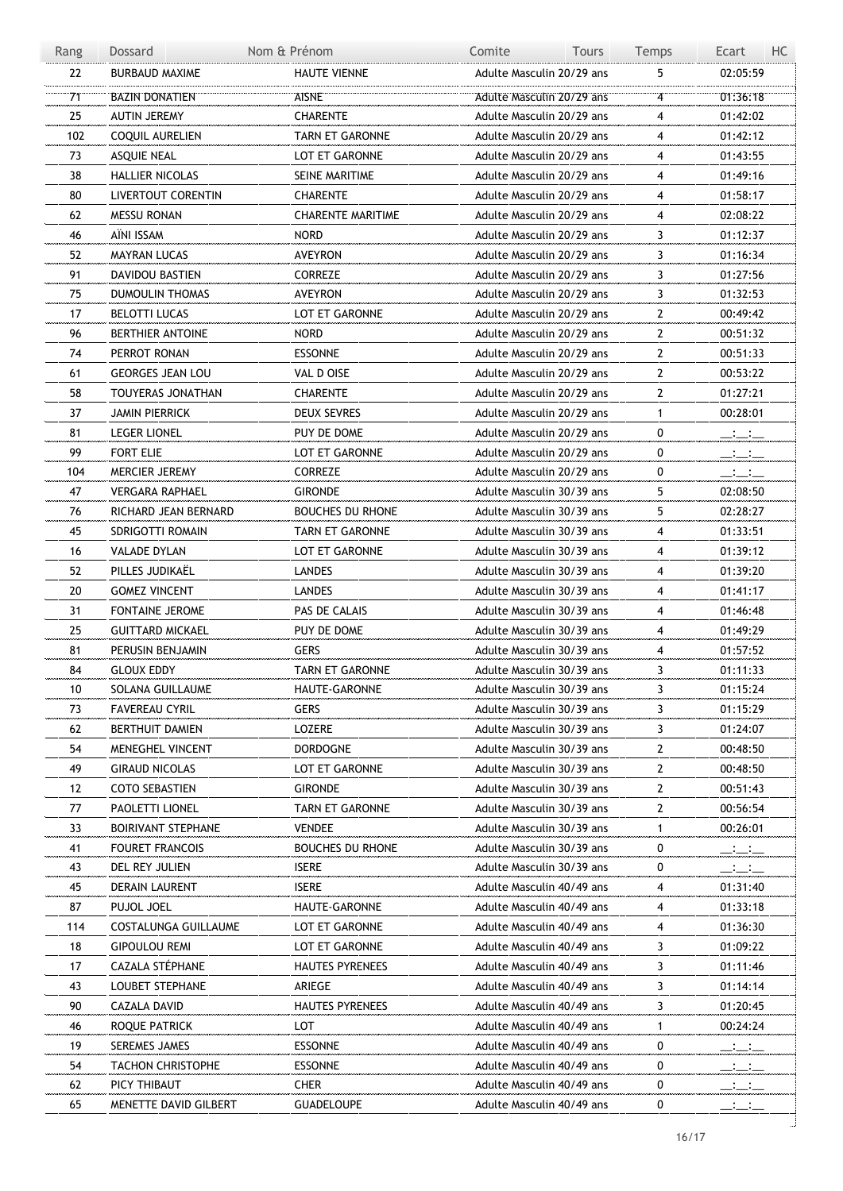| Rang | Dossard | Nom & Prénom | Comite | Tours | Temps | Ecart | HC |
|---|---|---|---|---|---|---|---|
| 22 | BURBAUD MAXIME | HAUTE VIENNE | Adulte Masculin 20/29 ans | 5 | 02:05:59 | | |
| 71 | BAZIN DONATIEN | AISNE | Adulte Masculin 20/29 ans | 4 | 01:36:18 | | |
| 25 | AUTIN JEREMY | CHARENTE | Adulte Masculin 20/29 ans | 4 | 01:42:02 | | |
| 102 | COQUIL AURELIEN | TARN ET GARONNE | Adulte Masculin 20/29 ans | 4 | 01:42:12 | | |
| 73 | ASQUIE NEAL | LOT ET GARONNE | Adulte Masculin 20/29 ans | 4 | 01:43:55 | | |
| 38 | HALLIER NICOLAS | SEINE MARITIME | Adulte Masculin 20/29 ans | 4 | 01:49:16 | | |
| 80 | LIVERTOUT CORENTIN | CHARENTE | Adulte Masculin 20/29 ans | 4 | 01:58:17 | | |
| 62 | MESSU RONAN | CHARENTE MARITIME | Adulte Masculin 20/29 ans | 4 | 02:08:22 | | |
| 46 | AÏNI ISSAM | NORD | Adulte Masculin 20/29 ans | 3 | 01:12:37 | | |
| 52 | MAYRAN LUCAS | AVEYRON | Adulte Masculin 20/29 ans | 3 | 01:16:34 | | |
| 91 | DAVIDOU BASTIEN | CORREZE | Adulte Masculin 20/29 ans | 3 | 01:27:56 | | |
| 75 | DUMOULIN THOMAS | AVEYRON | Adulte Masculin 20/29 ans | 3 | 01:32:53 | | |
| 17 | BELOTTI LUCAS | LOT ET GARONNE | Adulte Masculin 20/29 ans | 2 | 00:49:42 | | |
| 96 | BERTHIER ANTOINE | NORD | Adulte Masculin 20/29 ans | 2 | 00:51:32 | | |
| 74 | PERROT RONAN | ESSONNE | Adulte Masculin 20/29 ans | 2 | 00:51:33 | | |
| 61 | GEORGES JEAN LOU | VAL D OISE | Adulte Masculin 20/29 ans | 2 | 00:53:22 | | |
| 58 | TOUYERAS JONATHAN | CHARENTE | Adulte Masculin 20/29 ans | 2 | 01:27:21 | | |
| 37 | JAMIN PIERRICK | DEUX SEVRES | Adulte Masculin 20/29 ans | 1 | 00:28:01 | | |
| 81 | LEGER LIONEL | PUY DE DOME | Adulte Masculin 20/29 ans | 0 | __:__:__ | | |
| 99 | FORT ELIE | LOT ET GARONNE | Adulte Masculin 20/29 ans | 0 | __:__:__ | | |
| 104 | MERCIER JEREMY | CORREZE | Adulte Masculin 20/29 ans | 0 | __:__:__ | | |
| 47 | VERGARA RAPHAEL | GIRONDE | Adulte Masculin 30/39 ans | 5 | 02:08:50 | | |
| 76 | RICHARD JEAN BERNARD | BOUCHES DU RHONE | Adulte Masculin 30/39 ans | 5 | 02:28:27 | | |
| 45 | SDRIGOTTI ROMAIN | TARN ET GARONNE | Adulte Masculin 30/39 ans | 4 | 01:33:51 | | |
| 16 | VALADE DYLAN | LOT ET GARONNE | Adulte Masculin 30/39 ans | 4 | 01:39:12 | | |
| 52 | PILLES JUDIKAËL | LANDES | Adulte Masculin 30/39 ans | 4 | 01:39:20 | | |
| 20 | GOMEZ VINCENT | LANDES | Adulte Masculin 30/39 ans | 4 | 01:41:17 | | |
| 31 | FONTAINE JEROME | PAS DE CALAIS | Adulte Masculin 30/39 ans | 4 | 01:46:48 | | |
| 25 | GUITTARD MICKAEL | PUY DE DOME | Adulte Masculin 30/39 ans | 4 | 01:49:29 | | |
| 81 | PERUSIN BENJAMIN | GERS | Adulte Masculin 30/39 ans | 4 | 01:57:52 | | |
| 84 | GLOUX EDDY | TARN ET GARONNE | Adulte Masculin 30/39 ans | 3 | 01:11:33 | | |
| 10 | SOLANA GUILLAUME | HAUTE-GARONNE | Adulte Masculin 30/39 ans | 3 | 01:15:24 | | |
| 73 | FAVEREAU CYRIL | GERS | Adulte Masculin 30/39 ans | 3 | 01:15:29 | | |
| 62 | BERTHUIT DAMIEN | LOZERE | Adulte Masculin 30/39 ans | 3 | 01:24:07 | | |
| 54 | MENEGHEL VINCENT | DORDOGNE | Adulte Masculin 30/39 ans | 2 | 00:48:50 | | |
| 49 | GIRAUD NICOLAS | LOT ET GARONNE | Adulte Masculin 30/39 ans | 2 | 00:48:50 | | |
| 12 | COTO SEBASTIEN | GIRONDE | Adulte Masculin 30/39 ans | 2 | 00:51:43 | | |
| 77 | PAOLETTI LIONEL | TARN ET GARONNE | Adulte Masculin 30/39 ans | 2 | 00:56:54 | | |
| 33 | BOIRIVANT STEPHANE | VENDEE | Adulte Masculin 30/39 ans | 1 | 00:26:01 | | |
| 41 | FOURET FRANCOIS | BOUCHES DU RHONE | Adulte Masculin 30/39 ans | 0 | __:__:__ | | |
| 43 | DEL REY JULIEN | ISERE | Adulte Masculin 30/39 ans | 0 | __:__:__ | | |
| 45 | DERAIN LAURENT | ISERE | Adulte Masculin 40/49 ans | 4 | 01:31:40 | | |
| 87 | PUJOL JOEL | HAUTE-GARONNE | Adulte Masculin 40/49 ans | 4 | 01:33:18 | | |
| 114 | COSTALUNGA GUILLAUME | LOT ET GARONNE | Adulte Masculin 40/49 ans | 4 | 01:36:30 | | |
| 18 | GIPOULOU REMI | LOT ET GARONNE | Adulte Masculin 40/49 ans | 3 | 01:09:22 | | |
| 17 | CAZALA STÉPHANE | HAUTES PYRENEES | Adulte Masculin 40/49 ans | 3 | 01:11:46 | | |
| 43 | LOUBET STEPHANE | ARIEGE | Adulte Masculin 40/49 ans | 3 | 01:14:14 | | |
| 90 | CAZALA DAVID | HAUTES PYRENEES | Adulte Masculin 40/49 ans | 3 | 01:20:45 | | |
| 46 | ROQUE PATRICK | LOT | Adulte Masculin 40/49 ans | 1 | 00:24:24 | | |
| 19 | SEREMES JAMES | ESSONNE | Adulte Masculin 40/49 ans | 0 | __:__:__ | | |
| 54 | TACHON CHRISTOPHE | ESSONNE | Adulte Masculin 40/49 ans | 0 | __:__:__ | | |
| 62 | PICY THIBAUT | CHER | Adulte Masculin 40/49 ans | 0 | __:__:__ | | |
| 65 | MENETTE DAVID GILBERT | GUADELOUPE | Adulte Masculin 40/49 ans | 0 | __:__:__ | | |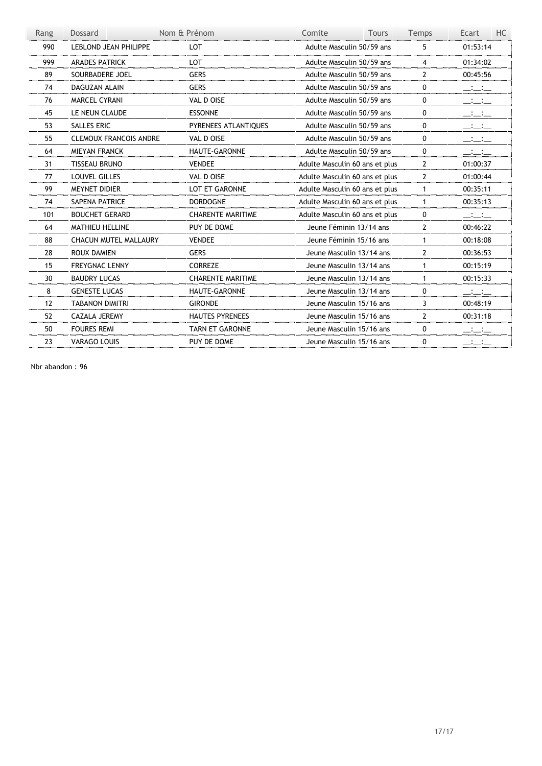| Rang | Dossard | Nom & Prénom | Comite | Tours | Temps | Ecart | HC |
|---|---|---|---|---|---|---|---|
| 990 | LEBLOND JEAN PHILIPPE | LOT | Adulte Masculin 50/59 ans | | 5 | 01:53:14 | |
| ~~999~~ | ~~ARADES PATRICK~~ | ~~LOT~~ | ~~Adulte Masculin 50/59 ans~~ | | ~~4~~ | ~~01:34:02~~ | |
| 89 | SOURBADERE JOEL | GERS | Adulte Masculin 50/59 ans | | 2 | 00:45:56 | |
| 74 | DAGUZAN ALAIN | GERS | Adulte Masculin 50/59 ans | | 0 | __:__:__ | |
| 76 | MARCEL CYRANI | VAL D OISE | Adulte Masculin 50/59 ans | | 0 | __:__:__ | |
| 45 | LE NEUN CLAUDE | ESSONNE | Adulte Masculin 50/59 ans | | 0 | __:__:__ | |
| 53 | SALLES ERIC | PYRENEES ATLANTIQUES | Adulte Masculin 50/59 ans | | 0 | __:__:__ | |
| 55 | CLEMOUX FRANCOIS ANDRE | VAL D OISE | Adulte Masculin 50/59 ans | | 0 | __:__:__ | |
| 64 | MIEYAN FRANCK | HAUTE-GARONNE | Adulte Masculin 50/59 ans | | 0 | __:__:__ | |
| 31 | TISSEAU BRUNO | VENDEE | Adulte Masculin 60 ans et plus | | 2 | 01:00:37 | |
| 77 | LOUVEL GILLES | VAL D OISE | Adulte Masculin 60 ans et plus | | 2 | 01:00:44 | |
| 99 | MEYNET DIDIER | LOT ET GARONNE | Adulte Masculin 60 ans et plus | | 1 | 00:35:11 | |
| 74 | SAPENA PATRICE | DORDOGNE | Adulte Masculin 60 ans et plus | | 1 | 00:35:13 | |
| 101 | BOUCHET GERARD | CHARENTE MARITIME | Adulte Masculin 60 ans et plus | | 0 | __:__:__ | |
| 64 | MATHIEU HELLINE | PUY DE DOME | Jeune Féminin 13/14 ans | | 2 | 00:46:22 | |
| 88 | CHACUN MUTEL MALLAURY | VENDEE | Jeune Féminin 15/16 ans | | 1 | 00:18:08 | |
| 28 | ROUX DAMIEN | GERS | Jeune Masculin 13/14 ans | | 2 | 00:36:53 | |
| 15 | FREYGNAC LENNY | CORREZE | Jeune Masculin 13/14 ans | | 1 | 00:15:19 | |
| 30 | BAUDRY LUCAS | CHARENTE MARITIME | Jeune Masculin 13/14 ans | | 1 | 00:15:33 | |
| 8 | GENESTE LUCAS | HAUTE-GARONNE | Jeune Masculin 13/14 ans | | 0 | __:__:__ | |
| 12 | TABANON DIMITRI | GIRONDE | Jeune Masculin 15/16 ans | | 3 | 00:48:19 | |
| 52 | CAZALA JEREMY | HAUTES PYRENEES | Jeune Masculin 15/16 ans | | 2 | 00:31:18 | |
| 50 | FOURES REMI | TARN ET GARONNE | Jeune Masculin 15/16 ans | | 0 | __:__:__ | |
| 23 | VARAGO LOUIS | PUY DE DOME | Jeune Masculin 15/16 ans | | 0 | __:__:__ | |

Nbr abandon : 96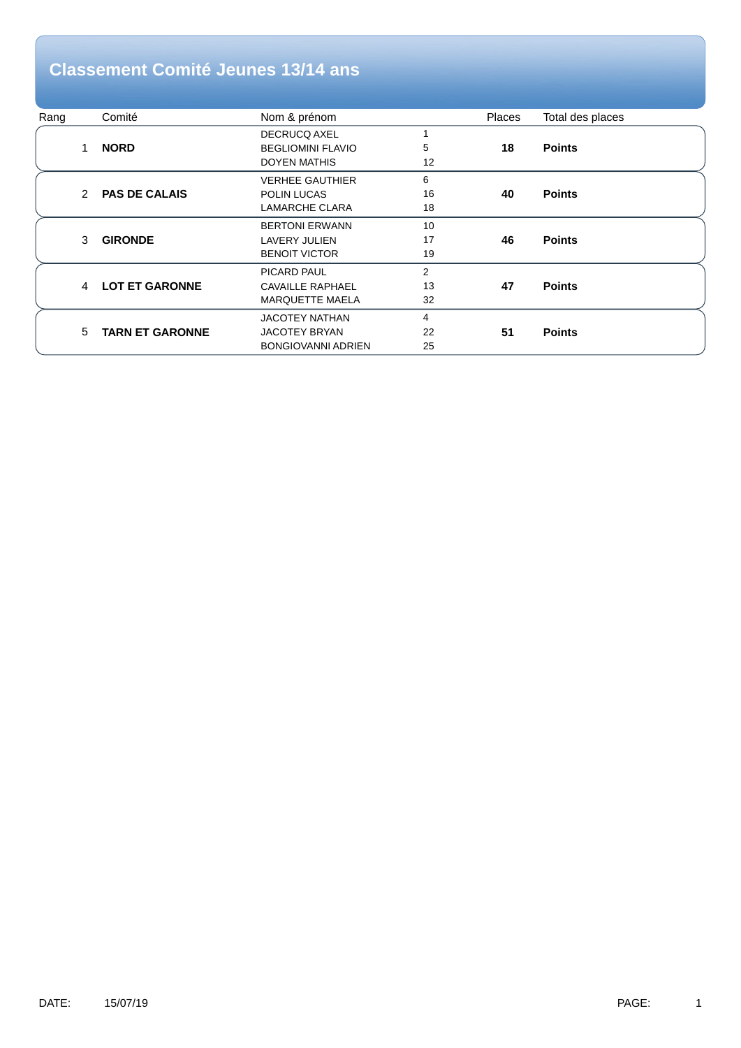# Classement Comité Jeunes 13/14 ans

| Rang | Comité | Nom & prénom | | Places | Total des places |
|---|---|---|---|---|---|
| 1 | **NORD** | DECRUCQ AXEL<br>BEGLIOMINI FLAVIO<br>DOYEN MATHIS | 1<br>5<br>12 | **18** | **Points** |
| 2 | **PAS DE CALAIS** | VERHEE GAUTHIER<br>POLIN LUCAS<br>LAMARCHE CLARA | 6<br>16<br>18 | **40** | **Points** |
| 3 | **GIRONDE** | BERTONI ERWANN<br>LAVERY JULIEN<br>BENOIT VICTOR | 10<br>17<br>19 | **46** | **Points** |
| 4 | **LOT ET GARONNE** | PICARD PAUL<br>CAVAILLE RAPHAEL<br>MARQUETTE MAELA | 2<br>13<br>32 | **47** | **Points** |
| 5 | **TARN ET GARONNE** | JACOTEY NATHAN<br>JACOTEY BRYAN<br>BONGIOVANNI ADRIEN | 4<br>22<br>25 | **51** | **Points** |

DATE: 15/07/19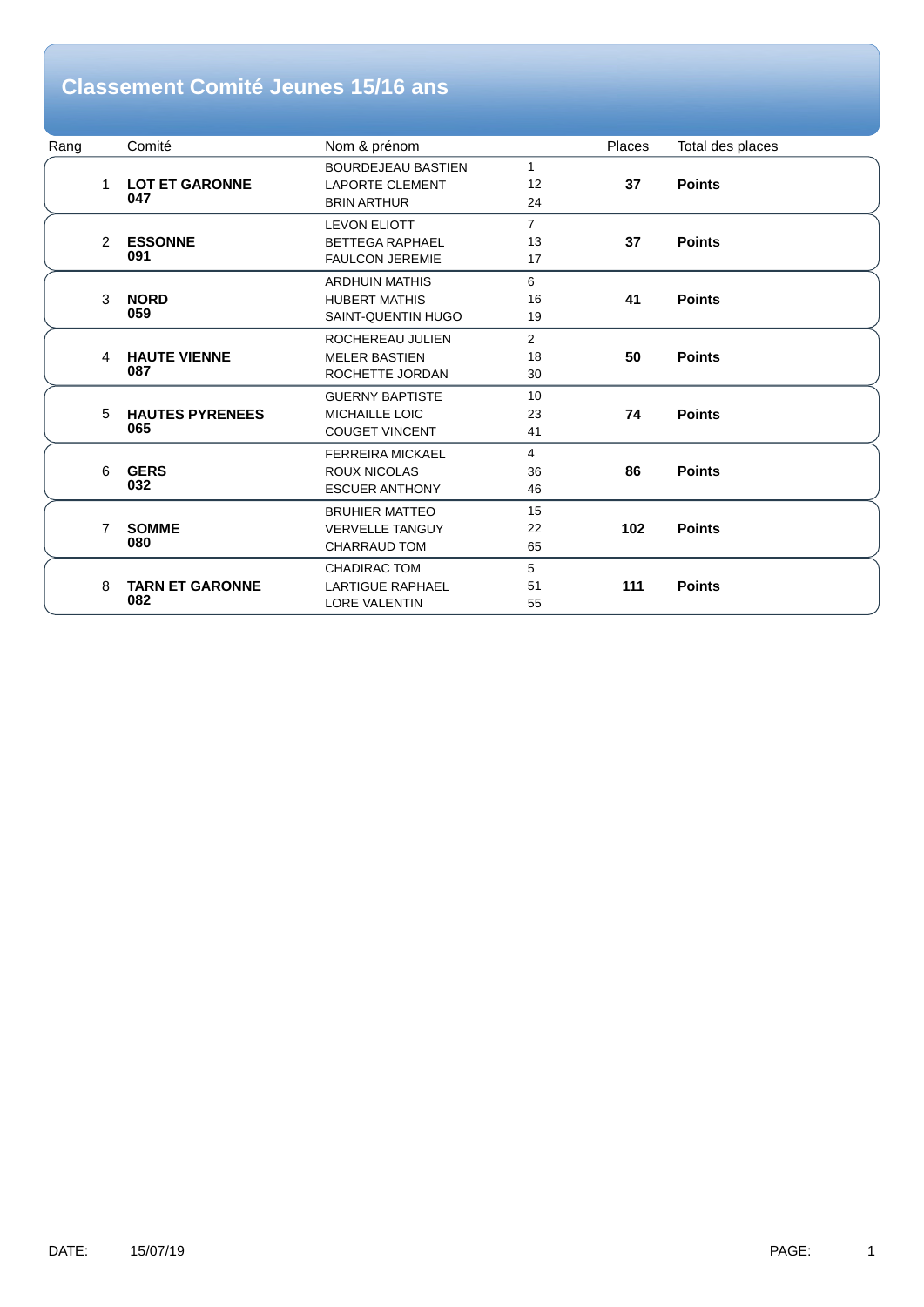# Classement Comité Jeunes 15/16 ans

| Rang | Comité | Nom & prénom | | Places | Total des places |
|---|---|---|---|---|---|
| 1 | **LOT ET GARONNE 047** | BOURDEJEAU BASTIEN | 1 | **37** | **Points** |
| | | LAPORTE CLEMENT | 12 | | |
| | | BRIN ARTHUR | 24 | | |
| 2 | **ESSONNE 091** | LEVON ELIOTT | 7 | **37** | **Points** |
| | | BETTEGA RAPHAEL | 13 | | |
| | | FAULCON JEREMIE | 17 | | |
| 3 | **NORD 059** | ARDHUIN MATHIS | 6 | **41** | **Points** |
| | | HUBERT MATHIS | 16 | | |
| | | SAINT-QUENTIN HUGO | 19 | | |
| 4 | **HAUTE VIENNE 087** | ROCHEREAU JULIEN | 2 | **50** | **Points** |
| | | MELER BASTIEN | 18 | | |
| | | ROCHETTE JORDAN | 30 | | |
| 5 | **HAUTES PYRENEES 065** | GUERNY BAPTISTE | 10 | **74** | **Points** |
| | | MICHAILLE LOIC | 23 | | |
| | | COUGET VINCENT | 41 | | |
| 6 | **GERS 032** | FERREIRA MICKAEL | 4 | **86** | **Points** |
| | | ROUX NICOLAS | 36 | | |
| | | ESCUER ANTHONY | 46 | | |
| 7 | **SOMME 080** | BRUHIER MATTEO | 15 | **102** | **Points** |
| | | VERVELLE TANGUY | 22 | | |
| | | CHARRAUD TOM | 65 | | |
| 8 | **TARN ET GARONNE 082** | CHADIRAC TOM | 5 | **111** | **Points** |
| | | LARTIGUE RAPHAEL | 51 | | |
| | | LORE VALENTIN | 55 | | |

DATE: 15/07/19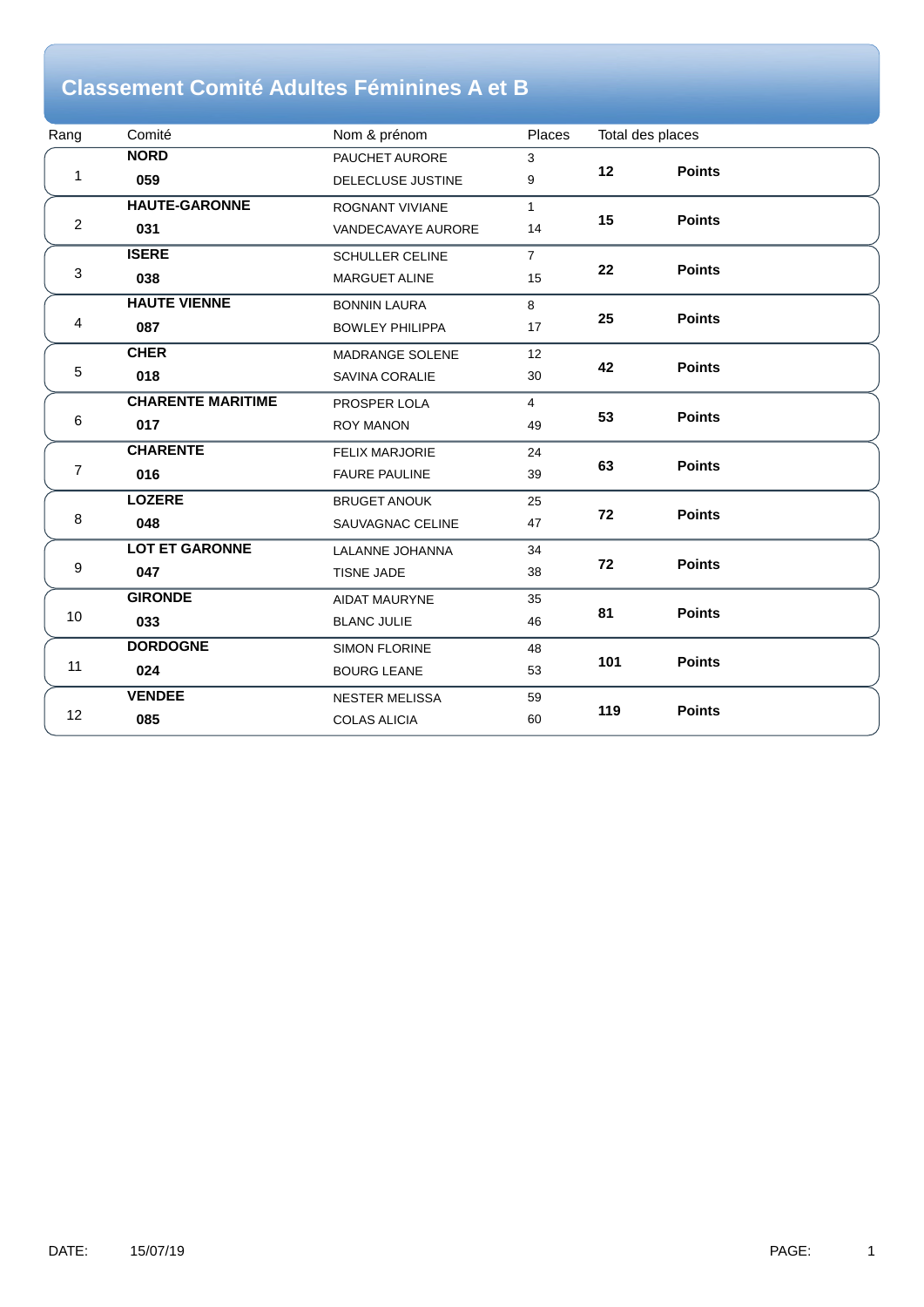# Classement Comité Adultes Féminines A et B

| Rang | Comité | Nom & prénom | Places | Total des places | |
|---|---|---|---|---|---|
| 1 | **NORD** **059** | PAUCHET AURORE<br>DELECLUSE JUSTINE | 3<br>9 | **12** | **Points** |
| 2 | **HAUTE-GARONNE** **031** | ROGNANT VIVIANE<br>VANDECAVAYE AURORE | 1<br>14 | **15** | **Points** |
| 3 | **ISERE** **038** | SCHULLER CELINE<br>MARGUET ALINE | 7<br>15 | **22** | **Points** |
| 4 | **HAUTE VIENNE** **087** | BONNIN LAURA<br>BOWLEY PHILIPPA | 8<br>17 | **25** | **Points** |
| 5 | **CHER** **018** | MADRANGE SOLENE<br>SAVINA CORALIE | 12<br>30 | **42** | **Points** |
| 6 | **CHARENTE MARITIME** **017** | PROSPER LOLA<br>ROY MANON | 4<br>49 | **53** | **Points** |
| 7 | **CHARENTE** **016** | FELIX MARJORIE<br>FAURE PAULINE | 24<br>39 | **63** | **Points** |
| 8 | **LOZERE** **048** | BRUGET ANOUK<br>SAUVAGNAC CELINE | 25<br>47 | **72** | **Points** |
| 9 | **LOT ET GARONNE** **047** | LALANNE JOHANNA<br>TISNE JADE | 34<br>38 | **72** | **Points** |
| 10 | **GIRONDE** **033** | AIDAT MAURYNE<br>BLANC JULIE | 35<br>46 | **81** | **Points** |
| 11 | **DORDOGNE** **024** | SIMON FLORINE<br>BOURG LEANE | 48<br>53 | **101** | **Points** |
| 12 | **VENDEE** **085** | NESTER MELISSA<br>COLAS ALICIA | 59<br>60 | **119** | **Points** |

DATE: 15/07/19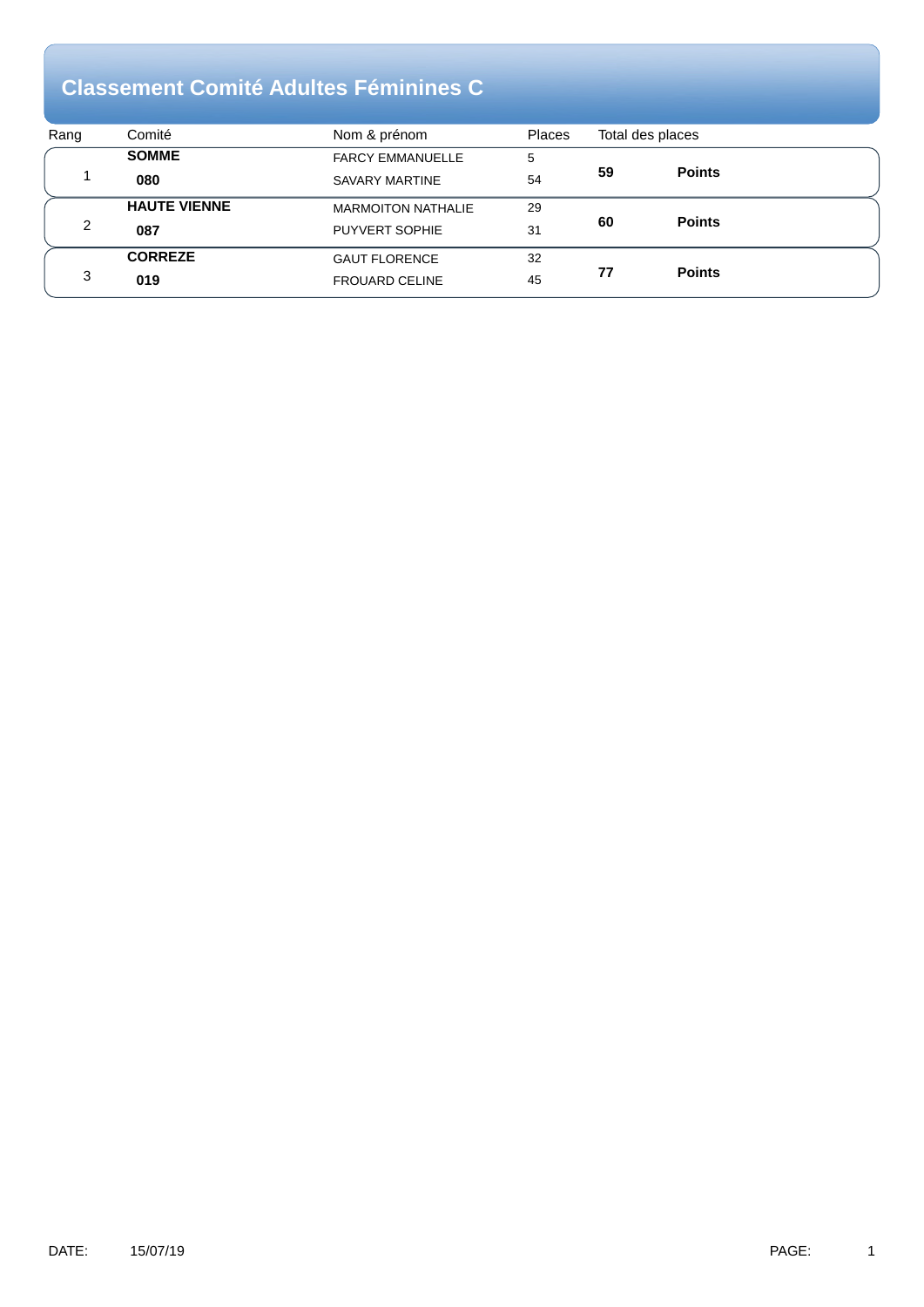# Classement Comité Adultes Féminines C

| Rang | Comité | Nom & prénom | Places | Total des places | |
|---|---|---|---|---|---|
| 1 | **SOMME** | FARCY EMMANUELLE | 5 | **59** | **Points** |
| | **080** | SAVARY MARTINE | 54 | | |
| 2 | **HAUTE VIENNE** | MARMOITON NATHALIE | 29 | **60** | **Points** |
| | **087** | PUYVERT SOPHIE | 31 | | |
| 3 | **CORREZE** | GAUT FLORENCE | 32 | **77** | **Points** |
| | **019** | FROUARD CELINE | 45 | | |

DATE: 15/07/19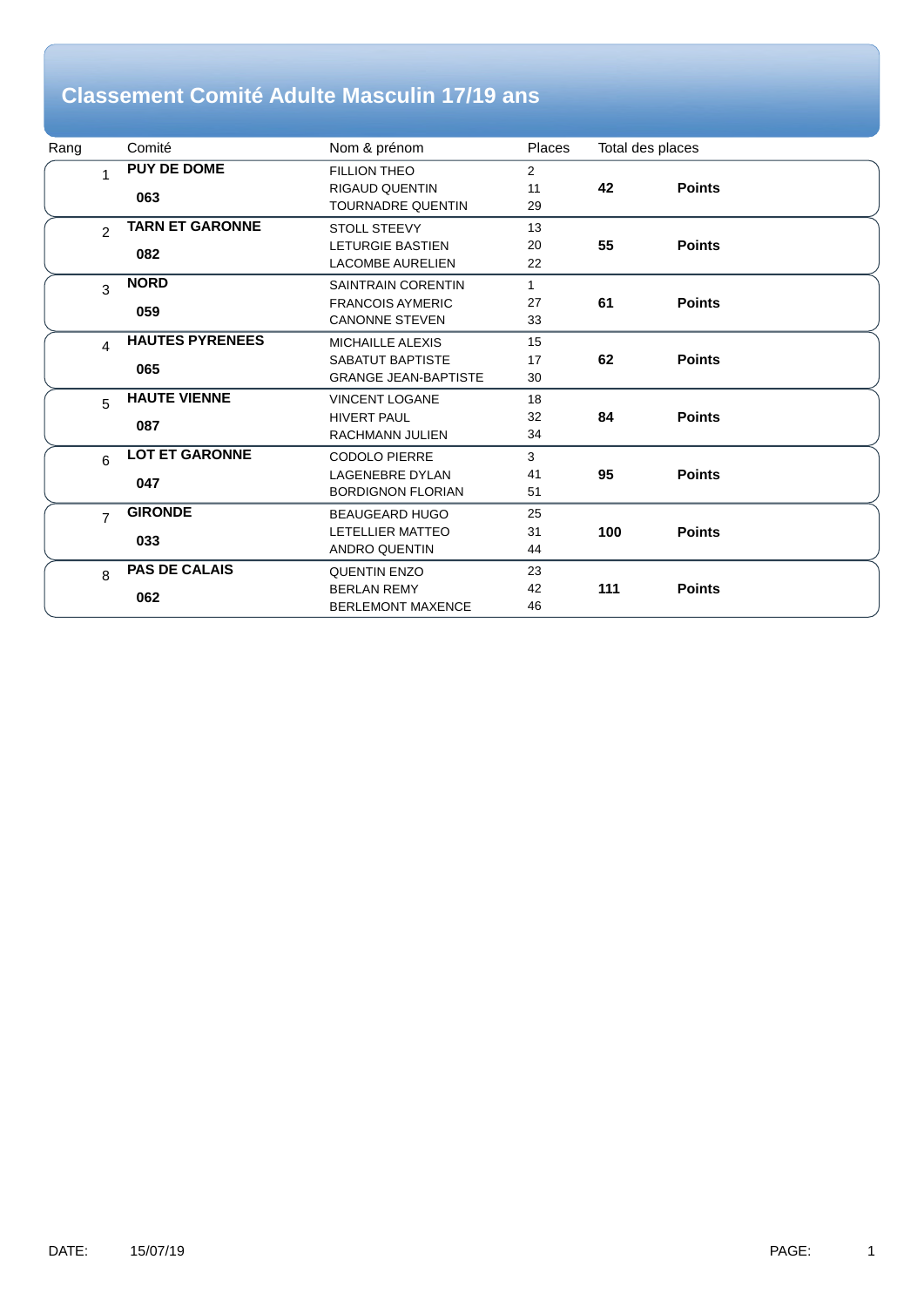# Classement Comité Adulte Masculin 17/19 ans

| Rang | Comité | Nom & prénom | Places | Total des places | |
|---|---|---|---|---|---|
| 1 | **PUY DE DOME** **063** | FILLION THEO<br>RIGAUD QUENTIN<br>TOURNADRE QUENTIN | 2<br>11<br>29 | **42** | **Points** |
| 2 | **TARN ET GARONNE** **082** | STOLL STEEVY<br>LETURGIE BASTIEN<br>LACOMBE AURELIEN | 13<br>20<br>22 | **55** | **Points** |
| 3 | **NORD** **059** | SAINTRAIN CORENTIN<br>FRANCOIS AYMERIC<br>CANONNE STEVEN | 1<br>27<br>33 | **61** | **Points** |
| 4 | **HAUTES PYRENEES** **065** | MICHAILLE ALEXIS<br>SABATUT BAPTISTE<br>GRANGE JEAN-BAPTISTE | 15<br>17<br>30 | **62** | **Points** |
| 5 | **HAUTE VIENNE** **087** | VINCENT LOGANE<br>HIVERT PAUL<br>RACHMANN JULIEN | 18<br>32<br>34 | **84** | **Points** |
| 6 | **LOT ET GARONNE** **047** | CODOLO PIERRE<br>LAGENEBRE DYLAN<br>BORDIGNON FLORIAN | 3<br>41<br>51 | **95** | **Points** |
| 7 | **GIRONDE** **033** | BEAUGEARD HUGO<br>LETELLIER MATTEO<br>ANDRO QUENTIN | 25<br>31<br>44 | **100** | **Points** |
| 8 | **PAS DE CALAIS** **062** | QUENTIN ENZO<br>BERLAN REMY<br>BERLEMONT MAXENCE | 23<br>42<br>46 | **111** | **Points** |

DATE: 15/07/19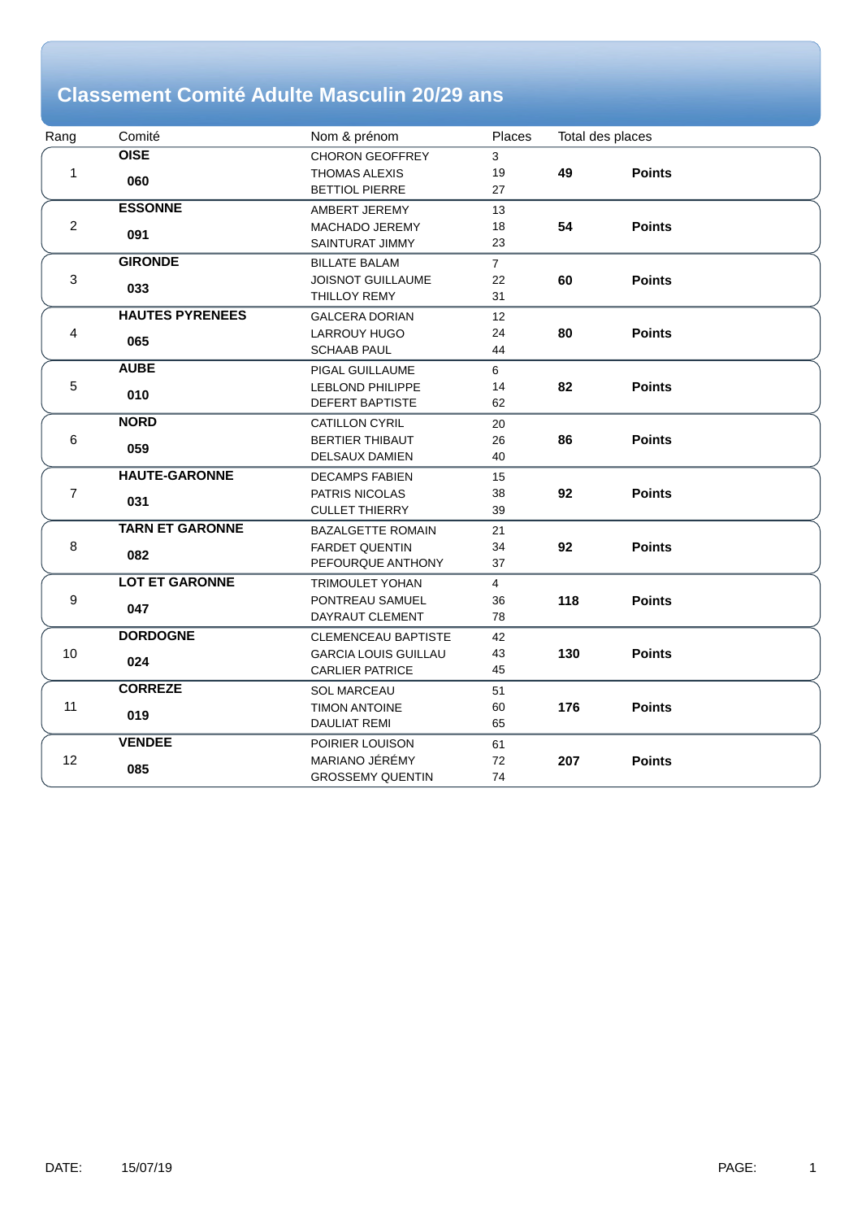# Classement Comité Adulte Masculin 20/29 ans

| Rang | Comité | Nom & prénom | Places | Total des places | |
|---|---|---|---|---|---|
| 1 | **OISE** **060** | CHORON GEOFFREY<br>THOMAS ALEXIS<br>BETTIOL PIERRE | 3<br>19<br>27 | **49** | **Points** |
| 2 | **ESSONNE** **091** | AMBERT JEREMY<br>MACHADO JEREMY<br>SAINTURAT JIMMY | 13<br>18<br>23 | **54** | **Points** |
| 3 | **GIRONDE** **033** | BILLATE BALAM<br>JOISNOT GUILLAUME<br>THILLOY REMY | 7<br>22<br>31 | **60** | **Points** |
| 4 | **HAUTES PYRENEES** **065** | GALCERA DORIAN<br>LARROUY HUGO<br>SCHAAB PAUL | 12<br>24<br>44 | **80** | **Points** |
| 5 | **AUBE** **010** | PIGAL GUILLAUME<br>LEBLOND PHILIPPE<br>DEFERT BAPTISTE | 6<br>14<br>62 | **82** | **Points** |
| 6 | **NORD** **059** | CATILLON CYRIL<br>BERTIER THIBAUT<br>DELSAUX DAMIEN | 20<br>26<br>40 | **86** | **Points** |
| 7 | **HAUTE-GARONNE** **031** | DECAMPS FABIEN<br>PATRIS NICOLAS<br>CULLET THIERRY | 15<br>38<br>39 | **92** | **Points** |
| 8 | **TARN ET GARONNE** **082** | BAZALGETTE ROMAIN<br>FARDET QUENTIN<br>PEFOURQUE ANTHONY | 21<br>34<br>37 | **92** | **Points** |
| 9 | **LOT ET GARONNE** **047** | TRIMOULET YOHAN<br>PONTREAU SAMUEL<br>DAYRAUT CLEMENT | 4<br>36<br>78 | **118** | **Points** |
| 10 | **DORDOGNE** **024** | CLEMENCEAU BAPTISTE<br>GARCIA LOUIS GUILLAU<br>CARLIER PATRICE | 42<br>43<br>45 | **130** | **Points** |
| 11 | **CORREZE** **019** | SOL MARCEAU<br>TIMON ANTOINE<br>DAULIAT REMI | 51<br>60<br>65 | **176** | **Points** |
| 12 | **VENDEE** **085** | POIRIER LOUISON<br>MARIANO JÉRÉMY<br>GROSSEMY QUENTIN | 61<br>72<br>74 | **207** | **Points** |

DATE: 15/07/19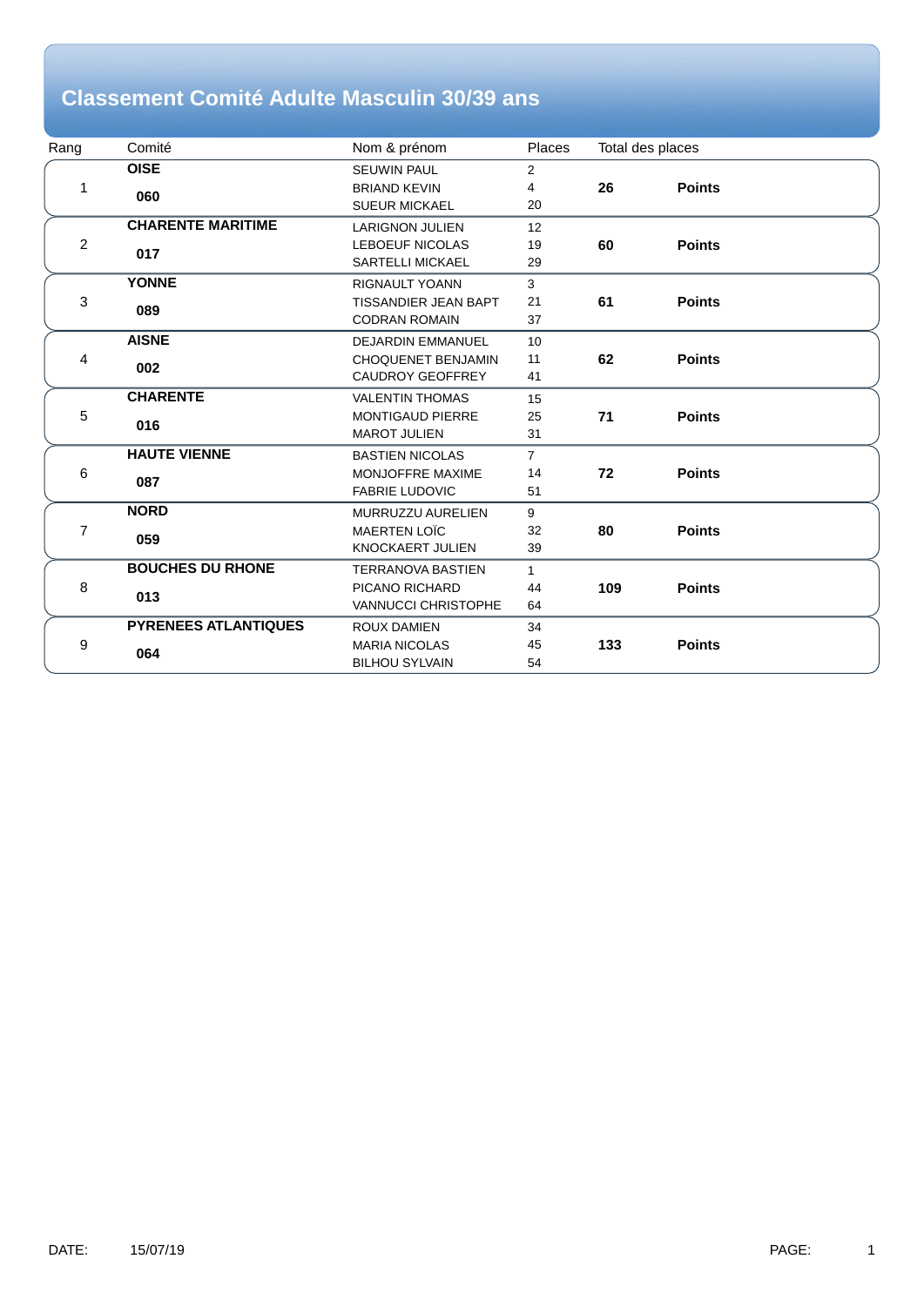# Classement Comité Adulte Masculin 30/39 ans

| Rang | Comité | Nom & prénom | Places | Total des places | |
|---|---|---|---|---|---|
| 1 | **OISE** **060** | SEUWIN PAUL<br>BRIAND KEVIN<br>SUEUR MICKAEL | 2<br>4<br>20 | **26** | **Points** |
| 2 | **CHARENTE MARITIME** **017** | LARIGNON JULIEN<br>LEBOEUF NICOLAS<br>SARTELLI MICKAEL | 12<br>19<br>29 | **60** | **Points** |
| 3 | **YONNE** **089** | RIGNAULT YOANN<br>TISSANDIER JEAN BAPT<br>CODRAN ROMAIN | 3<br>21<br>37 | **61** | **Points** |
| 4 | **AISNE** **002** | DEJARDIN EMMANUEL<br>CHOQUENET BENJAMIN<br>CAUDROY GEOFFREY | 10<br>11<br>41 | **62** | **Points** |
| 5 | **CHARENTE** **016** | VALENTIN THOMAS<br>MONTIGAUD PIERRE<br>MAROT JULIEN | 15<br>25<br>31 | **71** | **Points** |
| 6 | **HAUTE VIENNE** **087** | BASTIEN NICOLAS<br>MONJOFFRE MAXIME<br>FABRIE LUDOVIC | 7<br>14<br>51 | **72** | **Points** |
| 7 | **NORD** **059** | MURRUZZU AURELIEN<br>MAERTEN LOÏC<br>KNOCKAERT JULIEN | 9<br>32<br>39 | **80** | **Points** |
| 8 | **BOUCHES DU RHONE** **013** | TERRANOVA BASTIEN<br>PICANO RICHARD<br>VANNUCCI CHRISTOPHE | 1<br>44<br>64 | **109** | **Points** |
| 9 | **PYRENEES ATLANTIQUES** **064** | ROUX DAMIEN<br>MARIA NICOLAS<br>BILHOU SYLVAIN | 34<br>45<br>54 | **133** | **Points** |

DATE: 15/07/19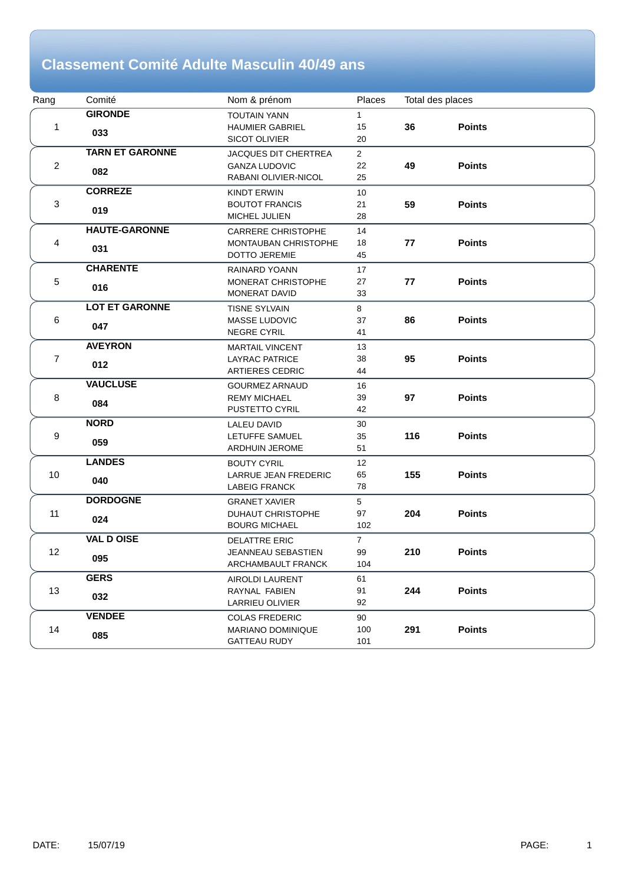# Classement Comité Adulte Masculin 40/49 ans

| Rang | Comité | Nom & prénom | Places | Total des places | |
|---|---|---|---|---|---|
| 1 | **GIRONDE** **033** | TOUTAIN YANN<br>HAUMIER GABRIEL<br>SICOT OLIVIER | 1<br>15<br>20 | **36** | **Points** |
| 2 | **TARN ET GARONNE** **082** | JACQUES DIT CHERTREA<br>GANZA LUDOVIC<br>RABANI OLIVIER-NICOL | 2<br>22<br>25 | **49** | **Points** |
| 3 | **CORREZE** **019** | KINDT ERWIN<br>BOUTOT FRANCIS<br>MICHEL JULIEN | 10<br>21<br>28 | **59** | **Points** |
| 4 | **HAUTE-GARONNE** **031** | CARRERE CHRISTOPHE<br>MONTAUBAN CHRISTOPHE<br>DOTTO JEREMIE | 14<br>18<br>45 | **77** | **Points** |
| 5 | **CHARENTE** **016** | RAINARD YOANN<br>MONERAT CHRISTOPHE<br>MONERAT DAVID | 17<br>27<br>33 | **77** | **Points** |
| 6 | **LOT ET GARONNE** **047** | TISNE SYLVAIN<br>MASSE LUDOVIC<br>NEGRE CYRIL | 8<br>37<br>41 | **86** | **Points** |
| 7 | **AVEYRON** **012** | MARTAIL VINCENT<br>LAYRAC PATRICE<br>ARTIERES CEDRIC | 13<br>38<br>44 | **95** | **Points** |
| 8 | **VAUCLUSE** **084** | GOURMEZ ARNAUD<br>REMY MICHAEL<br>PUSTETTO CYRIL | 16<br>39<br>42 | **97** | **Points** |
| 9 | **NORD** **059** | LALEU DAVID<br>LETUFFE SAMUEL<br>ARDHUIN JEROME | 30<br>35<br>51 | **116** | **Points** |
| 10 | **LANDES** **040** | BOUTY CYRIL<br>LARRUE JEAN FREDERIC<br>LABEIG FRANCK | 12<br>65<br>78 | **155** | **Points** |
| 11 | **DORDOGNE** **024** | GRANET XAVIER<br>DUHAUT CHRISTOPHE<br>BOURG MICHAEL | 5<br>97<br>102 | **204** | **Points** |
| 12 | **VAL D OISE** **095** | DELATTRE ERIC<br>JEANNEAU SEBASTIEN<br>ARCHAMBAULT FRANCK | 7<br>99<br>104 | **210** | **Points** |
| 13 | **GERS** **032** | AIROLDI LAURENT<br>RAYNAL FABIEN<br>LARRIEU OLIVIER | 61<br>91<br>92 | **244** | **Points** |
| 14 | **VENDEE** **085** | COLAS FREDERIC<br>MARIANO DOMINIQUE<br>GATTEAU RUDY | 90<br>100<br>101 | **291** | **Points** |

DATE: 15/07/19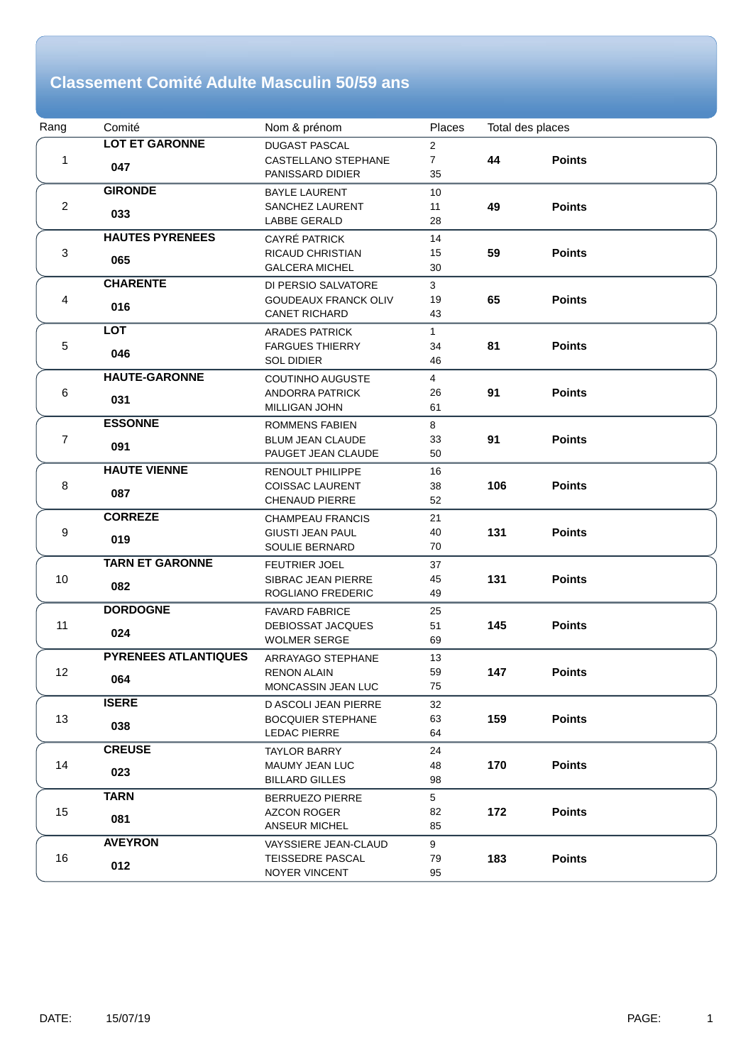# Classement Comité Adulte Masculin 50/59 ans

| Rang | Comité | Nom & prénom | Places | Total des places | |
|---|---|---|---|---|---|
| 1 | **LOT ET GARONNE** **047** | DUGAST PASCAL<br>CASTELLANO STEPHANE<br>PANISSARD DIDIER | 2<br>7<br>35 | **44** | **Points** |
| 2 | **GIRONDE** **033** | BAYLE LAURENT<br>SANCHEZ LAURENT<br>LABBE GERALD | 10<br>11<br>28 | **49** | **Points** |
| 3 | **HAUTES PYRENEES** **065** | CAYRÉ PATRICK<br>RICAUD CHRISTIAN<br>GALCERA MICHEL | 14<br>15<br>30 | **59** | **Points** |
| 4 | **CHARENTE** **016** | DI PERSIO SALVATORE<br>GOUDEAUX FRANCK OLIV<br>CANET RICHARD | 3<br>19<br>43 | **65** | **Points** |
| 5 | **LOT** **046** | ARADES PATRICK<br>FARGUES THIERRY<br>SOL DIDIER | 1<br>34<br>46 | **81** | **Points** |
| 6 | **HAUTE-GARONNE** **031** | COUTINHO AUGUSTE<br>ANDORRA PATRICK<br>MILLIGAN JOHN | 4<br>26<br>61 | **91** | **Points** |
| 7 | **ESSONNE** **091** | ROMMENS FABIEN<br>BLUM JEAN CLAUDE<br>PAUGET JEAN CLAUDE | 8<br>33<br>50 | **91** | **Points** |
| 8 | **HAUTE VIENNE** **087** | RENOULT PHILIPPE<br>COISSAC LAURENT<br>CHENAUD PIERRE | 16<br>38<br>52 | **106** | **Points** |
| 9 | **CORREZE** **019** | CHAMPEAU FRANCIS<br>GIUSTI JEAN PAUL<br>SOULIE BERNARD | 21<br>40<br>70 | **131** | **Points** |
| 10 | **TARN ET GARONNE** **082** | FEUTRIER JOEL<br>SIBRAC JEAN PIERRE<br>ROGLIANO FREDERIC | 37<br>45<br>49 | **131** | **Points** |
| 11 | **DORDOGNE** **024** | FAVARD FABRICE<br>DEBIOSSAT JACQUES<br>WOLMER SERGE | 25<br>51<br>69 | **145** | **Points** |
| 12 | **PYRENEES ATLANTIQUES** **064** | ARRAYAGO STEPHANE<br>RENON ALAIN<br>MONCASSIN JEAN LUC | 13<br>59<br>75 | **147** | **Points** |
| 13 | **ISERE** **038** | D ASCOLI JEAN PIERRE<br>BOCQUIER STEPHANE<br>LEDAC PIERRE | 32<br>63<br>64 | **159** | **Points** |
| 14 | **CREUSE** **023** | TAYLOR BARRY<br>MAUMY JEAN LUC<br>BILLARD GILLES | 24<br>48<br>98 | **170** | **Points** |
| 15 | **TARN** **081** | BERRUEZO PIERRE<br>AZCON ROGER<br>ANSEUR MICHEL | 5<br>82<br>85 | **172** | **Points** |
| 16 | **AVEYRON** **012** | VAYSSIERE JEAN-CLAUD<br>TEISSEDRE PASCAL<br>NOYER VINCENT | 9<br>79<br>95 | **183** | **Points** |

DATE: 15/07/19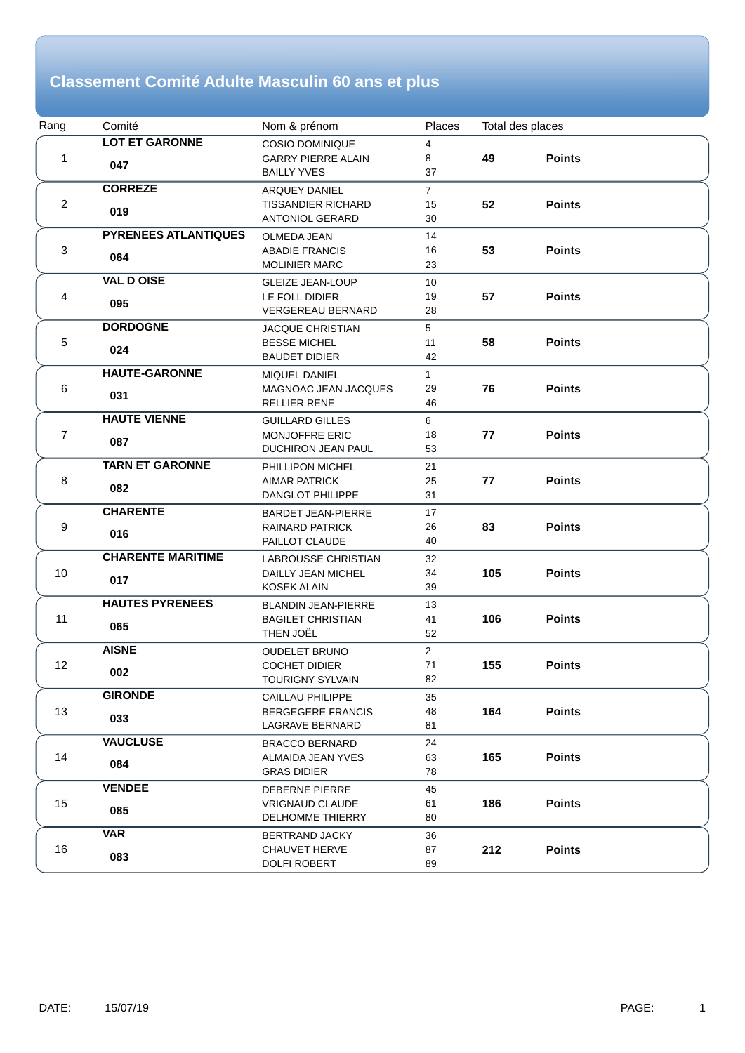# Classement Comité Adulte Masculin 60 ans et plus

| Rang | Comité | Nom & prénom | Places | Total des places | |
|---|---|---|---|---|---|
| 1 | **LOT ET GARONNE** **047** | COSIO DOMINIQUE<br>GARRY PIERRE ALAIN<br>BAILLY YVES | 4<br>8<br>37 | **49** | **Points** |
| 2 | **CORREZE** **019** | ARQUEY DANIEL<br>TISSANDIER RICHARD<br>ANTONIOL GERARD | 7<br>15<br>30 | **52** | **Points** |
| 3 | **PYRENEES ATLANTIQUES** **064** | OLMEDA JEAN<br>ABADIE FRANCIS<br>MOLINIER MARC | 14<br>16<br>23 | **53** | **Points** |
| 4 | **VAL D OISE** **095** | GLEIZE JEAN-LOUP<br>LE FOLL DIDIER<br>VERGEREAU BERNARD | 10<br>19<br>28 | **57** | **Points** |
| 5 | **DORDOGNE** **024** | JACQUE CHRISTIAN<br>BESSE MICHEL<br>BAUDET DIDIER | 5<br>11<br>42 | **58** | **Points** |
| 6 | **HAUTE-GARONNE** **031** | MIQUEL DANIEL<br>MAGNOAC JEAN JACQUES<br>RELLIER RENE | 1<br>29<br>46 | **76** | **Points** |
| 7 | **HAUTE VIENNE** **087** | GUILLARD GILLES<br>MONJOFFRE ERIC<br>DUCHIRON JEAN PAUL | 6<br>18<br>53 | **77** | **Points** |
| 8 | **TARN ET GARONNE** **082** | PHILLIPON MICHEL<br>AIMAR PATRICK<br>DANGLOT PHILIPPE | 21<br>25<br>31 | **77** | **Points** |
| 9 | **CHARENTE** **016** | BARDET JEAN-PIERRE<br>RAINARD PATRICK<br>PAILLOT CLAUDE | 17<br>26<br>40 | **83** | **Points** |
| 10 | **CHARENTE MARITIME** **017** | LABROUSSE CHRISTIAN<br>DAILLY JEAN MICHEL<br>KOSEK ALAIN | 32<br>34<br>39 | **105** | **Points** |
| 11 | **HAUTES PYRENEES** **065** | BLANDIN JEAN-PIERRE<br>BAGILET CHRISTIAN<br>THEN JOËL | 13<br>41<br>52 | **106** | **Points** |
| 12 | **AISNE** **002** | OUDELET BRUNO<br>COCHET DIDIER<br>TOURIGNY SYLVAIN | 2<br>71<br>82 | **155** | **Points** |
| 13 | **GIRONDE** **033** | CAILLAU PHILIPPE<br>BERGEGERE FRANCIS<br>LAGRAVE BERNARD | 35<br>48<br>81 | **164** | **Points** |
| 14 | **VAUCLUSE** **084** | BRACCO BERNARD<br>ALMAIDA JEAN YVES<br>GRAS DIDIER | 24<br>63<br>78 | **165** | **Points** |
| 15 | **VENDEE** **085** | DEBERNE PIERRE<br>VRIGNAUD CLAUDE<br>DELHOMME THIERRY | 45<br>61<br>80 | **186** | **Points** |
| 16 | **VAR** **083** | BERTRAND JACKY<br>CHAUVET HERVE<br>DOLFI ROBERT | 36<br>87<br>89 | **212** | **Points** |

DATE: 15/07/19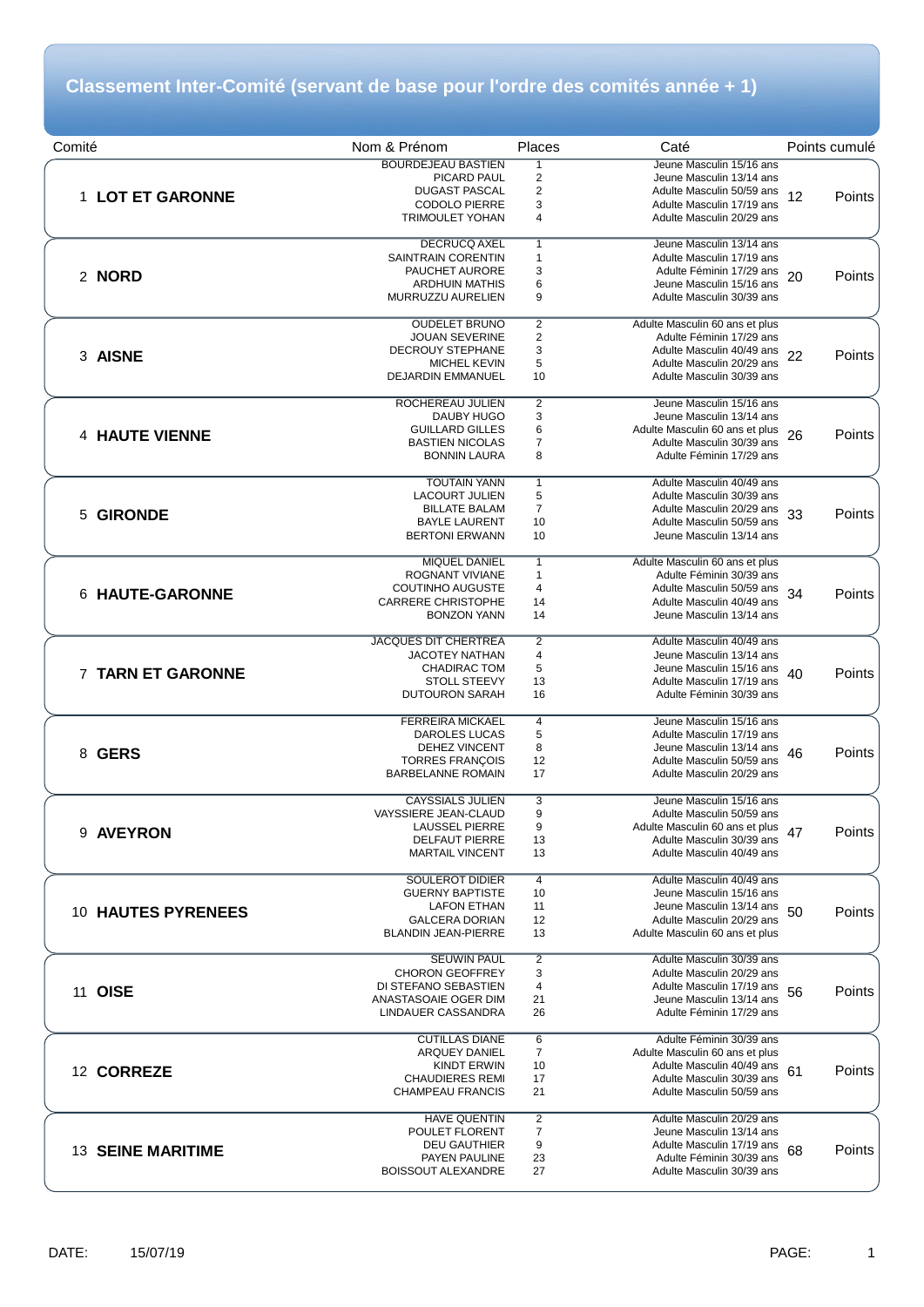# Classement Inter-Comité (servant de base pour l'ordre des comités année + 1)

| Comité | Nom & Prénom | Places | Caté | Points cumulé |
|---|---|---|---|---|
| 1 **LOT ET GARONNE** | BOURDEJEAU BASTIEN | 1 | Jeune Masculin 15/16 ans | 12 Points |
| | PICARD PAUL | 2 | Jeune Masculin 13/14 ans | |
| | DUGAST PASCAL | 2 | Adulte Masculin 50/59 ans | |
| | CODOLO PIERRE | 3 | Adulte Masculin 17/19 ans | |
| | TRIMOULET YOHAN | 4 | Adulte Masculin 20/29 ans | |
| 2 **NORD** | DECRUCQ AXEL | 1 | Jeune Masculin 13/14 ans | 20 Points |
| | SAINTRAIN CORENTIN | 1 | Adulte Masculin 17/19 ans | |
| | PAUCHET AURORE | 3 | Adulte Féminin 17/29 ans | |
| | ARDHUIN MATHIS | 6 | Jeune Masculin 15/16 ans | |
| | MURRUZZU AURELIEN | 9 | Adulte Masculin 30/39 ans | |
| 3 **AISNE** | OUDELET BRUNO | 2 | Adulte Masculin 60 ans et plus | 22 Points |
| | JOUAN SEVERINE | 2 | Adulte Féminin 17/29 ans | |
| | DECROUY STEPHANE | 3 | Adulte Masculin 40/49 ans | |
| | MICHEL KEVIN | 5 | Adulte Masculin 20/29 ans | |
| | DEJARDIN EMMANUEL | 10 | Adulte Masculin 30/39 ans | |
| 4 **HAUTE VIENNE** | ROCHEREAU JULIEN | 2 | Jeune Masculin 15/16 ans | 26 Points |
| | DAUBY HUGO | 3 | Jeune Masculin 13/14 ans | |
| | GUILLARD GILLES | 6 | Adulte Masculin 60 ans et plus | |
| | BASTIEN NICOLAS | 7 | Adulte Masculin 30/39 ans | |
| | BONNIN LAURA | 8 | Adulte Féminin 17/29 ans | |
| 5 **GIRONDE** | TOUTAIN YANN | 1 | Adulte Masculin 40/49 ans | 33 Points |
| | LACOURT JULIEN | 5 | Adulte Masculin 30/39 ans | |
| | BILLATE BALAM | 7 | Adulte Masculin 20/29 ans | |
| | BAYLE LAURENT | 10 | Adulte Masculin 50/59 ans | |
| | BERTONI ERWANN | 10 | Jeune Masculin 13/14 ans | |
| 6 **HAUTE-GARONNE** | MIQUEL DANIEL | 1 | Adulte Masculin 60 ans et plus | 34 Points |
| | ROGNANT VIVIANE | 1 | Adulte Féminin 30/39 ans | |
| | COUTINHO AUGUSTE | 4 | Adulte Masculin 50/59 ans | |
| | CARRERE CHRISTOPHE | 14 | Adulte Masculin 40/49 ans | |
| | BONZON YANN | 14 | Jeune Masculin 13/14 ans | |
| 7 **TARN ET GARONNE** | JACQUES DIT CHERTREA | 2 | Adulte Masculin 40/49 ans | 40 Points |
| | JACOTEY NATHAN | 4 | Jeune Masculin 13/14 ans | |
| | CHADIRAC TOM | 5 | Jeune Masculin 15/16 ans | |
| | STOLL STEEVY | 13 | Adulte Masculin 17/19 ans | |
| | DUTOURON SARAH | 16 | Adulte Féminin 30/39 ans | |
| 8 **GERS** | FERREIRA MICKAEL | 4 | Jeune Masculin 15/16 ans | 46 Points |
| | DAROLES LUCAS | 5 | Adulte Masculin 17/19 ans | |
| | DEHEZ VINCENT | 8 | Jeune Masculin 13/14 ans | |
| | TORRES FRANÇOIS | 12 | Adulte Masculin 50/59 ans | |
| | BARBELANNE ROMAIN | 17 | Adulte Masculin 20/29 ans | |
| 9 **AVEYRON** | CAYSSIALS JULIEN | 3 | Jeune Masculin 15/16 ans | 47 Points |
| | VAYSSIERE JEAN-CLAUD | 9 | Adulte Masculin 50/59 ans | |
| | LAUSSEL PIERRE | 9 | Adulte Masculin 60 ans et plus | |
| | DELFAUT PIERRE | 13 | Adulte Masculin 30/39 ans | |
| | MARTAIL VINCENT | 13 | Adulte Masculin 40/49 ans | |
| 10 **HAUTES PYRENEES** | SOULEROT DIDIER | 4 | Adulte Masculin 40/49 ans | 50 Points |
| | GUERNY BAPTISTE | 10 | Jeune Masculin 15/16 ans | |
| | LAFON ETHAN | 11 | Jeune Masculin 13/14 ans | |
| | GALCERA DORIAN | 12 | Adulte Masculin 20/29 ans | |
| | BLANDIN JEAN-PIERRE | 13 | Adulte Masculin 60 ans et plus | |
| 11 **OISE** | SEUWIN PAUL | 2 | Adulte Masculin 30/39 ans | 56 Points |
| | CHORON GEOFFREY | 3 | Adulte Masculin 20/29 ans | |
| | DI STEFANO SEBASTIEN | 4 | Adulte Masculin 17/19 ans | |
| | ANASTASOAIE OGER DIM | 21 | Jeune Masculin 13/14 ans | |
| | LINDAUER CASSANDRA | 26 | Adulte Féminin 17/29 ans | |
| 12 **CORREZE** | CUTILLAS DIANE | 6 | Adulte Féminin 30/39 ans | 61 Points |
| | ARQUEY DANIEL | 7 | Adulte Masculin 60 ans et plus | |
| | KINDT ERWIN | 10 | Adulte Masculin 40/49 ans | |
| | CHAUDIERES REMI | 17 | Adulte Masculin 30/39 ans | |
| | CHAMPEAU FRANCIS | 21 | Adulte Masculin 50/59 ans | |
| 13 **SEINE MARITIME** | HAVE QUENTIN | 2 | Adulte Masculin 20/29 ans | 68 Points |
| | POULET FLORENT | 7 | Jeune Masculin 13/14 ans | |
| | DEU GAUTHIER | 9 | Adulte Masculin 17/19 ans | |
| | PAYEN PAULINE | 23 | Adulte Féminin 30/39 ans | |
| | BOISSOUT ALEXANDRE | 27 | Adulte Masculin 30/39 ans | |

DATE: 15/07/19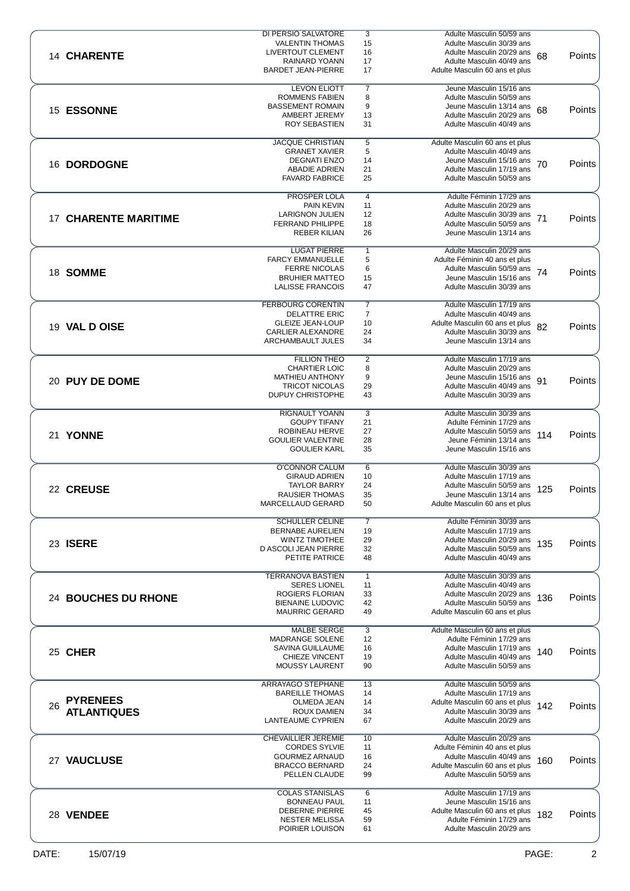| Rang | Département | Nom | Place | Catégorie | Total | |
|---|---|---|---|---|---|---|
| 14 | **CHARENTE** | DI PERSIO SALVATORE | 3 | Adulte Masculin 50/59 ans | 68 | Points |
| | | VALENTIN THOMAS | 15 | Adulte Masculin 30/39 ans | | |
| | | LIVERTOUT CLEMENT | 16 | Adulte Masculin 20/29 ans | | |
| | | RAINARD YOANN | 17 | Adulte Masculin 40/49 ans | | |
| | | BARDET JEAN-PIERRE | 17 | Adulte Masculin 60 ans et plus | | |
| 15 | **ESSONNE** | LEVON ELIOTT | 7 | Jeune Masculin 15/16 ans | 68 | Points |
| | | ROMMENS FABIEN | 8 | Adulte Masculin 50/59 ans | | |
| | | BASSEMENT ROMAIN | 9 | Jeune Masculin 13/14 ans | | |
| | | AMBERT JEREMY | 13 | Adulte Masculin 20/29 ans | | |
| | | ROY SEBASTIEN | 31 | Adulte Masculin 40/49 ans | | |
| 16 | **DORDOGNE** | JACQUE CHRISTIAN | 5 | Adulte Masculin 60 ans et plus | 70 | Points |
| | | GRANET XAVIER | 5 | Adulte Masculin 40/49 ans | | |
| | | DEGNATI ENZO | 14 | Jeune Masculin 15/16 ans | | |
| | | ABADIE ADRIEN | 21 | Adulte Masculin 17/19 ans | | |
| | | FAVARD FABRICE | 25 | Adulte Masculin 50/59 ans | | |
| 17 | **CHARENTE MARITIME** | PROSPER LOLA | 4 | Adulte Féminin 17/29 ans | 71 | Points |
| | | PAIN KEVIN | 11 | Adulte Masculin 20/29 ans | | |
| | | LARIGNON JULIEN | 12 | Adulte Masculin 30/39 ans | | |
| | | FERRAND PHILIPPE | 18 | Adulte Masculin 50/59 ans | | |
| | | REBER KILIAN | 26 | Jeune Masculin 13/14 ans | | |
| 18 | **SOMME** | LUGAT PIERRE | 1 | Adulte Masculin 20/29 ans | 74 | Points |
| | | FARCY EMMANUELLE | 5 | Adulte Féminin 40 ans et plus | | |
| | | FERRE NICOLAS | 6 | Adulte Masculin 50/59 ans | | |
| | | BRUHIER MATTEO | 15 | Jeune Masculin 15/16 ans | | |
| | | LALISSE FRANCOIS | 47 | Adulte Masculin 30/39 ans | | |
| 19 | **VAL D OISE** | FERBOURG CORENTIN | 7 | Adulte Masculin 17/19 ans | 82 | Points |
| | | DELATTRE ERIC | 7 | Adulte Masculin 40/49 ans | | |
| | | GLEIZE JEAN-LOUP | 10 | Adulte Masculin 60 ans et plus | | |
| | | CARLIER ALEXANDRE | 24 | Adulte Masculin 30/39 ans | | |
| | | ARCHAMBAULT JULES | 34 | Jeune Masculin 13/14 ans | | |
| 20 | **PUY DE DOME** | FILLION THEO | 2 | Adulte Masculin 17/19 ans | 91 | Points |
| | | CHARTIER LOIC | 8 | Adulte Masculin 20/29 ans | | |
| | | MATHIEU ANTHONY | 9 | Jeune Masculin 15/16 ans | | |
| | | TRICOT NICOLAS | 29 | Adulte Masculin 40/49 ans | | |
| | | DUPUY CHRISTOPHE | 43 | Adulte Masculin 30/39 ans | | |
| 21 | **YONNE** | RIGNAULT YOANN | 3 | Adulte Masculin 30/39 ans | 114 | Points |
| | | GOUPY TIFANY | 21 | Adulte Féminin 17/29 ans | | |
| | | ROBINEAU HERVE | 27 | Adulte Masculin 50/59 ans | | |
| | | GOULIER VALENTINE | 28 | Jeune Féminin 13/14 ans | | |
| | | GOULIER KARL | 35 | Jeune Masculin 15/16 ans | | |
| 22 | **CREUSE** | O'CONNOR CALUM | 6 | Adulte Masculin 30/39 ans | 125 | Points |
| | | GIRAUD ADRIEN | 10 | Adulte Masculin 17/19 ans | | |
| | | TAYLOR BARRY | 24 | Adulte Masculin 50/59 ans | | |
| | | RAUSIER THOMAS | 35 | Jeune Masculin 13/14 ans | | |
| | | MARCELLAUD GERARD | 50 | Adulte Masculin 60 ans et plus | | |
| 23 | **ISERE** | SCHULLER CELINE | 7 | Adulte Féminin 30/39 ans | 135 | Points |
| | | BERNABE AURELIEN | 19 | Adulte Masculin 17/19 ans | | |
| | | WINTZ TIMOTHEE | 29 | Adulte Masculin 20/29 ans | | |
| | | D ASCOLI JEAN PIERRE | 32 | Adulte Masculin 50/59 ans | | |
| | | PETITE PATRICE | 48 | Adulte Masculin 40/49 ans | | |
| 24 | **BOUCHES DU RHONE** | TERRANOVA BASTIEN | 1 | Adulte Masculin 30/39 ans | 136 | Points |
| | | SERES LIONEL | 11 | Adulte Masculin 40/49 ans | | |
| | | ROGIERS FLORIAN | 33 | Adulte Masculin 20/29 ans | | |
| | | BIENAINE LUDOVIC | 42 | Adulte Masculin 50/59 ans | | |
| | | MAURRIC GERARD | 49 | Adulte Masculin 60 ans et plus | | |
| 25 | **CHER** | MALBE SERGE | 3 | Adulte Masculin 60 ans et plus | 140 | Points |
| | | MADRANGE SOLENE | 12 | Adulte Féminin 17/29 ans | | |
| | | SAVINA GUILLAUME | 16 | Adulte Masculin 17/19 ans | | |
| | | CHIEZE VINCENT | 19 | Adulte Masculin 40/49 ans | | |
| | | MOUSSY LAURENT | 90 | Adulte Masculin 50/59 ans | | |
| 26 | **PYRENEES ATLANTIQUES** | ARRAYAGO STEPHANE | 13 | Adulte Masculin 50/59 ans | 142 | Points |
| | | BAREILLE THOMAS | 14 | Adulte Masculin 17/19 ans | | |
| | | OLMEDA JEAN | 14 | Adulte Masculin 60 ans et plus | | |
| | | ROUX DAMIEN | 34 | Adulte Masculin 30/39 ans | | |
| | | LANTEAUME CYPRIEN | 67 | Adulte Masculin 20/29 ans | | |
| 27 | **VAUCLUSE** | CHEVAILLIER JEREMIE | 10 | Adulte Masculin 20/29 ans | 160 | Points |
| | | CORDES SYLVIE | 11 | Adulte Féminin 40 ans et plus | | |
| | | GOURMEZ ARNAUD | 16 | Adulte Masculin 40/49 ans | | |
| | | BRACCO BERNARD | 24 | Adulte Masculin 60 ans et plus | | |
| | | PELLEN CLAUDE | 99 | Adulte Masculin 50/59 ans | | |
| 28 | **VENDEE** | COLAS STANISLAS | 6 | Adulte Masculin 17/19 ans | 182 | Points |
| | | BONNEAU PAUL | 11 | Jeune Masculin 15/16 ans | | |
| | | DEBERNE PIERRE | 45 | Adulte Masculin 60 ans et plus | | |
| | | NESTER MELISSA | 59 | Adulte Féminin 17/29 ans | | |
| | | POIRIER LOUISON | 61 | Adulte Masculin 20/29 ans | | |

DATE: 15/07/19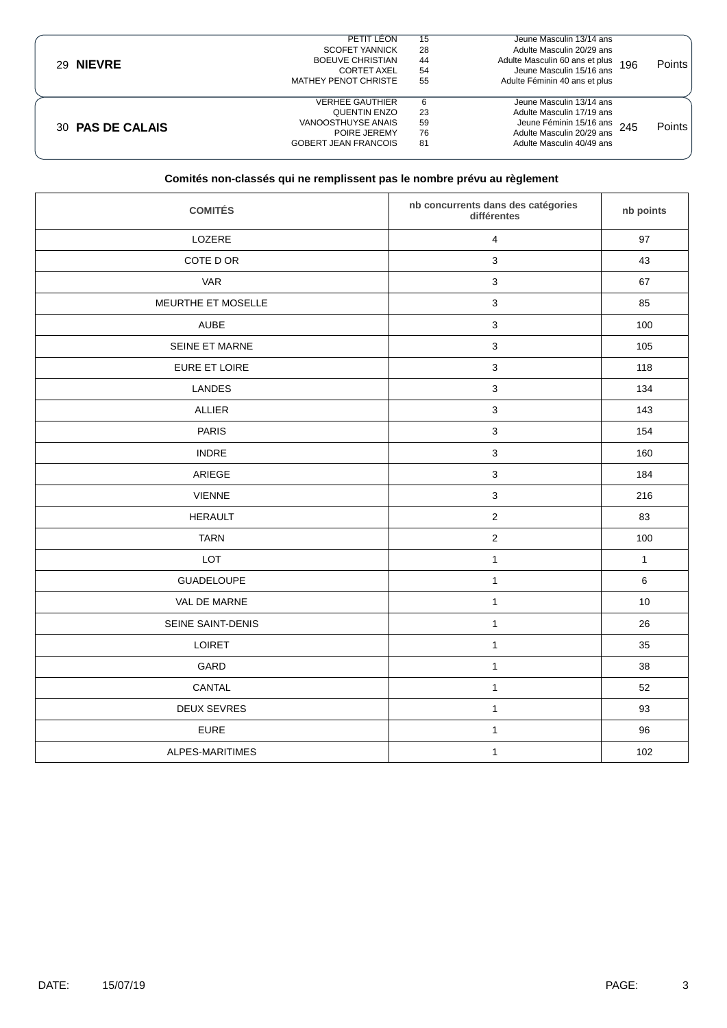| | | | | | |
|---|---|---|---|---|---|
| 29 **NIEVRE** | PETIT LEON<br>SCOFET YANNICK<br>BOEUVE CHRISTIAN<br>CORTET AXEL<br>MATHEY PENOT CHRISTE | 15<br>28<br>44<br>54<br>55 | Jeune Masculin 13/14 ans<br>Adulte Masculin 20/29 ans<br>Adulte Masculin 60 ans et plus<br>Jeune Masculin 15/16 ans<br>Adulte Féminin 40 ans et plus | 196 | Points |
| 30 **PAS DE CALAIS** | VERHEE GAUTHIER<br>QUENTIN ENZO<br>VANOOSTHUYSE ANAIS<br>POIRE JEREMY<br>GOBERT JEAN FRANCOIS | 6<br>23<br>59<br>76<br>81 | Jeune Masculin 13/14 ans<br>Adulte Masculin 17/19 ans<br>Jeune Féminin 15/16 ans<br>Adulte Masculin 20/29 ans<br>Adulte Masculin 40/49 ans | 245 | Points |

**Comités non-classés qui ne remplissent pas le nombre prévu au règlement**

| COMITÉS | nb concurrents dans des catégories différentes | nb points |
|---|---|---|
| LOZERE | 4 | 97 |
| COTE D OR | 3 | 43 |
| VAR | 3 | 67 |
| MEURTHE ET MOSELLE | 3 | 85 |
| AUBE | 3 | 100 |
| SEINE ET MARNE | 3 | 105 |
| EURE ET LOIRE | 3 | 118 |
| LANDES | 3 | 134 |
| ALLIER | 3 | 143 |
| PARIS | 3 | 154 |
| INDRE | 3 | 160 |
| ARIEGE | 3 | 184 |
| VIENNE | 3 | 216 |
| HERAULT | 2 | 83 |
| TARN | 2 | 100 |
| LOT | 1 | 1 |
| GUADELOUPE | 1 | 6 |
| VAL DE MARNE | 1 | 10 |
| SEINE SAINT-DENIS | 1 | 26 |
| LOIRET | 1 | 35 |
| GARD | 1 | 38 |
| CANTAL | 1 | 52 |
| DEUX SEVRES | 1 | 93 |
| EURE | 1 | 96 |
| ALPES-MARITIMES | 1 | 102 |

DATE: 15/07/19